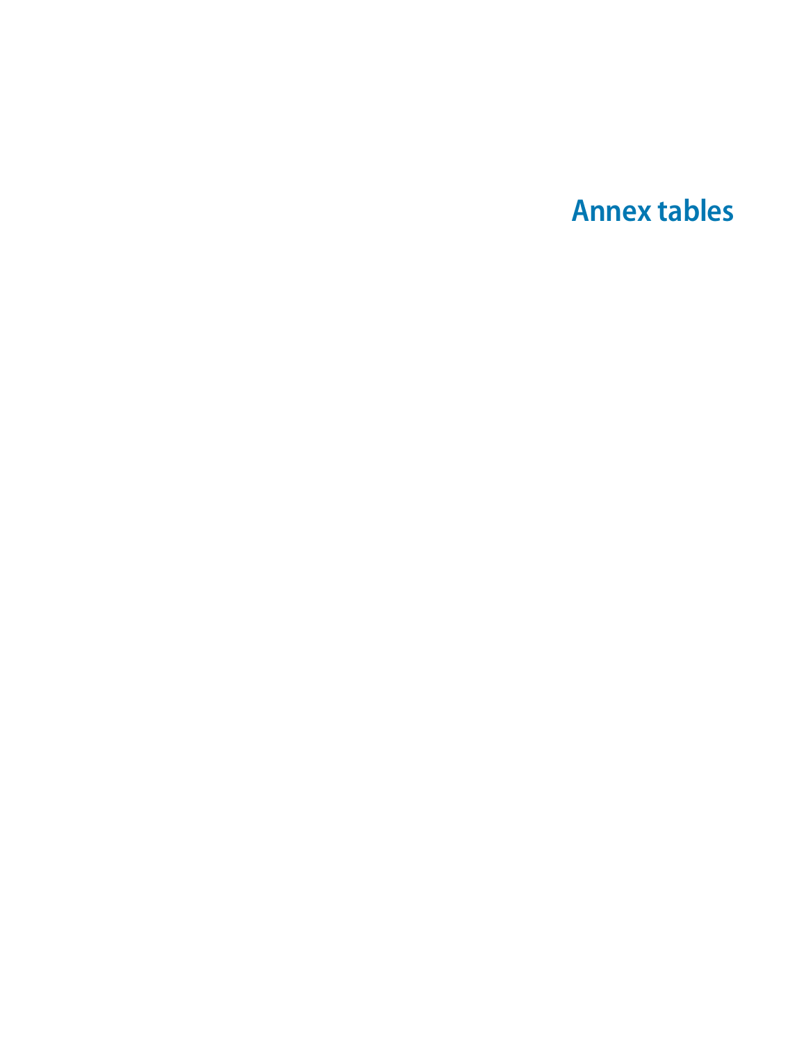# Annex tables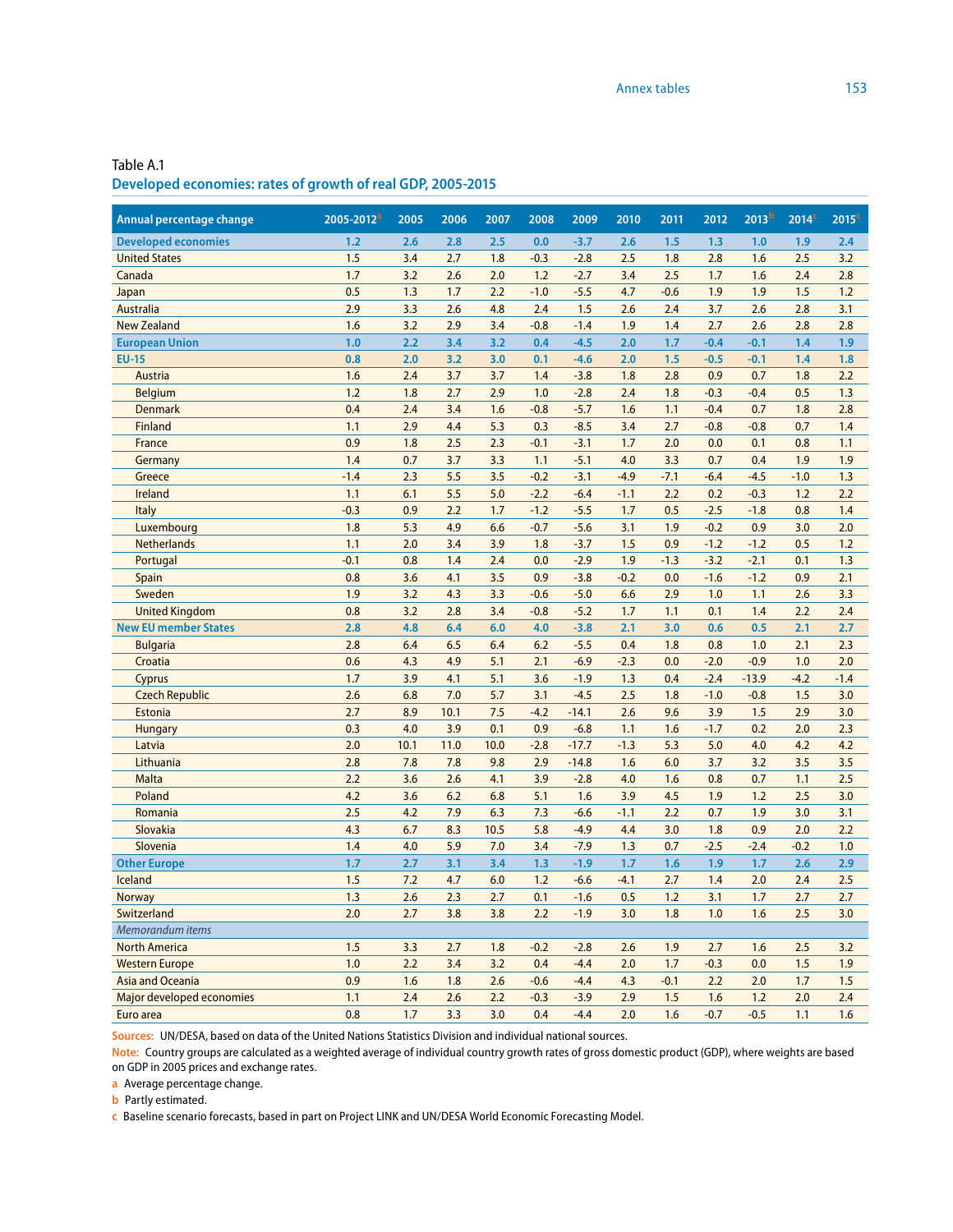Table A.1

## Developed economies: rates of growth of real GDP, 2005-2015

| Annual percentage change | 2005-2012[a] | 2005 | 2006 | 2007 | 2008 | 2009 | 2010 | 2011 | 2012 | 2013[b] | 2014[c] | 2015[c] |
|---|---|---|---|---|---|---|---|---|---|---|---|---|
| **Developed economies** | **1.2** | **2.6** | **2.8** | **2.5** | **0.0** | **-3.7** | **2.6** | **1.5** | **1.3** | **1.0** | **1.9** | **2.4** |
| United States | 1.5 | 3.4 | 2.7 | 1.8 | -0.3 | -2.8 | 2.5 | 1.8 | 2.8 | 1.6 | 2.5 | 3.2 |
| Canada | 1.7 | 3.2 | 2.6 | 2.0 | 1.2 | -2.7 | 3.4 | 2.5 | 1.7 | 1.6 | 2.4 | 2.8 |
| Japan | 0.5 | 1.3 | 1.7 | 2.2 | -1.0 | -5.5 | 4.7 | -0.6 | 1.9 | 1.9 | 1.5 | 1.2 |
| Australia | 2.9 | 3.3 | 2.6 | 4.8 | 2.4 | 1.5 | 2.6 | 2.4 | 3.7 | 2.6 | 2.8 | 3.1 |
| New Zealand | 1.6 | 3.2 | 2.9 | 3.4 | -0.8 | -1.4 | 1.9 | 1.4 | 2.7 | 2.6 | 2.8 | 2.8 |
| **European Union** | **1.0** | **2.2** | **3.4** | **3.2** | **0.4** | **-4.5** | **2.0** | **1.7** | **-0.4** | **-0.1** | **1.4** | **1.9** |
| **EU-15** | **0.8** | **2.0** | **3.2** | **3.0** | **0.1** | **-4.6** | **2.0** | **1.5** | **-0.5** | **-0.1** | **1.4** | **1.8** |
| Austria | 1.6 | 2.4 | 3.7 | 3.7 | 1.4 | -3.8 | 1.8 | 2.8 | 0.9 | 0.7 | 1.8 | 2.2 |
| Belgium | 1.2 | 1.8 | 2.7 | 2.9 | 1.0 | -2.8 | 2.4 | 1.8 | -0.3 | -0.4 | 0.5 | 1.3 |
| Denmark | 0.4 | 2.4 | 3.4 | 1.6 | -0.8 | -5.7 | 1.6 | 1.1 | -0.4 | 0.7 | 1.8 | 2.8 |
| Finland | 1.1 | 2.9 | 4.4 | 5.3 | 0.3 | -8.5 | 3.4 | 2.7 | -0.8 | -0.8 | 0.7 | 1.4 |
| France | 0.9 | 1.8 | 2.5 | 2.3 | -0.1 | -3.1 | 1.7 | 2.0 | 0.0 | 0.1 | 0.8 | 1.1 |
| Germany | 1.4 | 0.7 | 3.7 | 3.3 | 1.1 | -5.1 | 4.0 | 3.3 | 0.7 | 0.4 | 1.9 | 1.9 |
| Greece | -1.4 | 2.3 | 5.5 | 3.5 | -0.2 | -3.1 | -4.9 | -7.1 | -6.4 | -4.5 | -1.0 | 1.3 |
| Ireland | 1.1 | 6.1 | 5.5 | 5.0 | -2.2 | -6.4 | -1.1 | 2.2 | 0.2 | -0.3 | 1.2 | 2.2 |
| Italy | -0.3 | 0.9 | 2.2 | 1.7 | -1.2 | -5.5 | 1.7 | 0.5 | -2.5 | -1.8 | 0.8 | 1.4 |
| Luxembourg | 1.8 | 5.3 | 4.9 | 6.6 | -0.7 | -5.6 | 3.1 | 1.9 | -0.2 | 0.9 | 3.0 | 2.0 |
| Netherlands | 1.1 | 2.0 | 3.4 | 3.9 | 1.8 | -3.7 | 1.5 | 0.9 | -1.2 | -1.2 | 0.5 | 1.2 |
| Portugal | -0.1 | 0.8 | 1.4 | 2.4 | 0.0 | -2.9 | 1.9 | -1.3 | -3.2 | -2.1 | 0.1 | 1.3 |
| Spain | 0.8 | 3.6 | 4.1 | 3.5 | 0.9 | -3.8 | -0.2 | 0.0 | -1.6 | -1.2 | 0.9 | 2.1 |
| Sweden | 1.9 | 3.2 | 4.3 | 3.3 | -0.6 | -5.0 | 6.6 | 2.9 | 1.0 | 1.1 | 2.6 | 3.3 |
| United Kingdom | 0.8 | 3.2 | 2.8 | 3.4 | -0.8 | -5.2 | 1.7 | 1.1 | 0.1 | 1.4 | 2.2 | 2.4 |
| **New EU member States** | **2.8** | **4.8** | **6.4** | **6.0** | **4.0** | **-3.8** | **2.1** | **3.0** | **0.6** | **0.5** | **2.1** | **2.7** |
| Bulgaria | 2.8 | 6.4 | 6.5 | 6.4 | 6.2 | -5.5 | 0.4 | 1.8 | 0.8 | 1.0 | 2.1 | 2.3 |
| Croatia | 0.6 | 4.3 | 4.9 | 5.1 | 2.1 | -6.9 | -2.3 | 0.0 | -2.0 | -0.9 | 1.0 | 2.0 |
| Cyprus | 1.7 | 3.9 | 4.1 | 5.1 | 3.6 | -1.9 | 1.3 | 0.4 | -2.4 | -13.9 | -4.2 | -1.4 |
| Czech Republic | 2.6 | 6.8 | 7.0 | 5.7 | 3.1 | -4.5 | 2.5 | 1.8 | -1.0 | -0.8 | 1.5 | 3.0 |
| Estonia | 2.7 | 8.9 | 10.1 | 7.5 | -4.2 | -14.1 | 2.6 | 9.6 | 3.9 | 1.5 | 2.9 | 3.0 |
| Hungary | 0.3 | 4.0 | 3.9 | 0.1 | 0.9 | -6.8 | 1.1 | 1.6 | -1.7 | 0.2 | 2.0 | 2.3 |
| Latvia | 2.0 | 10.1 | 11.0 | 10.0 | -2.8 | -17.7 | -1.3 | 5.3 | 5.0 | 4.0 | 4.2 | 4.2 |
| Lithuania | 2.8 | 7.8 | 7.8 | 9.8 | 2.9 | -14.8 | 1.6 | 6.0 | 3.7 | 3.2 | 3.5 | 3.5 |
| Malta | 2.2 | 3.6 | 2.6 | 4.1 | 3.9 | -2.8 | 4.0 | 1.6 | 0.8 | 0.7 | 1.1 | 2.5 |
| Poland | 4.2 | 3.6 | 6.2 | 6.8 | 5.1 | 1.6 | 3.9 | 4.5 | 1.9 | 1.2 | 2.5 | 3.0 |
| Romania | 2.5 | 4.2 | 7.9 | 6.3 | 7.3 | -6.6 | -1.1 | 2.2 | 0.7 | 1.9 | 3.0 | 3.1 |
| Slovakia | 4.3 | 6.7 | 8.3 | 10.5 | 5.8 | -4.9 | 4.4 | 3.0 | 1.8 | 0.9 | 2.0 | 2.2 |
| Slovenia | 1.4 | 4.0 | 5.9 | 7.0 | 3.4 | -7.9 | 1.3 | 0.7 | -2.5 | -2.4 | -0.2 | 1.0 |
| **Other Europe** | **1.7** | **2.7** | **3.1** | **3.4** | **1.3** | **-1.9** | **1.7** | **1.6** | **1.9** | **1.7** | **2.6** | **2.9** |
| Iceland | 1.5 | 7.2 | 4.7 | 6.0 | 1.2 | -6.6 | -4.1 | 2.7 | 1.4 | 2.0 | 2.4 | 2.5 |
| Norway | 1.3 | 2.6 | 2.3 | 2.7 | 0.1 | -1.6 | 0.5 | 1.2 | 3.1 | 1.7 | 2.7 | 2.7 |
| Switzerland | 2.0 | 2.7 | 3.8 | 3.8 | 2.2 | -1.9 | 3.0 | 1.8 | 1.0 | 1.6 | 2.5 | 3.0 |
| *Memorandum items* | | | | | | | | | | | | |
| North America | 1.5 | 3.3 | 2.7 | 1.8 | -0.2 | -2.8 | 2.6 | 1.9 | 2.7 | 1.6 | 2.5 | 3.2 |
| Western Europe | 1.0 | 2.2 | 3.4 | 3.2 | 0.4 | -4.4 | 2.0 | 1.7 | -0.3 | 0.0 | 1.5 | 1.9 |
| Asia and Oceania | 0.9 | 1.6 | 1.8 | 2.6 | -0.6 | -4.4 | 4.3 | -0.1 | 2.2 | 2.0 | 1.7 | 1.5 |
| Major developed economies | 1.1 | 2.4 | 2.6 | 2.2 | -0.3 | -3.9 | 2.9 | 1.5 | 1.6 | 1.2 | 2.0 | 2.4 |
| Euro area | 0.8 | 1.7 | 3.3 | 3.0 | 0.4 | -4.4 | 2.0 | 1.6 | -0.7 | -0.5 | 1.1 | 1.6 |

**Sources:** UN/DESA, based on data of the United Nations Statistics Division and individual national sources.

**Note:** Country groups are calculated as a weighted average of individual country growth rates of gross domestic product (GDP), where weights are based on GDP in 2005 prices and exchange rates.

a Average percentage change.

b Partly estimated.

c Baseline scenario forecasts, based in part on Project LINK and UN/DESA World Economic Forecasting Model.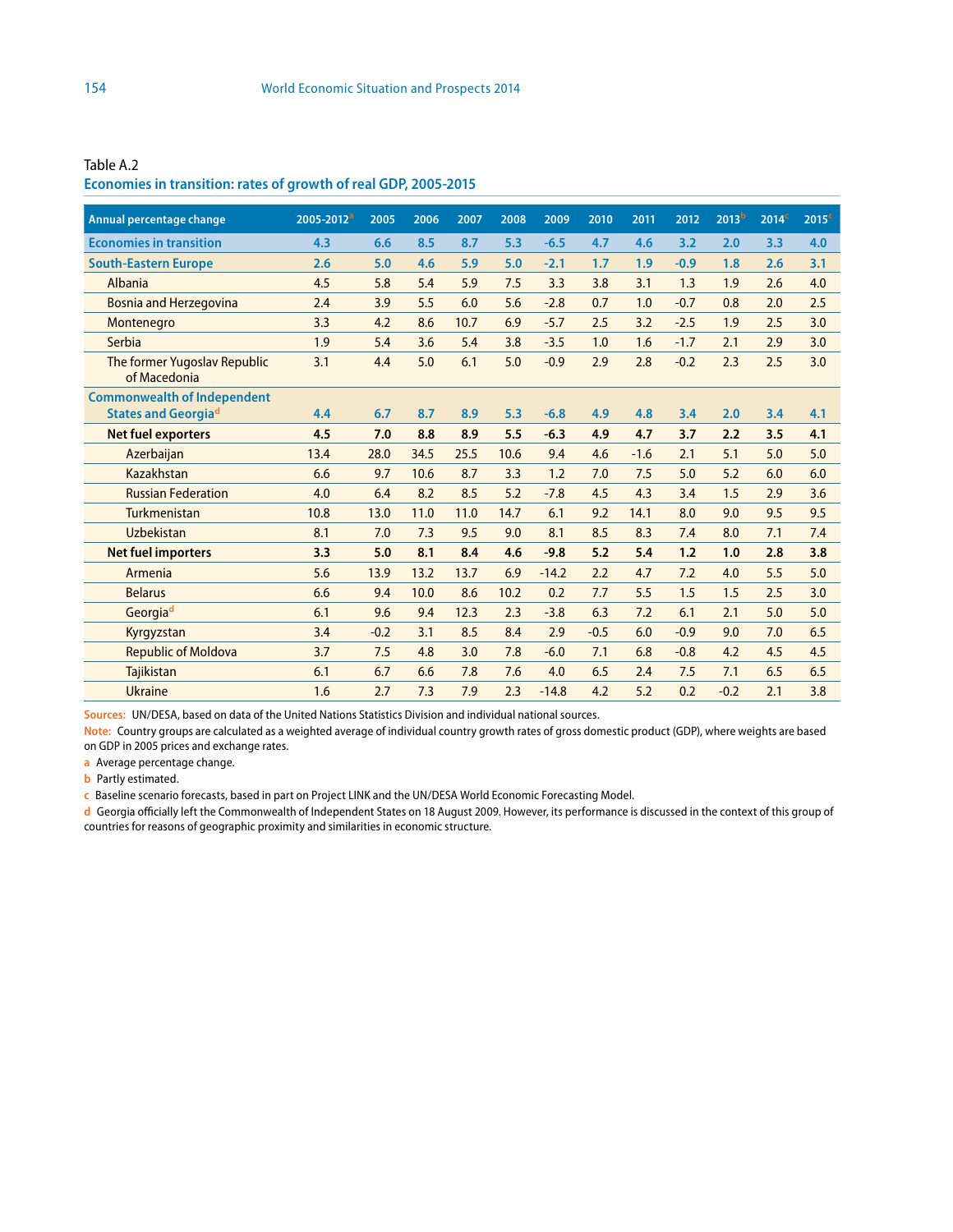Table A.2

**Economies in transition: rates of growth of real GDP, 2005-2015**

| Annual percentage change | 2005-2012[a] | 2005 | 2006 | 2007 | 2008 | 2009 | 2010 | 2011 | 2012 | 2013[b] | 2014[c] | 2015[c] |
|---|---|---|---|---|---|---|---|---|---|---|---|---|
| **Economies in transition** | **4.3** | **6.6** | **8.5** | **8.7** | **5.3** | **-6.5** | **4.7** | **4.6** | **3.2** | **2.0** | **3.3** | **4.0** |
| **South-Eastern Europe** | **2.6** | **5.0** | **4.6** | **5.9** | **5.0** | **-2.1** | **1.7** | **1.9** | **-0.9** | **1.8** | **2.6** | **3.1** |
| Albania | 4.5 | 5.8 | 5.4 | 5.9 | 7.5 | 3.3 | 3.8 | 3.1 | 1.3 | 1.9 | 2.6 | 4.0 |
| Bosnia and Herzegovina | 2.4 | 3.9 | 5.5 | 6.0 | 5.6 | -2.8 | 0.7 | 1.0 | -0.7 | 0.8 | 2.0 | 2.5 |
| Montenegro | 3.3 | 4.2 | 8.6 | 10.7 | 6.9 | -5.7 | 2.5 | 3.2 | -2.5 | 1.9 | 2.5 | 3.0 |
| Serbia | 1.9 | 5.4 | 3.6 | 5.4 | 3.8 | -3.5 | 1.0 | 1.6 | -1.7 | 2.1 | 2.9 | 3.0 |
| The former Yugoslav Republic of Macedonia | 3.1 | 4.4 | 5.0 | 6.1 | 5.0 | -0.9 | 2.9 | 2.8 | -0.2 | 2.3 | 2.5 | 3.0 |
| **Commonwealth of Independent States and Georgia[d]** | **4.4** | **6.7** | **8.7** | **8.9** | **5.3** | **-6.8** | **4.9** | **4.8** | **3.4** | **2.0** | **3.4** | **4.1** |
| **Net fuel exporters** | **4.5** | **7.0** | **8.8** | **8.9** | **5.5** | **-6.3** | **4.9** | **4.7** | **3.7** | **2.2** | **3.5** | **4.1** |
| Azerbaijan | 13.4 | 28.0 | 34.5 | 25.5 | 10.6 | 9.4 | 4.6 | -1.6 | 2.1 | 5.1 | 5.0 | 5.0 |
| Kazakhstan | 6.6 | 9.7 | 10.6 | 8.7 | 3.3 | 1.2 | 7.0 | 7.5 | 5.0 | 5.2 | 6.0 | 6.0 |
| Russian Federation | 4.0 | 6.4 | 8.2 | 8.5 | 5.2 | -7.8 | 4.5 | 4.3 | 3.4 | 1.5 | 2.9 | 3.6 |
| Turkmenistan | 10.8 | 13.0 | 11.0 | 11.0 | 14.7 | 6.1 | 9.2 | 14.1 | 8.0 | 9.0 | 9.5 | 9.5 |
| Uzbekistan | 8.1 | 7.0 | 7.3 | 9.5 | 9.0 | 8.1 | 8.5 | 8.3 | 7.4 | 8.0 | 7.1 | 7.4 |
| **Net fuel importers** | **3.3** | **5.0** | **8.1** | **8.4** | **4.6** | **-9.8** | **5.2** | **5.4** | **1.2** | **1.0** | **2.8** | **3.8** |
| Armenia | 5.6 | 13.9 | 13.2 | 13.7 | 6.9 | -14.2 | 2.2 | 4.7 | 7.2 | 4.0 | 5.5 | 5.0 |
| Belarus | 6.6 | 9.4 | 10.0 | 8.6 | 10.2 | 0.2 | 7.7 | 5.5 | 1.5 | 1.5 | 2.5 | 3.0 |
| Georgia[d] | 6.1 | 9.6 | 9.4 | 12.3 | 2.3 | -3.8 | 6.3 | 7.2 | 6.1 | 2.1 | 5.0 | 5.0 |
| Kyrgyzstan | 3.4 | -0.2 | 3.1 | 8.5 | 8.4 | 2.9 | -0.5 | 6.0 | -0.9 | 9.0 | 7.0 | 6.5 |
| Republic of Moldova | 3.7 | 7.5 | 4.8 | 3.0 | 7.8 | -6.0 | 7.1 | 6.8 | -0.8 | 4.2 | 4.5 | 4.5 |
| Tajikistan | 6.1 | 6.7 | 6.6 | 7.8 | 7.6 | 4.0 | 6.5 | 2.4 | 7.5 | 7.1 | 6.5 | 6.5 |
| Ukraine | 1.6 | 2.7 | 7.3 | 7.9 | 2.3 | -14.8 | 4.2 | 5.2 | 0.2 | -0.2 | 2.1 | 3.8 |

**Sources:** UN/DESA, based on data of the United Nations Statistics Division and individual national sources.

**Note:** Country groups are calculated as a weighted average of individual country growth rates of gross domestic product (GDP), where weights are based on GDP in 2005 prices and exchange rates.

a Average percentage change.

b Partly estimated.

c Baseline scenario forecasts, based in part on Project LINK and the UN/DESA World Economic Forecasting Model.

d Georgia officially left the Commonwealth of Independent States on 18 August 2009. However, its performance is discussed in the context of this group of countries for reasons of geographic proximity and similarities in economic structure.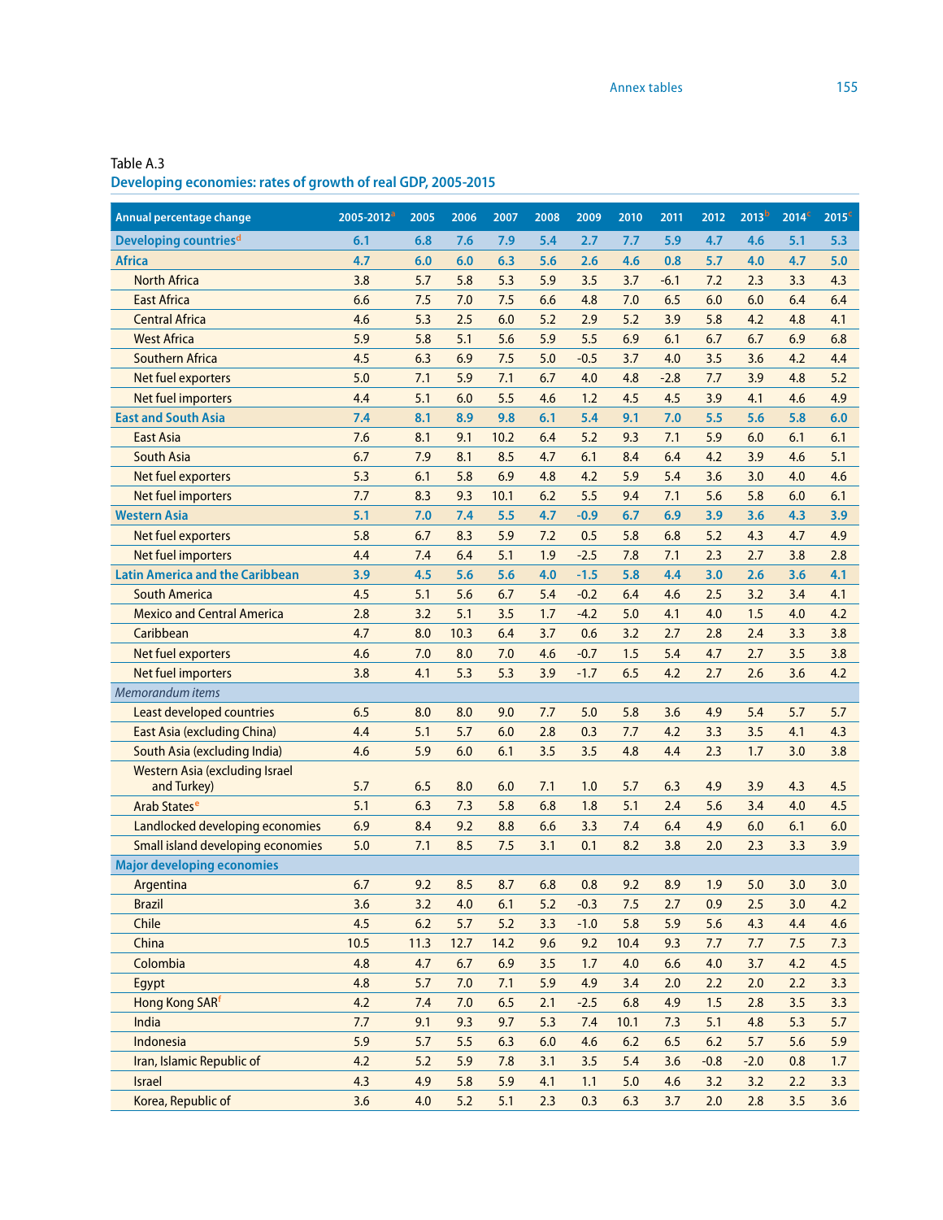Table A.3

## Developing economies: rates of growth of real GDP, 2005-2015

| Annual percentage change | 2005-2012[a] | 2005 | 2006 | 2007 | 2008 | 2009 | 2010 | 2011 | 2012 | 2013[b] | 2014[c] | 2015[c] |
|---|---|---|---|---|---|---|---|---|---|---|---|---|
| **Developing countries[d]** | **6.1** | **6.8** | **7.6** | **7.9** | **5.4** | **2.7** | **7.7** | **5.9** | **4.7** | **4.6** | **5.1** | **5.3** |
| **Africa** | **4.7** | **6.0** | **6.0** | **6.3** | **5.6** | **2.6** | **4.6** | **0.8** | **5.7** | **4.0** | **4.7** | **5.0** |
| North Africa | 3.8 | 5.7 | 5.8 | 5.3 | 5.9 | 3.5 | 3.7 | -6.1 | 7.2 | 2.3 | 3.3 | 4.3 |
| East Africa | 6.6 | 7.5 | 7.0 | 7.5 | 6.6 | 4.8 | 7.0 | 6.5 | 6.0 | 6.0 | 6.4 | 6.4 |
| Central Africa | 4.6 | 5.3 | 2.5 | 6.0 | 5.2 | 2.9 | 5.2 | 3.9 | 5.8 | 4.2 | 4.8 | 4.1 |
| West Africa | 5.9 | 5.8 | 5.1 | 5.6 | 5.9 | 5.5 | 6.9 | 6.1 | 6.7 | 6.7 | 6.9 | 6.8 |
| Southern Africa | 4.5 | 6.3 | 6.9 | 7.5 | 5.0 | -0.5 | 3.7 | 4.0 | 3.5 | 3.6 | 4.2 | 4.4 |
| Net fuel exporters | 5.0 | 7.1 | 5.9 | 7.1 | 6.7 | 4.0 | 4.8 | -2.8 | 7.7 | 3.9 | 4.8 | 5.2 |
| Net fuel importers | 4.4 | 5.1 | 6.0 | 5.5 | 4.6 | 1.2 | 4.5 | 4.5 | 3.9 | 4.1 | 4.6 | 4.9 |
| **East and South Asia** | **7.4** | **8.1** | **8.9** | **9.8** | **6.1** | **5.4** | **9.1** | **7.0** | **5.5** | **5.6** | **5.8** | **6.0** |
| East Asia | 7.6 | 8.1 | 9.1 | 10.2 | 6.4 | 5.2 | 9.3 | 7.1 | 5.9 | 6.0 | 6.1 | 6.1 |
| South Asia | 6.7 | 7.9 | 8.1 | 8.5 | 4.7 | 6.1 | 8.4 | 6.4 | 4.2 | 3.9 | 4.6 | 5.1 |
| Net fuel exporters | 5.3 | 6.1 | 5.8 | 6.9 | 4.8 | 4.2 | 5.9 | 5.4 | 3.6 | 3.0 | 4.0 | 4.6 |
| Net fuel importers | 7.7 | 8.3 | 9.3 | 10.1 | 6.2 | 5.5 | 9.4 | 7.1 | 5.6 | 5.8 | 6.0 | 6.1 |
| **Western Asia** | **5.1** | **7.0** | **7.4** | **5.5** | **4.7** | **-0.9** | **6.7** | **6.9** | **3.9** | **3.6** | **4.3** | **3.9** |
| Net fuel exporters | 5.8 | 6.7 | 8.3 | 5.9 | 7.2 | 0.5 | 5.8 | 6.8 | 5.2 | 4.3 | 4.7 | 4.9 |
| Net fuel importers | 4.4 | 7.4 | 6.4 | 5.1 | 1.9 | -2.5 | 7.8 | 7.1 | 2.3 | 2.7 | 3.8 | 2.8 |
| **Latin America and the Caribbean** | **3.9** | **4.5** | **5.6** | **5.6** | **4.0** | **-1.5** | **5.8** | **4.4** | **3.0** | **2.6** | **3.6** | **4.1** |
| South America | 4.5 | 5.1 | 5.6 | 6.7 | 5.4 | -0.2 | 6.4 | 4.6 | 2.5 | 3.2 | 3.4 | 4.1 |
| Mexico and Central America | 2.8 | 3.2 | 5.1 | 3.5 | 1.7 | -4.2 | 5.0 | 4.1 | 4.0 | 1.5 | 4.0 | 4.2 |
| Caribbean | 4.7 | 8.0 | 10.3 | 6.4 | 3.7 | 0.6 | 3.2 | 2.7 | 2.8 | 2.4 | 3.3 | 3.8 |
| Net fuel exporters | 4.6 | 7.0 | 8.0 | 7.0 | 4.6 | -0.7 | 1.5 | 5.4 | 4.7 | 2.7 | 3.5 | 3.8 |
| Net fuel importers | 3.8 | 4.1 | 5.3 | 5.3 | 3.9 | -1.7 | 6.5 | 4.2 | 2.7 | 2.6 | 3.6 | 4.2 |
| *Memorandum items* | | | | | | | | | | | | |
| Least developed countries | 6.5 | 8.0 | 8.0 | 9.0 | 7.7 | 5.0 | 5.8 | 3.6 | 4.9 | 5.4 | 5.7 | 5.7 |
| East Asia (excluding China) | 4.4 | 5.1 | 5.7 | 6.0 | 2.8 | 0.3 | 7.7 | 4.2 | 3.3 | 3.5 | 4.1 | 4.3 |
| South Asia (excluding India) | 4.6 | 5.9 | 6.0 | 6.1 | 3.5 | 3.5 | 4.8 | 4.4 | 2.3 | 1.7 | 3.0 | 3.8 |
| Western Asia (excluding Israel and Turkey) | 5.7 | 6.5 | 8.0 | 6.0 | 7.1 | 1.0 | 5.7 | 6.3 | 4.9 | 3.9 | 4.3 | 4.5 |
| Arab States[e] | 5.1 | 6.3 | 7.3 | 5.8 | 6.8 | 1.8 | 5.1 | 2.4 | 5.6 | 3.4 | 4.0 | 4.5 |
| Landlocked developing economies | 6.9 | 8.4 | 9.2 | 8.8 | 6.6 | 3.3 | 7.4 | 6.4 | 4.9 | 6.0 | 6.1 | 6.0 |
| Small island developing economies | 5.0 | 7.1 | 8.5 | 7.5 | 3.1 | 0.1 | 8.2 | 3.8 | 2.0 | 2.3 | 3.3 | 3.9 |
| **Major developing economies** | | | | | | | | | | | | |
| Argentina | 6.7 | 9.2 | 8.5 | 8.7 | 6.8 | 0.8 | 9.2 | 8.9 | 1.9 | 5.0 | 3.0 | 3.0 |
| Brazil | 3.6 | 3.2 | 4.0 | 6.1 | 5.2 | -0.3 | 7.5 | 2.7 | 0.9 | 2.5 | 3.0 | 4.2 |
| Chile | 4.5 | 6.2 | 5.7 | 5.2 | 3.3 | -1.0 | 5.8 | 5.9 | 5.6 | 4.3 | 4.4 | 4.6 |
| China | 10.5 | 11.3 | 12.7 | 14.2 | 9.6 | 9.2 | 10.4 | 9.3 | 7.7 | 7.7 | 7.5 | 7.3 |
| Colombia | 4.8 | 4.7 | 6.7 | 6.9 | 3.5 | 1.7 | 4.0 | 6.6 | 4.0 | 3.7 | 4.2 | 4.5 |
| Egypt | 4.8 | 5.7 | 7.0 | 7.1 | 5.9 | 4.9 | 3.4 | 2.0 | 2.2 | 2.0 | 2.2 | 3.3 |
| Hong Kong SAR[f] | 4.2 | 7.4 | 7.0 | 6.5 | 2.1 | -2.5 | 6.8 | 4.9 | 1.5 | 2.8 | 3.5 | 3.3 |
| India | 7.7 | 9.1 | 9.3 | 9.7 | 5.3 | 7.4 | 10.1 | 7.3 | 5.1 | 4.8 | 5.3 | 5.7 |
| Indonesia | 5.9 | 5.7 | 5.5 | 6.3 | 6.0 | 4.6 | 6.2 | 6.5 | 6.2 | 5.7 | 5.6 | 5.9 |
| Iran, Islamic Republic of | 4.2 | 5.2 | 5.9 | 7.8 | 3.1 | 3.5 | 5.4 | 3.6 | -0.8 | -2.0 | 0.8 | 1.7 |
| Israel | 4.3 | 4.9 | 5.8 | 5.9 | 4.1 | 1.1 | 5.0 | 4.6 | 3.2 | 3.2 | 2.2 | 3.3 |
| Korea, Republic of | 3.6 | 4.0 | 5.2 | 5.1 | 2.3 | 0.3 | 6.3 | 3.7 | 2.0 | 2.8 | 3.5 | 3.6 |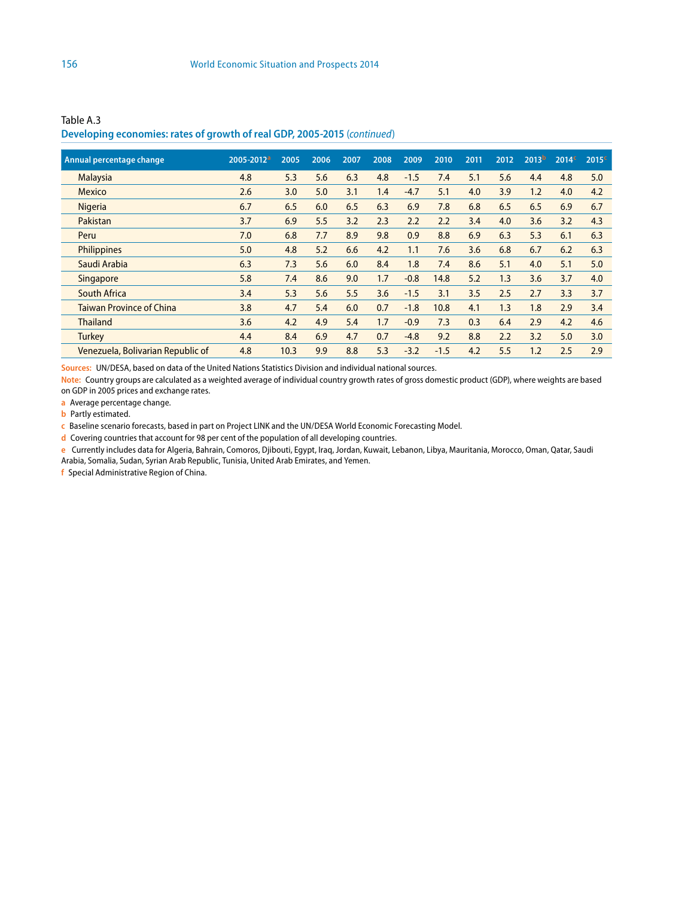Table A.3

**Developing economies: rates of growth of real GDP, 2005-2015** (*continued*)

| Annual percentage change | 2005-2012[a] | 2005 | 2006 | 2007 | 2008 | 2009 | 2010 | 2011 | 2012 | 2013[b] | 2014[c] | 2015[c] |
|---|---|---|---|---|---|---|---|---|---|---|---|---|
| Malaysia | 4.8 | 5.3 | 5.6 | 6.3 | 4.8 | -1.5 | 7.4 | 5.1 | 5.6 | 4.4 | 4.8 | 5.0 |
| Mexico | 2.6 | 3.0 | 5.0 | 3.1 | 1.4 | -4.7 | 5.1 | 4.0 | 3.9 | 1.2 | 4.0 | 4.2 |
| Nigeria | 6.7 | 6.5 | 6.0 | 6.5 | 6.3 | 6.9 | 7.8 | 6.8 | 6.5 | 6.5 | 6.9 | 6.7 |
| Pakistan | 3.7 | 6.9 | 5.5 | 3.2 | 2.3 | 2.2 | 2.2 | 3.4 | 4.0 | 3.6 | 3.2 | 4.3 |
| Peru | 7.0 | 6.8 | 7.7 | 8.9 | 9.8 | 0.9 | 8.8 | 6.9 | 6.3 | 5.3 | 6.1 | 6.3 |
| Philippines | 5.0 | 4.8 | 5.2 | 6.6 | 4.2 | 1.1 | 7.6 | 3.6 | 6.8 | 6.7 | 6.2 | 6.3 |
| Saudi Arabia | 6.3 | 7.3 | 5.6 | 6.0 | 8.4 | 1.8 | 7.4 | 8.6 | 5.1 | 4.0 | 5.1 | 5.0 |
| Singapore | 5.8 | 7.4 | 8.6 | 9.0 | 1.7 | -0.8 | 14.8 | 5.2 | 1.3 | 3.6 | 3.7 | 4.0 |
| South Africa | 3.4 | 5.3 | 5.6 | 5.5 | 3.6 | -1.5 | 3.1 | 3.5 | 2.5 | 2.7 | 3.3 | 3.7 |
| Taiwan Province of China | 3.8 | 4.7 | 5.4 | 6.0 | 0.7 | -1.8 | 10.8 | 4.1 | 1.3 | 1.8 | 2.9 | 3.4 |
| Thailand | 3.6 | 4.2 | 4.9 | 5.4 | 1.7 | -0.9 | 7.3 | 0.3 | 6.4 | 2.9 | 4.2 | 4.6 |
| Turkey | 4.4 | 8.4 | 6.9 | 4.7 | 0.7 | -4.8 | 9.2 | 8.8 | 2.2 | 3.2 | 5.0 | 3.0 |
| Venezuela, Bolivarian Republic of | 4.8 | 10.3 | 9.9 | 8.8 | 5.3 | -3.2 | -1.5 | 4.2 | 5.5 | 1.2 | 2.5 | 2.9 |

**Sources:** UN/DESA, based on data of the United Nations Statistics Division and individual national sources.

**Note:** Country groups are calculated as a weighted average of individual country growth rates of gross domestic product (GDP), where weights are based on GDP in 2005 prices and exchange rates.

a Average percentage change.

b Partly estimated.

c Baseline scenario forecasts, based in part on Project LINK and the UN/DESA World Economic Forecasting Model.

d Covering countries that account for 98 per cent of the population of all developing countries.

e Currently includes data for Algeria, Bahrain, Comoros, Djibouti, Egypt, Iraq, Jordan, Kuwait, Lebanon, Libya, Mauritania, Morocco, Oman, Qatar, Saudi Arabia, Somalia, Sudan, Syrian Arab Republic, Tunisia, United Arab Emirates, and Yemen.

f Special Administrative Region of China.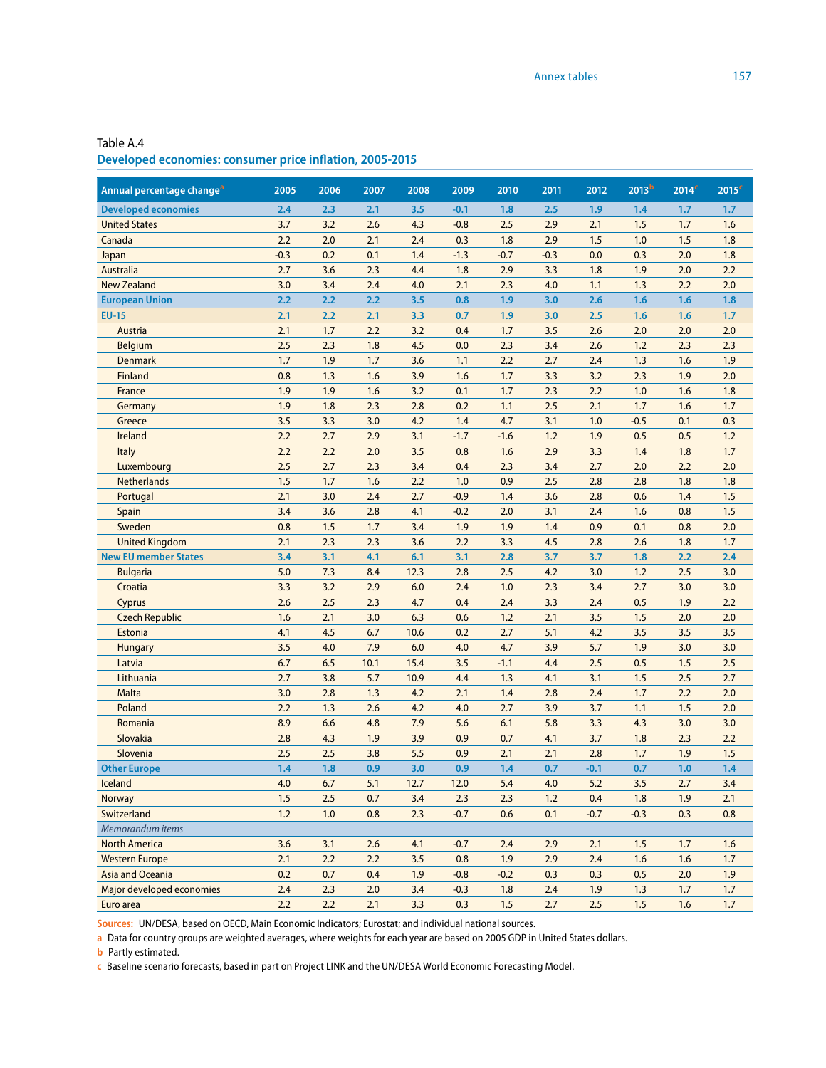Table A.4

## Developed economies: consumer price inflation, 2005-2015

| Annual percentage change[a] | 2005 | 2006 | 2007 | 2008 | 2009 | 2010 | 2011 | 2012 | 2013[b] | 2014[c] | 2015[c] |
|---|---|---|---|---|---|---|---|---|---|---|---|
| **Developed economies** | **2.4** | **2.3** | **2.1** | **3.5** | **-0.1** | **1.8** | **2.5** | **1.9** | **1.4** | **1.7** | **1.7** |
| United States | 3.7 | 3.2 | 2.6 | 4.3 | -0.8 | 2.5 | 2.9 | 2.1 | 1.5 | 1.7 | 1.6 |
| Canada | 2.2 | 2.0 | 2.1 | 2.4 | 0.3 | 1.8 | 2.9 | 1.5 | 1.0 | 1.5 | 1.8 |
| Japan | -0.3 | 0.2 | 0.1 | 1.4 | -1.3 | -0.7 | -0.3 | 0.0 | 0.3 | 2.0 | 1.8 |
| Australia | 2.7 | 3.6 | 2.3 | 4.4 | 1.8 | 2.9 | 3.3 | 1.8 | 1.9 | 2.0 | 2.2 |
| New Zealand | 3.0 | 3.4 | 2.4 | 4.0 | 2.1 | 2.3 | 4.0 | 1.1 | 1.3 | 2.2 | 2.0 |
| **European Union** | **2.2** | **2.2** | **2.2** | **3.5** | **0.8** | **1.9** | **3.0** | **2.6** | **1.6** | **1.6** | **1.8** |
| **EU-15** | **2.1** | **2.2** | **2.1** | **3.3** | **0.7** | **1.9** | **3.0** | **2.5** | **1.6** | **1.6** | **1.7** |
| Austria | 2.1 | 1.7 | 2.2 | 3.2 | 0.4 | 1.7 | 3.5 | 2.6 | 2.0 | 2.0 | 2.0 |
| Belgium | 2.5 | 2.3 | 1.8 | 4.5 | 0.0 | 2.3 | 3.4 | 2.6 | 1.2 | 2.3 | 2.3 |
| Denmark | 1.7 | 1.9 | 1.7 | 3.6 | 1.1 | 2.2 | 2.7 | 2.4 | 1.3 | 1.6 | 1.9 |
| Finland | 0.8 | 1.3 | 1.6 | 3.9 | 1.6 | 1.7 | 3.3 | 3.2 | 2.3 | 1.9 | 2.0 |
| France | 1.9 | 1.9 | 1.6 | 3.2 | 0.1 | 1.7 | 2.3 | 2.2 | 1.0 | 1.6 | 1.8 |
| Germany | 1.9 | 1.8 | 2.3 | 2.8 | 0.2 | 1.1 | 2.5 | 2.1 | 1.7 | 1.6 | 1.7 |
| Greece | 3.5 | 3.3 | 3.0 | 4.2 | 1.4 | 4.7 | 3.1 | 1.0 | -0.5 | 0.1 | 0.3 |
| Ireland | 2.2 | 2.7 | 2.9 | 3.1 | -1.7 | -1.6 | 1.2 | 1.9 | 0.5 | 0.5 | 1.2 |
| Italy | 2.2 | 2.2 | 2.0 | 3.5 | 0.8 | 1.6 | 2.9 | 3.3 | 1.4 | 1.8 | 1.7 |
| Luxembourg | 2.5 | 2.7 | 2.3 | 3.4 | 0.4 | 2.3 | 3.4 | 2.7 | 2.0 | 2.2 | 2.0 |
| Netherlands | 1.5 | 1.7 | 1.6 | 2.2 | 1.0 | 0.9 | 2.5 | 2.8 | 2.8 | 1.8 | 1.8 |
| Portugal | 2.1 | 3.0 | 2.4 | 2.7 | -0.9 | 1.4 | 3.6 | 2.8 | 0.6 | 1.4 | 1.5 |
| Spain | 3.4 | 3.6 | 2.8 | 4.1 | -0.2 | 2.0 | 3.1 | 2.4 | 1.6 | 0.8 | 1.5 |
| Sweden | 0.8 | 1.5 | 1.7 | 3.4 | 1.9 | 1.9 | 1.4 | 0.9 | 0.1 | 0.8 | 2.0 |
| United Kingdom | 2.1 | 2.3 | 2.3 | 3.6 | 2.2 | 3.3 | 4.5 | 2.8 | 2.6 | 1.8 | 1.7 |
| **New EU member States** | **3.4** | **3.1** | **4.1** | **6.1** | **3.1** | **2.8** | **3.7** | **3.7** | **1.8** | **2.2** | **2.4** |
| Bulgaria | 5.0 | 7.3 | 8.4 | 12.3 | 2.8 | 2.5 | 4.2 | 3.0 | 1.2 | 2.5 | 3.0 |
| Croatia | 3.3 | 3.2 | 2.9 | 6.0 | 2.4 | 1.0 | 2.3 | 3.4 | 2.7 | 3.0 | 3.0 |
| Cyprus | 2.6 | 2.5 | 2.3 | 4.7 | 0.4 | 2.4 | 3.3 | 2.4 | 0.5 | 1.9 | 2.2 |
| Czech Republic | 1.6 | 2.1 | 3.0 | 6.3 | 0.6 | 1.2 | 2.1 | 3.5 | 1.5 | 2.0 | 2.0 |
| Estonia | 4.1 | 4.5 | 6.7 | 10.6 | 0.2 | 2.7 | 5.1 | 4.2 | 3.5 | 3.5 | 3.5 |
| Hungary | 3.5 | 4.0 | 7.9 | 6.0 | 4.0 | 4.7 | 3.9 | 5.7 | 1.9 | 3.0 | 3.0 |
| Latvia | 6.7 | 6.5 | 10.1 | 15.4 | 3.5 | -1.1 | 4.4 | 2.5 | 0.5 | 1.5 | 2.5 |
| Lithuania | 2.7 | 3.8 | 5.7 | 10.9 | 4.4 | 1.3 | 4.1 | 3.1 | 1.5 | 2.5 | 2.7 |
| Malta | 3.0 | 2.8 | 1.3 | 4.2 | 2.1 | 1.4 | 2.8 | 2.4 | 1.7 | 2.2 | 2.0 |
| Poland | 2.2 | 1.3 | 2.6 | 4.2 | 4.0 | 2.7 | 3.9 | 3.7 | 1.1 | 1.5 | 2.0 |
| Romania | 8.9 | 6.6 | 4.8 | 7.9 | 5.6 | 6.1 | 5.8 | 3.3 | 4.3 | 3.0 | 3.0 |
| Slovakia | 2.8 | 4.3 | 1.9 | 3.9 | 0.9 | 0.7 | 4.1 | 3.7 | 1.8 | 2.3 | 2.2 |
| Slovenia | 2.5 | 2.5 | 3.8 | 5.5 | 0.9 | 2.1 | 2.1 | 2.8 | 1.7 | 1.9 | 1.5 |
| **Other Europe** | **1.4** | **1.8** | **0.9** | **3.0** | **0.9** | **1.4** | **0.7** | **-0.1** | **0.7** | **1.0** | **1.4** |
| Iceland | 4.0 | 6.7 | 5.1 | 12.7 | 12.0 | 5.4 | 4.0 | 5.2 | 3.5 | 2.7 | 3.4 |
| Norway | 1.5 | 2.5 | 0.7 | 3.4 | 2.3 | 2.3 | 1.2 | 0.4 | 1.8 | 1.9 | 2.1 |
| Switzerland | 1.2 | 1.0 | 0.8 | 2.3 | -0.7 | 0.6 | 0.1 | -0.7 | -0.3 | 0.3 | 0.8 |
| *Memorandum items* | | | | | | | | | | | |
| North America | 3.6 | 3.1 | 2.6 | 4.1 | -0.7 | 2.4 | 2.9 | 2.1 | 1.5 | 1.7 | 1.6 |
| Western Europe | 2.1 | 2.2 | 2.2 | 3.5 | 0.8 | 1.9 | 2.9 | 2.4 | 1.6 | 1.6 | 1.7 |
| Asia and Oceania | 0.2 | 0.7 | 0.4 | 1.9 | -0.8 | -0.2 | 0.3 | 0.3 | 0.5 | 2.0 | 1.9 |
| Major developed economies | 2.4 | 2.3 | 2.0 | 3.4 | -0.3 | 1.8 | 2.4 | 1.9 | 1.3 | 1.7 | 1.7 |
| Euro area | 2.2 | 2.2 | 2.1 | 3.3 | 0.3 | 1.5 | 2.7 | 2.5 | 1.5 | 1.6 | 1.7 |

**Sources:** UN/DESA, based on OECD, Main Economic Indicators; Eurostat; and individual national sources.

a Data for country groups are weighted averages, where weights for each year are based on 2005 GDP in United States dollars.

b Partly estimated.

c Baseline scenario forecasts, based in part on Project LINK and the UN/DESA World Economic Forecasting Model.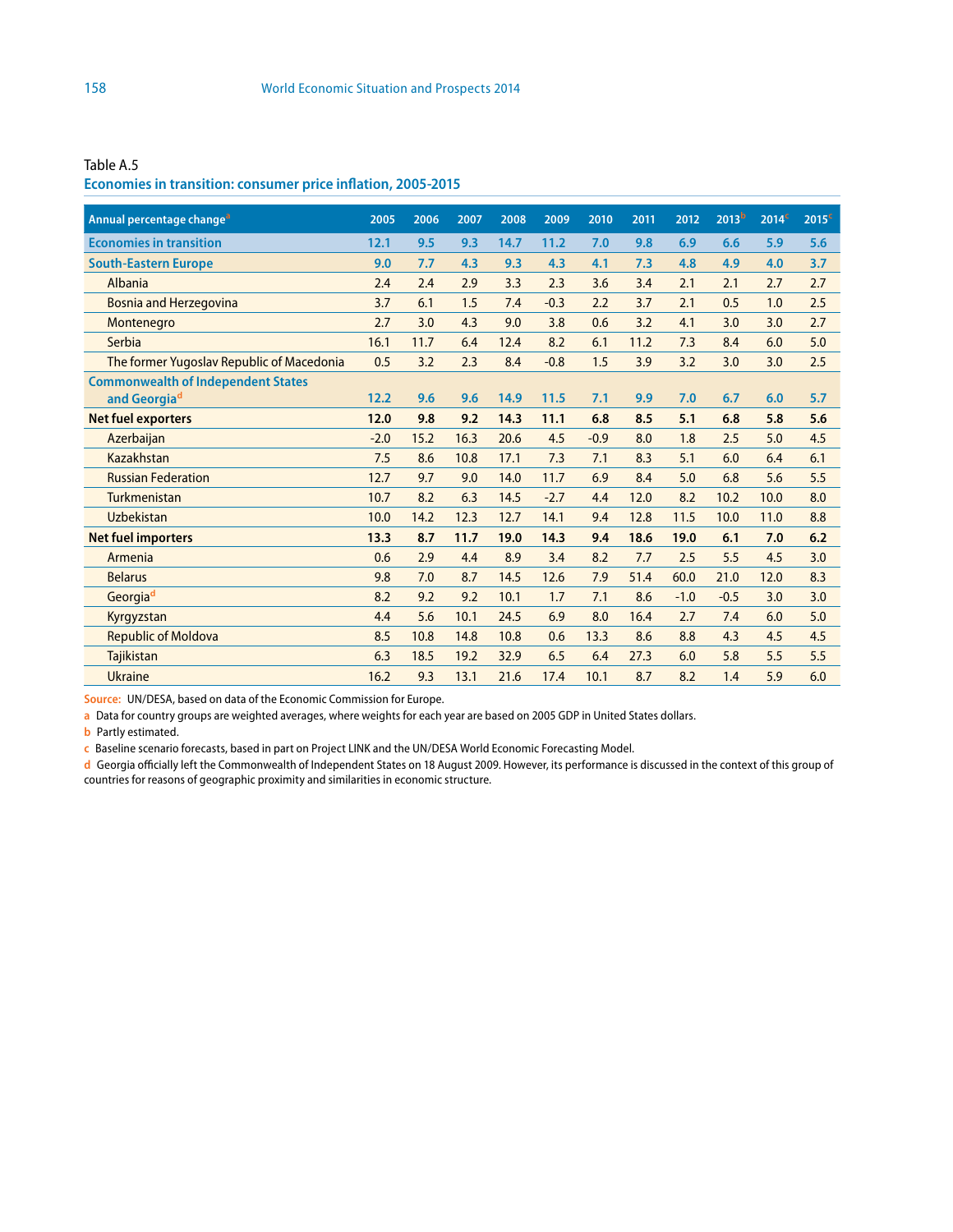Table A.5

## Economies in transition: consumer price inflation, 2005-2015

| Annual percentage change[a] | 2005 | 2006 | 2007 | 2008 | 2009 | 2010 | 2011 | 2012 | 2013[b] | 2014[c] | 2015[c] |
|---|---|---|---|---|---|---|---|---|---|---|---|
| **Economies in transition** | **12.1** | **9.5** | **9.3** | **14.7** | **11.2** | **7.0** | **9.8** | **6.9** | **6.6** | **5.9** | **5.6** |
| **South-Eastern Europe** | **9.0** | **7.7** | **4.3** | **9.3** | **4.3** | **4.1** | **7.3** | **4.8** | **4.9** | **4.0** | **3.7** |
| Albania | 2.4 | 2.4 | 2.9 | 3.3 | 2.3 | 3.6 | 3.4 | 2.1 | 2.1 | 2.7 | 2.7 |
| Bosnia and Herzegovina | 3.7 | 6.1 | 1.5 | 7.4 | -0.3 | 2.2 | 3.7 | 2.1 | 0.5 | 1.0 | 2.5 |
| Montenegro | 2.7 | 3.0 | 4.3 | 9.0 | 3.8 | 0.6 | 3.2 | 4.1 | 3.0 | 3.0 | 2.7 |
| Serbia | 16.1 | 11.7 | 6.4 | 12.4 | 8.2 | 6.1 | 11.2 | 7.3 | 8.4 | 6.0 | 5.0 |
| The former Yugoslav Republic of Macedonia | 0.5 | 3.2 | 2.3 | 8.4 | -0.8 | 1.5 | 3.9 | 3.2 | 3.0 | 3.0 | 2.5 |
| **Commonwealth of Independent States and Georgia[d]** | **12.2** | **9.6** | **9.6** | **14.9** | **11.5** | **7.1** | **9.9** | **7.0** | **6.7** | **6.0** | **5.7** |
| **Net fuel exporters** | **12.0** | **9.8** | **9.2** | **14.3** | **11.1** | **6.8** | **8.5** | **5.1** | **6.8** | **5.8** | **5.6** |
| Azerbaijan | -2.0 | 15.2 | 16.3 | 20.6 | 4.5 | -0.9 | 8.0 | 1.8 | 2.5 | 5.0 | 4.5 |
| Kazakhstan | 7.5 | 8.6 | 10.8 | 17.1 | 7.3 | 7.1 | 8.3 | 5.1 | 6.0 | 6.4 | 6.1 |
| Russian Federation | 12.7 | 9.7 | 9.0 | 14.0 | 11.7 | 6.9 | 8.4 | 5.0 | 6.8 | 5.6 | 5.5 |
| Turkmenistan | 10.7 | 8.2 | 6.3 | 14.5 | -2.7 | 4.4 | 12.0 | 8.2 | 10.2 | 10.0 | 8.0 |
| Uzbekistan | 10.0 | 14.2 | 12.3 | 12.7 | 14.1 | 9.4 | 12.8 | 11.5 | 10.0 | 11.0 | 8.8 |
| **Net fuel importers** | **13.3** | **8.7** | **11.7** | **19.0** | **14.3** | **9.4** | **18.6** | **19.0** | **6.1** | **7.0** | **6.2** |
| Armenia | 0.6 | 2.9 | 4.4 | 8.9 | 3.4 | 8.2 | 7.7 | 2.5 | 5.5 | 4.5 | 3.0 |
| Belarus | 9.8 | 7.0 | 8.7 | 14.5 | 12.6 | 7.9 | 51.4 | 60.0 | 21.0 | 12.0 | 8.3 |
| Georgia[d] | 8.2 | 9.2 | 9.2 | 10.1 | 1.7 | 7.1 | 8.6 | -1.0 | -0.5 | 3.0 | 3.0 |
| Kyrgyzstan | 4.4 | 5.6 | 10.1 | 24.5 | 6.9 | 8.0 | 16.4 | 2.7 | 7.4 | 6.0 | 5.0 |
| Republic of Moldova | 8.5 | 10.8 | 14.8 | 10.8 | 0.6 | 13.3 | 8.6 | 8.8 | 4.3 | 4.5 | 4.5 |
| Tajikistan | 6.3 | 18.5 | 19.2 | 32.9 | 6.5 | 6.4 | 27.3 | 6.0 | 5.8 | 5.5 | 5.5 |
| Ukraine | 16.2 | 9.3 | 13.1 | 21.6 | 17.4 | 10.1 | 8.7 | 8.2 | 1.4 | 5.9 | 6.0 |

**Source:** UN/DESA, based on data of the Economic Commission for Europe.

a Data for country groups are weighted averages, where weights for each year are based on 2005 GDP in United States dollars.

b Partly estimated.

c Baseline scenario forecasts, based in part on Project LINK and the UN/DESA World Economic Forecasting Model.

d Georgia officially left the Commonwealth of Independent States on 18 August 2009. However, its performance is discussed in the context of this group of countries for reasons of geographic proximity and similarities in economic structure.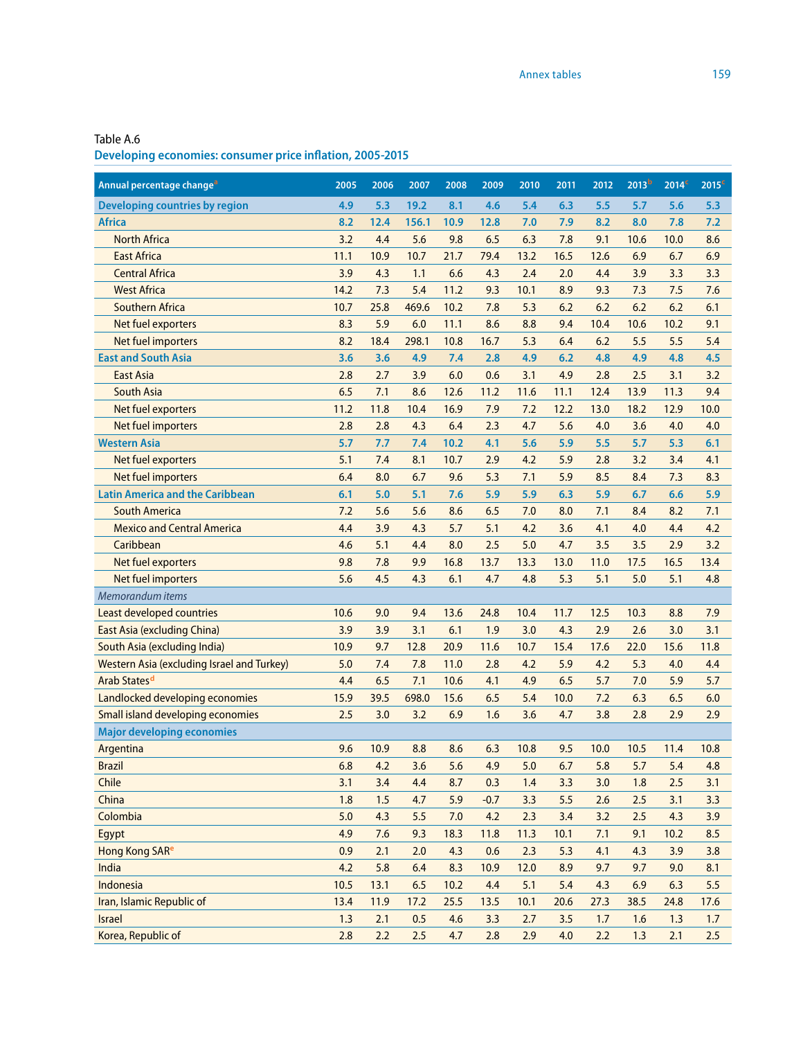Table A.6

**Developing economies: consumer price inflation, 2005-2015**

| Annual percentage change[a] | 2005 | 2006 | 2007 | 2008 | 2009 | 2010 | 2011 | 2012 | 2013[b] | 2014[c] | 2015[c] |
|---|---|---|---|---|---|---|---|---|---|---|---|
| **Developing countries by region** | **4.9** | **5.3** | **19.2** | **8.1** | **4.6** | **5.4** | **6.3** | **5.5** | **5.7** | **5.6** | **5.3** |
| **Africa** | **8.2** | **12.4** | **156.1** | **10.9** | **12.8** | **7.0** | **7.9** | **8.2** | **8.0** | **7.8** | **7.2** |
| North Africa | 3.2 | 4.4 | 5.6 | 9.8 | 6.5 | 6.3 | 7.8 | 9.1 | 10.6 | 10.0 | 8.6 |
| East Africa | 11.1 | 10.9 | 10.7 | 21.7 | 79.4 | 13.2 | 16.5 | 12.6 | 6.9 | 6.7 | 6.9 |
| Central Africa | 3.9 | 4.3 | 1.1 | 6.6 | 4.3 | 2.4 | 2.0 | 4.4 | 3.9 | 3.3 | 3.3 |
| West Africa | 14.2 | 7.3 | 5.4 | 11.2 | 9.3 | 10.1 | 8.9 | 9.3 | 7.3 | 7.5 | 7.6 |
| Southern Africa | 10.7 | 25.8 | 469.6 | 10.2 | 7.8 | 5.3 | 6.2 | 6.2 | 6.2 | 6.2 | 6.1 |
| Net fuel exporters | 8.3 | 5.9 | 6.0 | 11.1 | 8.6 | 8.8 | 9.4 | 10.4 | 10.6 | 10.2 | 9.1 |
| Net fuel importers | 8.2 | 18.4 | 298.1 | 10.8 | 16.7 | 5.3 | 6.4 | 6.2 | 5.5 | 5.5 | 5.4 |
| **East and South Asia** | **3.6** | **3.6** | **4.9** | **7.4** | **2.8** | **4.9** | **6.2** | **4.8** | **4.9** | **4.8** | **4.5** |
| East Asia | 2.8 | 2.7 | 3.9 | 6.0 | 0.6 | 3.1 | 4.9 | 2.8 | 2.5 | 3.1 | 3.2 |
| South Asia | 6.5 | 7.1 | 8.6 | 12.6 | 11.2 | 11.6 | 11.1 | 12.4 | 13.9 | 11.3 | 9.4 |
| Net fuel exporters | 11.2 | 11.8 | 10.4 | 16.9 | 7.9 | 7.2 | 12.2 | 13.0 | 18.2 | 12.9 | 10.0 |
| Net fuel importers | 2.8 | 2.8 | 4.3 | 6.4 | 2.3 | 4.7 | 5.6 | 4.0 | 3.6 | 4.0 | 4.0 |
| **Western Asia** | **5.7** | **7.7** | **7.4** | **10.2** | **4.1** | **5.6** | **5.9** | **5.5** | **5.7** | **5.3** | **6.1** |
| Net fuel exporters | 5.1 | 7.4 | 8.1 | 10.7 | 2.9 | 4.2 | 5.9 | 2.8 | 3.2 | 3.4 | 4.1 |
| Net fuel importers | 6.4 | 8.0 | 6.7 | 9.6 | 5.3 | 7.1 | 5.9 | 8.5 | 8.4 | 7.3 | 8.3 |
| **Latin America and the Caribbean** | **6.1** | **5.0** | **5.1** | **7.6** | **5.9** | **5.9** | **6.3** | **5.9** | **6.7** | **6.6** | **5.9** |
| South America | 7.2 | 5.6 | 5.6 | 8.6 | 6.5 | 7.0 | 8.0 | 7.1 | 8.4 | 8.2 | 7.1 |
| Mexico and Central America | 4.4 | 3.9 | 4.3 | 5.7 | 5.1 | 4.2 | 3.6 | 4.1 | 4.0 | 4.4 | 4.2 |
| Caribbean | 4.6 | 5.1 | 4.4 | 8.0 | 2.5 | 5.0 | 4.7 | 3.5 | 3.5 | 2.9 | 3.2 |
| Net fuel exporters | 9.8 | 7.8 | 9.9 | 16.8 | 13.7 | 13.3 | 13.0 | 11.0 | 17.5 | 16.5 | 13.4 |
| Net fuel importers | 5.6 | 4.5 | 4.3 | 6.1 | 4.7 | 4.8 | 5.3 | 5.1 | 5.0 | 5.1 | 4.8 |
| *Memorandum items* | | | | | | | | | | | |
| Least developed countries | 10.6 | 9.0 | 9.4 | 13.6 | 24.8 | 10.4 | 11.7 | 12.5 | 10.3 | 8.8 | 7.9 |
| East Asia (excluding China) | 3.9 | 3.9 | 3.1 | 6.1 | 1.9 | 3.0 | 4.3 | 2.9 | 2.6 | 3.0 | 3.1 |
| South Asia (excluding India) | 10.9 | 9.7 | 12.8 | 20.9 | 11.6 | 10.7 | 15.4 | 17.6 | 22.0 | 15.6 | 11.8 |
| Western Asia (excluding Israel and Turkey) | 5.0 | 7.4 | 7.8 | 11.0 | 2.8 | 4.2 | 5.9 | 4.2 | 5.3 | 4.0 | 4.4 |
| Arab States[d] | 4.4 | 6.5 | 7.1 | 10.6 | 4.1 | 4.9 | 6.5 | 5.7 | 7.0 | 5.9 | 5.7 |
| Landlocked developing economies | 15.9 | 39.5 | 698.0 | 15.6 | 6.5 | 5.4 | 10.0 | 7.2 | 6.3 | 6.5 | 6.0 |
| Small island developing economies | 2.5 | 3.0 | 3.2 | 6.9 | 1.6 | 3.6 | 4.7 | 3.8 | 2.8 | 2.9 | 2.9 |
| **Major developing economies** | | | | | | | | | | | |
| Argentina | 9.6 | 10.9 | 8.8 | 8.6 | 6.3 | 10.8 | 9.5 | 10.0 | 10.5 | 11.4 | 10.8 |
| Brazil | 6.8 | 4.2 | 3.6 | 5.6 | 4.9 | 5.0 | 6.7 | 5.8 | 5.7 | 5.4 | 4.8 |
| Chile | 3.1 | 3.4 | 4.4 | 8.7 | 0.3 | 1.4 | 3.3 | 3.0 | 1.8 | 2.5 | 3.1 |
| China | 1.8 | 1.5 | 4.7 | 5.9 | -0.7 | 3.3 | 5.5 | 2.6 | 2.5 | 3.1 | 3.3 |
| Colombia | 5.0 | 4.3 | 5.5 | 7.0 | 4.2 | 2.3 | 3.4 | 3.2 | 2.5 | 4.3 | 3.9 |
| Egypt | 4.9 | 7.6 | 9.3 | 18.3 | 11.8 | 11.3 | 10.1 | 7.1 | 9.1 | 10.2 | 8.5 |
| Hong Kong SAR[e] | 0.9 | 2.1 | 2.0 | 4.3 | 0.6 | 2.3 | 5.3 | 4.1 | 4.3 | 3.9 | 3.8 |
| India | 4.2 | 5.8 | 6.4 | 8.3 | 10.9 | 12.0 | 8.9 | 9.7 | 9.7 | 9.0 | 8.1 |
| Indonesia | 10.5 | 13.1 | 6.5 | 10.2 | 4.4 | 5.1 | 5.4 | 4.3 | 6.9 | 6.3 | 5.5 |
| Iran, Islamic Republic of | 13.4 | 11.9 | 17.2 | 25.5 | 13.5 | 10.1 | 20.6 | 27.3 | 38.5 | 24.8 | 17.6 |
| Israel | 1.3 | 2.1 | 0.5 | 4.6 | 3.3 | 2.7 | 3.5 | 1.7 | 1.6 | 1.3 | 1.7 |
| Korea, Republic of | 2.8 | 2.2 | 2.5 | 4.7 | 2.8 | 2.9 | 4.0 | 2.2 | 1.3 | 2.1 | 2.5 |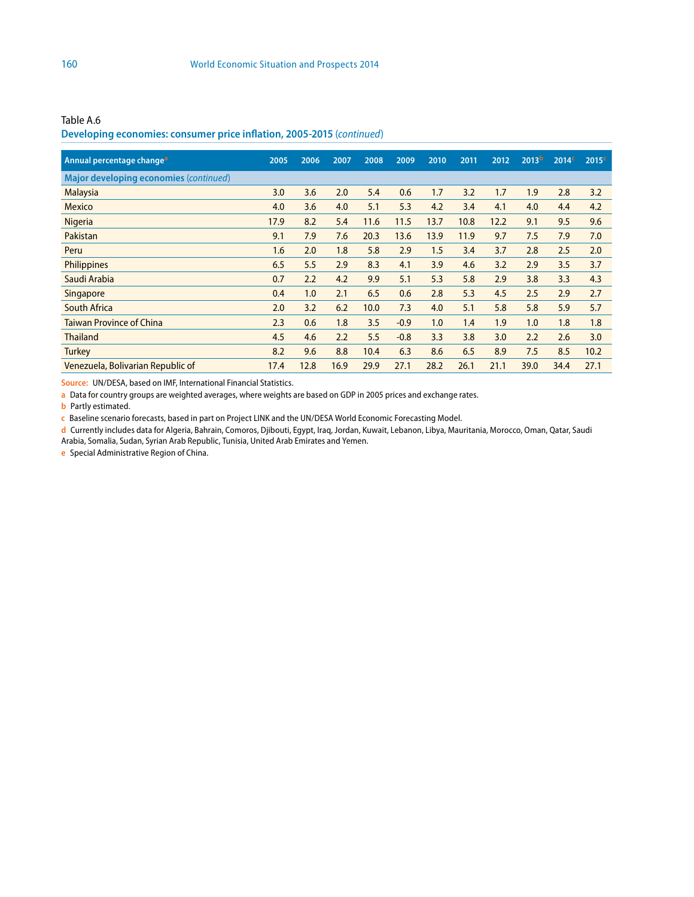Table A.6

**Developing economies: consumer price inflation, 2005-2015** *(continued)*

| Annual percentage change[a] | 2005 | 2006 | 2007 | 2008 | 2009 | 2010 | 2011 | 2012 | 2013[b] | 2014[c] | 2015[c] |
|---|---|---|---|---|---|---|---|---|---|---|---|
| **Major developing economies** *(continued)* | | | | | | | | | | | |
| Malaysia | 3.0 | 3.6 | 2.0 | 5.4 | 0.6 | 1.7 | 3.2 | 1.7 | 1.9 | 2.8 | 3.2 |
| Mexico | 4.0 | 3.6 | 4.0 | 5.1 | 5.3 | 4.2 | 3.4 | 4.1 | 4.0 | 4.4 | 4.2 |
| Nigeria | 17.9 | 8.2 | 5.4 | 11.6 | 11.5 | 13.7 | 10.8 | 12.2 | 9.1 | 9.5 | 9.6 |
| Pakistan | 9.1 | 7.9 | 7.6 | 20.3 | 13.6 | 13.9 | 11.9 | 9.7 | 7.5 | 7.9 | 7.0 |
| Peru | 1.6 | 2.0 | 1.8 | 5.8 | 2.9 | 1.5 | 3.4 | 3.7 | 2.8 | 2.5 | 2.0 |
| Philippines | 6.5 | 5.5 | 2.9 | 8.3 | 4.1 | 3.9 | 4.6 | 3.2 | 2.9 | 3.5 | 3.7 |
| Saudi Arabia | 0.7 | 2.2 | 4.2 | 9.9 | 5.1 | 5.3 | 5.8 | 2.9 | 3.8 | 3.3 | 4.3 |
| Singapore | 0.4 | 1.0 | 2.1 | 6.5 | 0.6 | 2.8 | 5.3 | 4.5 | 2.5 | 2.9 | 2.7 |
| South Africa | 2.0 | 3.2 | 6.2 | 10.0 | 7.3 | 4.0 | 5.1 | 5.8 | 5.8 | 5.9 | 5.7 |
| Taiwan Province of China | 2.3 | 0.6 | 1.8 | 3.5 | -0.9 | 1.0 | 1.4 | 1.9 | 1.0 | 1.8 | 1.8 |
| Thailand | 4.5 | 4.6 | 2.2 | 5.5 | -0.8 | 3.3 | 3.8 | 3.0 | 2.2 | 2.6 | 3.0 |
| Turkey | 8.2 | 9.6 | 8.8 | 10.4 | 6.3 | 8.6 | 6.5 | 8.9 | 7.5 | 8.5 | 10.2 |
| Venezuela, Bolivarian Republic of | 17.4 | 12.8 | 16.9 | 29.9 | 27.1 | 28.2 | 26.1 | 21.1 | 39.0 | 34.4 | 27.1 |

**Source:** UN/DESA, based on IMF, International Financial Statistics.

a Data for country groups are weighted averages, where weights are based on GDP in 2005 prices and exchange rates.

b Partly estimated.

c Baseline scenario forecasts, based in part on Project LINK and the UN/DESA World Economic Forecasting Model.

d Currently includes data for Algeria, Bahrain, Comoros, Djibouti, Egypt, Iraq, Jordan, Kuwait, Lebanon, Libya, Mauritania, Morocco, Oman, Qatar, Saudi Arabia, Somalia, Sudan, Syrian Arab Republic, Tunisia, United Arab Emirates and Yemen.

e Special Administrative Region of China.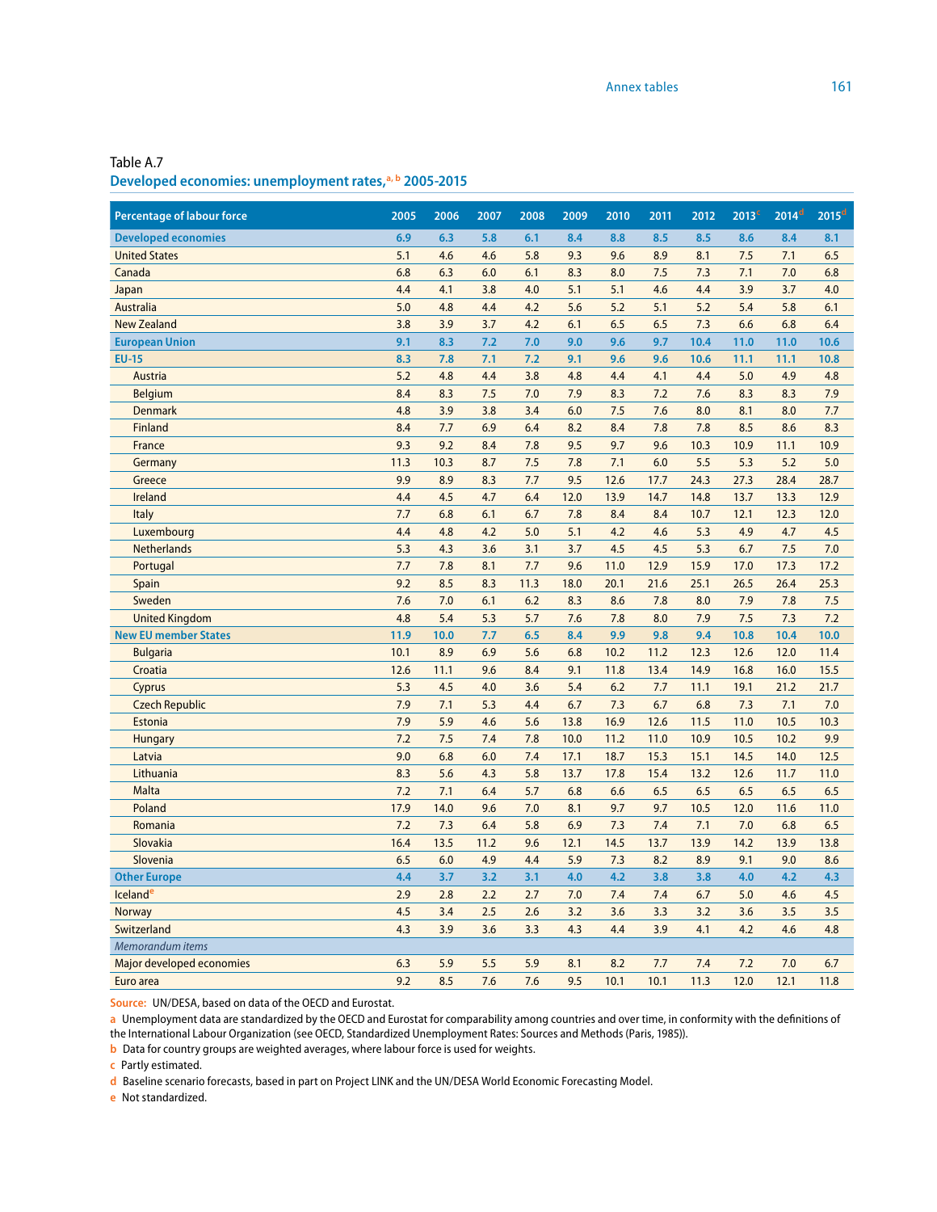Table A.7

## Developed economies: unemployment rates,[a, b] 2005-2015

| Percentage of labour force | 2005 | 2006 | 2007 | 2008 | 2009 | 2010 | 2011 | 2012 | 2013[c] | 2014[d] | 2015[d] |
|---|---|---|---|---|---|---|---|---|---|---|---|
| **Developed economies** | **6.9** | **6.3** | **5.8** | **6.1** | **8.4** | **8.8** | **8.5** | **8.5** | **8.6** | **8.4** | **8.1** |
| United States | 5.1 | 4.6 | 4.6 | 5.8 | 9.3 | 9.6 | 8.9 | 8.1 | 7.5 | 7.1 | 6.5 |
| Canada | 6.8 | 6.3 | 6.0 | 6.1 | 8.3 | 8.0 | 7.5 | 7.3 | 7.1 | 7.0 | 6.8 |
| Japan | 4.4 | 4.1 | 3.8 | 4.0 | 5.1 | 5.1 | 4.6 | 4.4 | 3.9 | 3.7 | 4.0 |
| Australia | 5.0 | 4.8 | 4.4 | 4.2 | 5.6 | 5.2 | 5.1 | 5.2 | 5.4 | 5.8 | 6.1 |
| New Zealand | 3.8 | 3.9 | 3.7 | 4.2 | 6.1 | 6.5 | 6.5 | 7.3 | 6.6 | 6.8 | 6.4 |
| **European Union** | **9.1** | **8.3** | **7.2** | **7.0** | **9.0** | **9.6** | **9.7** | **10.4** | **11.0** | **11.0** | **10.6** |
| **EU-15** | **8.3** | **7.8** | **7.1** | **7.2** | **9.1** | **9.6** | **9.6** | **10.6** | **11.1** | **11.1** | **10.8** |
| Austria | 5.2 | 4.8 | 4.4 | 3.8 | 4.8 | 4.4 | 4.1 | 4.4 | 5.0 | 4.9 | 4.8 |
| Belgium | 8.4 | 8.3 | 7.5 | 7.0 | 7.9 | 8.3 | 7.2 | 7.6 | 8.3 | 8.3 | 7.9 |
| Denmark | 4.8 | 3.9 | 3.8 | 3.4 | 6.0 | 7.5 | 7.6 | 8.0 | 8.1 | 8.0 | 7.7 |
| Finland | 8.4 | 7.7 | 6.9 | 6.4 | 8.2 | 8.4 | 7.8 | 7.8 | 8.5 | 8.6 | 8.3 |
| France | 9.3 | 9.2 | 8.4 | 7.8 | 9.5 | 9.7 | 9.6 | 10.3 | 10.9 | 11.1 | 10.9 |
| Germany | 11.3 | 10.3 | 8.7 | 7.5 | 7.8 | 7.1 | 6.0 | 5.5 | 5.3 | 5.2 | 5.0 |
| Greece | 9.9 | 8.9 | 8.3 | 7.7 | 9.5 | 12.6 | 17.7 | 24.3 | 27.3 | 28.4 | 28.7 |
| Ireland | 4.4 | 4.5 | 4.7 | 6.4 | 12.0 | 13.9 | 14.7 | 14.8 | 13.7 | 13.3 | 12.9 |
| Italy | 7.7 | 6.8 | 6.1 | 6.7 | 7.8 | 8.4 | 8.4 | 10.7 | 12.1 | 12.3 | 12.0 |
| Luxembourg | 4.4 | 4.8 | 4.2 | 5.0 | 5.1 | 4.2 | 4.6 | 5.3 | 4.9 | 4.7 | 4.5 |
| Netherlands | 5.3 | 4.3 | 3.6 | 3.1 | 3.7 | 4.5 | 4.5 | 5.3 | 6.7 | 7.5 | 7.0 |
| Portugal | 7.7 | 7.8 | 8.1 | 7.7 | 9.6 | 11.0 | 12.9 | 15.9 | 17.0 | 17.3 | 17.2 |
| Spain | 9.2 | 8.5 | 8.3 | 11.3 | 18.0 | 20.1 | 21.6 | 25.1 | 26.5 | 26.4 | 25.3 |
| Sweden | 7.6 | 7.0 | 6.1 | 6.2 | 8.3 | 8.6 | 7.8 | 8.0 | 7.9 | 7.8 | 7.5 |
| United Kingdom | 4.8 | 5.4 | 5.3 | 5.7 | 7.6 | 7.8 | 8.0 | 7.9 | 7.5 | 7.3 | 7.2 |
| **New EU member States** | **11.9** | **10.0** | **7.7** | **6.5** | **8.4** | **9.9** | **9.8** | **9.4** | **10.8** | **10.4** | **10.0** |
| Bulgaria | 10.1 | 8.9 | 6.9 | 5.6 | 6.8 | 10.2 | 11.2 | 12.3 | 12.6 | 12.0 | 11.4 |
| Croatia | 12.6 | 11.1 | 9.6 | 8.4 | 9.1 | 11.8 | 13.4 | 14.9 | 16.8 | 16.0 | 15.5 |
| Cyprus | 5.3 | 4.5 | 4.0 | 3.6 | 5.4 | 6.2 | 7.7 | 11.1 | 19.1 | 21.2 | 21.7 |
| Czech Republic | 7.9 | 7.1 | 5.3 | 4.4 | 6.7 | 7.3 | 6.7 | 6.8 | 7.3 | 7.1 | 7.0 |
| Estonia | 7.9 | 5.9 | 4.6 | 5.6 | 13.8 | 16.9 | 12.6 | 11.5 | 11.0 | 10.5 | 10.3 |
| Hungary | 7.2 | 7.5 | 7.4 | 7.8 | 10.0 | 11.2 | 11.0 | 10.9 | 10.5 | 10.2 | 9.9 |
| Latvia | 9.0 | 6.8 | 6.0 | 7.4 | 17.1 | 18.7 | 15.3 | 15.1 | 14.5 | 14.0 | 12.5 |
| Lithuania | 8.3 | 5.6 | 4.3 | 5.8 | 13.7 | 17.8 | 15.4 | 13.2 | 12.6 | 11.7 | 11.0 |
| Malta | 7.2 | 7.1 | 6.4 | 5.7 | 6.8 | 6.6 | 6.5 | 6.5 | 6.5 | 6.5 | 6.5 |
| Poland | 17.9 | 14.0 | 9.6 | 7.0 | 8.1 | 9.7 | 9.7 | 10.5 | 12.0 | 11.6 | 11.0 |
| Romania | 7.2 | 7.3 | 6.4 | 5.8 | 6.9 | 7.3 | 7.4 | 7.1 | 7.0 | 6.8 | 6.5 |
| Slovakia | 16.4 | 13.5 | 11.2 | 9.6 | 12.1 | 14.5 | 13.7 | 13.9 | 14.2 | 13.9 | 13.8 |
| Slovenia | 6.5 | 6.0 | 4.9 | 4.4 | 5.9 | 7.3 | 8.2 | 8.9 | 9.1 | 9.0 | 8.6 |
| **Other Europe** | **4.4** | **3.7** | **3.2** | **3.1** | **4.0** | **4.2** | **3.8** | **3.8** | **4.0** | **4.2** | **4.3** |
| Iceland[e] | 2.9 | 2.8 | 2.2 | 2.7 | 7.0 | 7.4 | 7.4 | 6.7 | 5.0 | 4.6 | 4.5 |
| Norway | 4.5 | 3.4 | 2.5 | 2.6 | 3.2 | 3.6 | 3.3 | 3.2 | 3.6 | 3.5 | 3.5 |
| Switzerland | 4.3 | 3.9 | 3.6 | 3.3 | 4.3 | 4.4 | 3.9 | 4.1 | 4.2 | 4.6 | 4.8 |
| *Memorandum items* | | | | | | | | | | | |
| Major developed economies | 6.3 | 5.9 | 5.5 | 5.9 | 8.1 | 8.2 | 7.7 | 7.4 | 7.2 | 7.0 | 6.7 |
| Euro area | 9.2 | 8.5 | 7.6 | 7.6 | 9.5 | 10.1 | 10.1 | 11.3 | 12.0 | 12.1 | 11.8 |

**Source:** UN/DESA, based on data of the OECD and Eurostat.

a Unemployment data are standardized by the OECD and Eurostat for comparability among countries and over time, in conformity with the definitions of the International Labour Organization (see OECD, Standardized Unemployment Rates: Sources and Methods (Paris, 1985)).

b Data for country groups are weighted averages, where labour force is used for weights.

c Partly estimated.

d Baseline scenario forecasts, based in part on Project LINK and the UN/DESA World Economic Forecasting Model.

e Not standardized.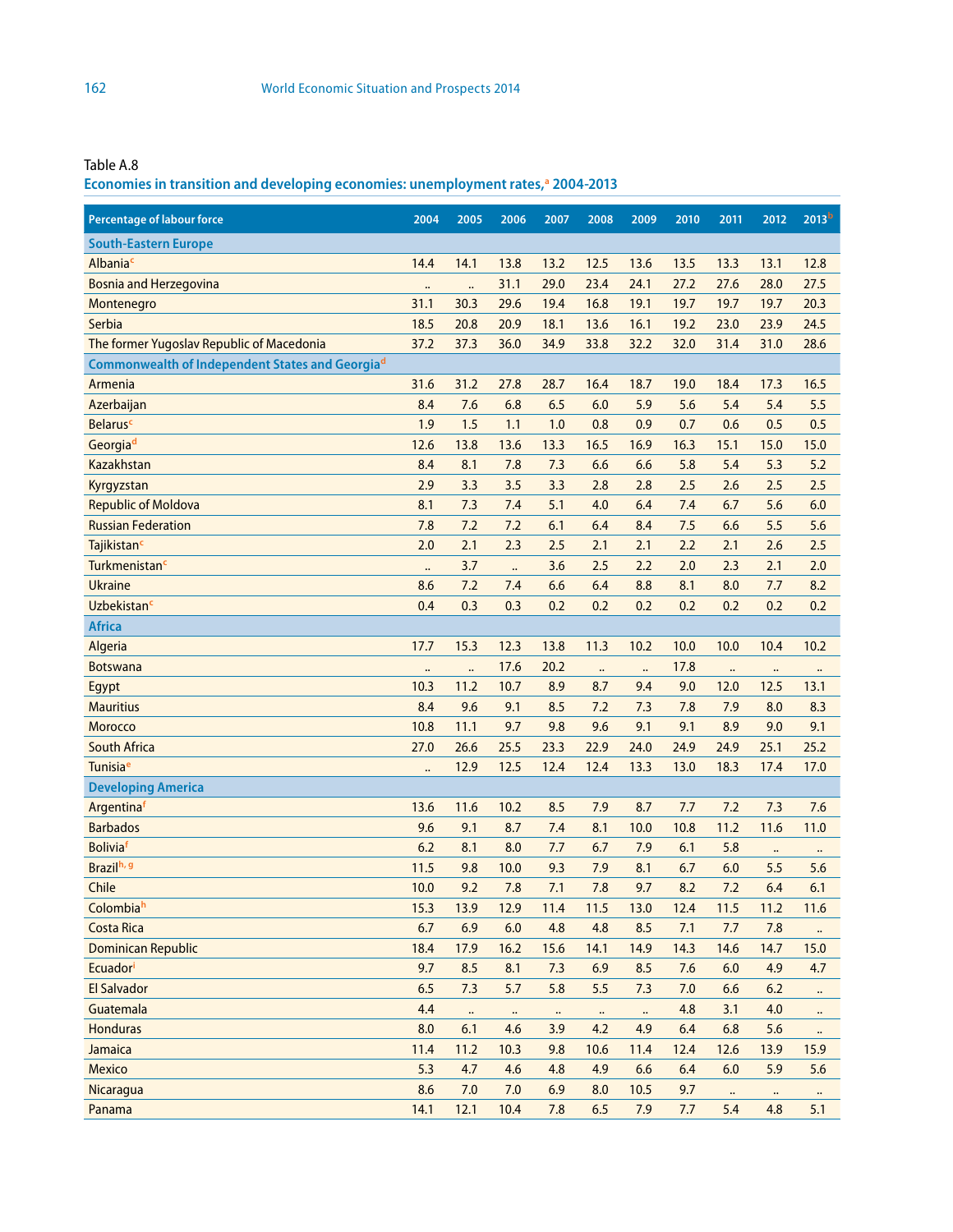Table A.8

**Economies in transition and developing economies: unemployment rates,[a] 2004-2013**

| Percentage of labour force | 2004 | 2005 | 2006 | 2007 | 2008 | 2009 | 2010 | 2011 | 2012 | 2013[b] |
|---|---|---|---|---|---|---|---|---|---|---|
| **South-Eastern Europe** | | | | | | | | | | |
| Albania[c] | 14.4 | 14.1 | 13.8 | 13.2 | 12.5 | 13.6 | 13.5 | 13.3 | 13.1 | 12.8 |
| Bosnia and Herzegovina | .. | .. | 31.1 | 29.0 | 23.4 | 24.1 | 27.2 | 27.6 | 28.0 | 27.5 |
| Montenegro | 31.1 | 30.3 | 29.6 | 19.4 | 16.8 | 19.1 | 19.7 | 19.7 | 19.7 | 20.3 |
| Serbia | 18.5 | 20.8 | 20.9 | 18.1 | 13.6 | 16.1 | 19.2 | 23.0 | 23.9 | 24.5 |
| The former Yugoslav Republic of Macedonia | 37.2 | 37.3 | 36.0 | 34.9 | 33.8 | 32.2 | 32.0 | 31.4 | 31.0 | 28.6 |
| **Commonwealth of Independent States and Georgia[d]** | | | | | | | | | | |
| Armenia | 31.6 | 31.2 | 27.8 | 28.7 | 16.4 | 18.7 | 19.0 | 18.4 | 17.3 | 16.5 |
| Azerbaijan | 8.4 | 7.6 | 6.8 | 6.5 | 6.0 | 5.9 | 5.6 | 5.4 | 5.4 | 5.5 |
| Belarus[c] | 1.9 | 1.5 | 1.1 | 1.0 | 0.8 | 0.9 | 0.7 | 0.6 | 0.5 | 0.5 |
| Georgia[d] | 12.6 | 13.8 | 13.6 | 13.3 | 16.5 | 16.9 | 16.3 | 15.1 | 15.0 | 15.0 |
| Kazakhstan | 8.4 | 8.1 | 7.8 | 7.3 | 6.6 | 6.6 | 5.8 | 5.4 | 5.3 | 5.2 |
| Kyrgyzstan | 2.9 | 3.3 | 3.5 | 3.3 | 2.8 | 2.8 | 2.5 | 2.6 | 2.5 | 2.5 |
| Republic of Moldova | 8.1 | 7.3 | 7.4 | 5.1 | 4.0 | 6.4 | 7.4 | 6.7 | 5.6 | 6.0 |
| Russian Federation | 7.8 | 7.2 | 7.2 | 6.1 | 6.4 | 8.4 | 7.5 | 6.6 | 5.5 | 5.6 |
| Tajikistan[c] | 2.0 | 2.1 | 2.3 | 2.5 | 2.1 | 2.1 | 2.2 | 2.1 | 2.6 | 2.5 |
| Turkmenistan[c] | .. | 3.7 | .. | 3.6 | 2.5 | 2.2 | 2.0 | 2.3 | 2.1 | 2.0 |
| Ukraine | 8.6 | 7.2 | 7.4 | 6.6 | 6.4 | 8.8 | 8.1 | 8.0 | 7.7 | 8.2 |
| Uzbekistan[c] | 0.4 | 0.3 | 0.3 | 0.2 | 0.2 | 0.2 | 0.2 | 0.2 | 0.2 | 0.2 |
| **Africa** | | | | | | | | | | |
| Algeria | 17.7 | 15.3 | 12.3 | 13.8 | 11.3 | 10.2 | 10.0 | 10.0 | 10.4 | 10.2 |
| Botswana | .. | .. | 17.6 | 20.2 | .. | .. | 17.8 | .. | .. | .. |
| Egypt | 10.3 | 11.2 | 10.7 | 8.9 | 8.7 | 9.4 | 9.0 | 12.0 | 12.5 | 13.1 |
| Mauritius | 8.4 | 9.6 | 9.1 | 8.5 | 7.2 | 7.3 | 7.8 | 7.9 | 8.0 | 8.3 |
| Morocco | 10.8 | 11.1 | 9.7 | 9.8 | 9.6 | 9.1 | 9.1 | 8.9 | 9.0 | 9.1 |
| South Africa | 27.0 | 26.6 | 25.5 | 23.3 | 22.9 | 24.0 | 24.9 | 24.9 | 25.1 | 25.2 |
| Tunisia[e] | .. | 12.9 | 12.5 | 12.4 | 12.4 | 13.3 | 13.0 | 18.3 | 17.4 | 17.0 |
| **Developing America** | | | | | | | | | | |
| Argentina[f] | 13.6 | 11.6 | 10.2 | 8.5 | 7.9 | 8.7 | 7.7 | 7.2 | 7.3 | 7.6 |
| Barbados | 9.6 | 9.1 | 8.7 | 7.4 | 8.1 | 10.0 | 10.8 | 11.2 | 11.6 | 11.0 |
| Bolivia[f] | 6.2 | 8.1 | 8.0 | 7.7 | 6.7 | 7.9 | 6.1 | 5.8 | .. | .. |
| Brazil[h, g] | 11.5 | 9.8 | 10.0 | 9.3 | 7.9 | 8.1 | 6.7 | 6.0 | 5.5 | 5.6 |
| Chile | 10.0 | 9.2 | 7.8 | 7.1 | 7.8 | 9.7 | 8.2 | 7.2 | 6.4 | 6.1 |
| Colombia[h] | 15.3 | 13.9 | 12.9 | 11.4 | 11.5 | 13.0 | 12.4 | 11.5 | 11.2 | 11.6 |
| Costa Rica | 6.7 | 6.9 | 6.0 | 4.8 | 4.8 | 8.5 | 7.1 | 7.7 | 7.8 | .. |
| Dominican Republic | 18.4 | 17.9 | 16.2 | 15.6 | 14.1 | 14.9 | 14.3 | 14.6 | 14.7 | 15.0 |
| Ecuador[i] | 9.7 | 8.5 | 8.1 | 7.3 | 6.9 | 8.5 | 7.6 | 6.0 | 4.9 | 4.7 |
| El Salvador | 6.5 | 7.3 | 5.7 | 5.8 | 5.5 | 7.3 | 7.0 | 6.6 | 6.2 | .. |
| Guatemala | 4.4 | .. | .. | .. | .. | .. | 4.8 | 3.1 | 4.0 | .. |
| Honduras | 8.0 | 6.1 | 4.6 | 3.9 | 4.2 | 4.9 | 6.4 | 6.8 | 5.6 | .. |
| Jamaica | 11.4 | 11.2 | 10.3 | 9.8 | 10.6 | 11.4 | 12.4 | 12.6 | 13.9 | 15.9 |
| Mexico | 5.3 | 4.7 | 4.6 | 4.8 | 4.9 | 6.6 | 6.4 | 6.0 | 5.9 | 5.6 |
| Nicaragua | 8.6 | 7.0 | 7.0 | 6.9 | 8.0 | 10.5 | 9.7 | .. | .. | .. |
| Panama | 14.1 | 12.1 | 10.4 | 7.8 | 6.5 | 7.9 | 7.7 | 5.4 | 4.8 | 5.1 |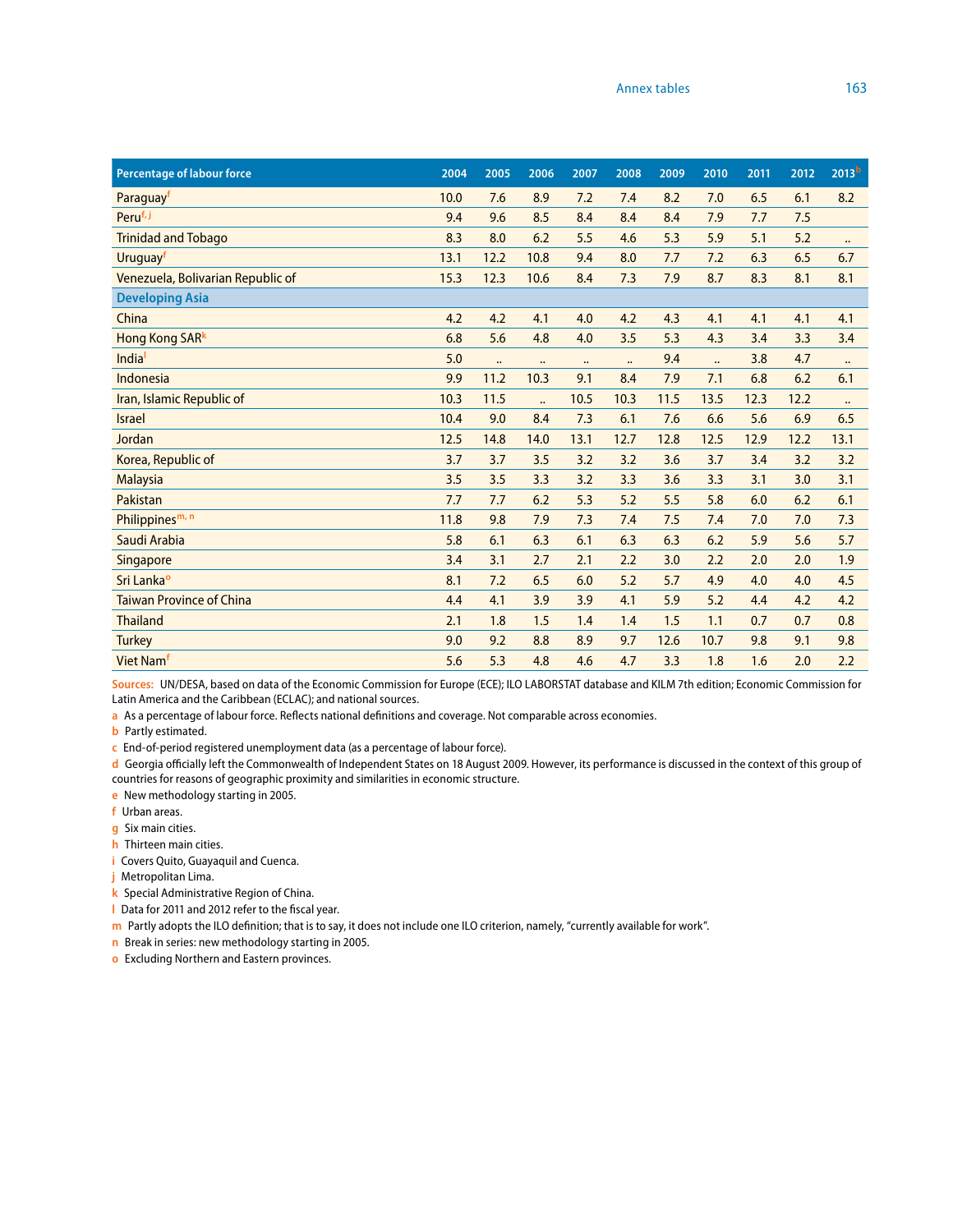| Percentage of labour force | 2004 | 2005 | 2006 | 2007 | 2008 | 2009 | 2010 | 2011 | 2012 | 2013[b] |
|---|---|---|---|---|---|---|---|---|---|---|
| Paraguay[f] | 10.0 | 7.6 | 8.9 | 7.2 | 7.4 | 8.2 | 7.0 | 6.5 | 6.1 | 8.2 |
| Peru[f, j] | 9.4 | 9.6 | 8.5 | 8.4 | 8.4 | 8.4 | 7.9 | 7.7 | 7.5 | |
| Trinidad and Tobago | 8.3 | 8.0 | 6.2 | 5.5 | 4.6 | 5.3 | 5.9 | 5.1 | 5.2 | .. |
| Uruguay[f] | 13.1 | 12.2 | 10.8 | 9.4 | 8.0 | 7.7 | 7.2 | 6.3 | 6.5 | 6.7 |
| Venezuela, Bolivarian Republic of | 15.3 | 12.3 | 10.6 | 8.4 | 7.3 | 7.9 | 8.7 | 8.3 | 8.1 | 8.1 |
| **Developing Asia** | | | | | | | | | | |
| China | 4.2 | 4.2 | 4.1 | 4.0 | 4.2 | 4.3 | 4.1 | 4.1 | 4.1 | 4.1 |
| Hong Kong SAR[k] | 6.8 | 5.6 | 4.8 | 4.0 | 3.5 | 5.3 | 4.3 | 3.4 | 3.3 | 3.4 |
| India[l] | 5.0 | .. | .. | .. | .. | 9.4 | .. | 3.8 | 4.7 | .. |
| Indonesia | 9.9 | 11.2 | 10.3 | 9.1 | 8.4 | 7.9 | 7.1 | 6.8 | 6.2 | 6.1 |
| Iran, Islamic Republic of | 10.3 | 11.5 | .. | 10.5 | 10.3 | 11.5 | 13.5 | 12.3 | 12.2 | .. |
| Israel | 10.4 | 9.0 | 8.4 | 7.3 | 6.1 | 7.6 | 6.6 | 5.6 | 6.9 | 6.5 |
| Jordan | 12.5 | 14.8 | 14.0 | 13.1 | 12.7 | 12.8 | 12.5 | 12.9 | 12.2 | 13.1 |
| Korea, Republic of | 3.7 | 3.7 | 3.5 | 3.2 | 3.2 | 3.6 | 3.7 | 3.4 | 3.2 | 3.2 |
| Malaysia | 3.5 | 3.5 | 3.3 | 3.2 | 3.3 | 3.6 | 3.3 | 3.1 | 3.0 | 3.1 |
| Pakistan | 7.7 | 7.7 | 6.2 | 5.3 | 5.2 | 5.5 | 5.8 | 6.0 | 6.2 | 6.1 |
| Philippines[m, n] | 11.8 | 9.8 | 7.9 | 7.3 | 7.4 | 7.5 | 7.4 | 7.0 | 7.0 | 7.3 |
| Saudi Arabia | 5.8 | 6.1 | 6.3 | 6.1 | 6.3 | 6.3 | 6.2 | 5.9 | 5.6 | 5.7 |
| Singapore | 3.4 | 3.1 | 2.7 | 2.1 | 2.2 | 3.0 | 2.2 | 2.0 | 2.0 | 1.9 |
| Sri Lanka[o] | 8.1 | 7.2 | 6.5 | 6.0 | 5.2 | 5.7 | 4.9 | 4.0 | 4.0 | 4.5 |
| Taiwan Province of China | 4.4 | 4.1 | 3.9 | 3.9 | 4.1 | 5.9 | 5.2 | 4.4 | 4.2 | 4.2 |
| Thailand | 2.1 | 1.8 | 1.5 | 1.4 | 1.4 | 1.5 | 1.1 | 0.7 | 0.7 | 0.8 |
| Turkey | 9.0 | 9.2 | 8.8 | 8.9 | 9.7 | 12.6 | 10.7 | 9.8 | 9.1 | 9.8 |
| Viet Nam[f] | 5.6 | 5.3 | 4.8 | 4.6 | 4.7 | 3.3 | 1.8 | 1.6 | 2.0 | 2.2 |

**Sources:** UN/DESA, based on data of the Economic Commission for Europe (ECE); ILO LABORSTAT database and KILM 7th edition; Economic Commission for Latin America and the Caribbean (ECLAC); and national sources.

a As a percentage of labour force. Reflects national definitions and coverage. Not comparable across economies.

b Partly estimated.

c End-of-period registered unemployment data (as a percentage of labour force).

d Georgia officially left the Commonwealth of Independent States on 18 August 2009. However, its performance is discussed in the context of this group of countries for reasons of geographic proximity and similarities in economic structure.

e New methodology starting in 2005.

f Urban areas.

g Six main cities.

h Thirteen main cities.

i Covers Quito, Guayaquil and Cuenca.

j Metropolitan Lima.

k Special Administrative Region of China.

l Data for 2011 and 2012 refer to the fiscal year.

m Partly adopts the ILO definition; that is to say, it does not include one ILO criterion, namely, "currently available for work".

n Break in series: new methodology starting in 2005.

o Excluding Northern and Eastern provinces.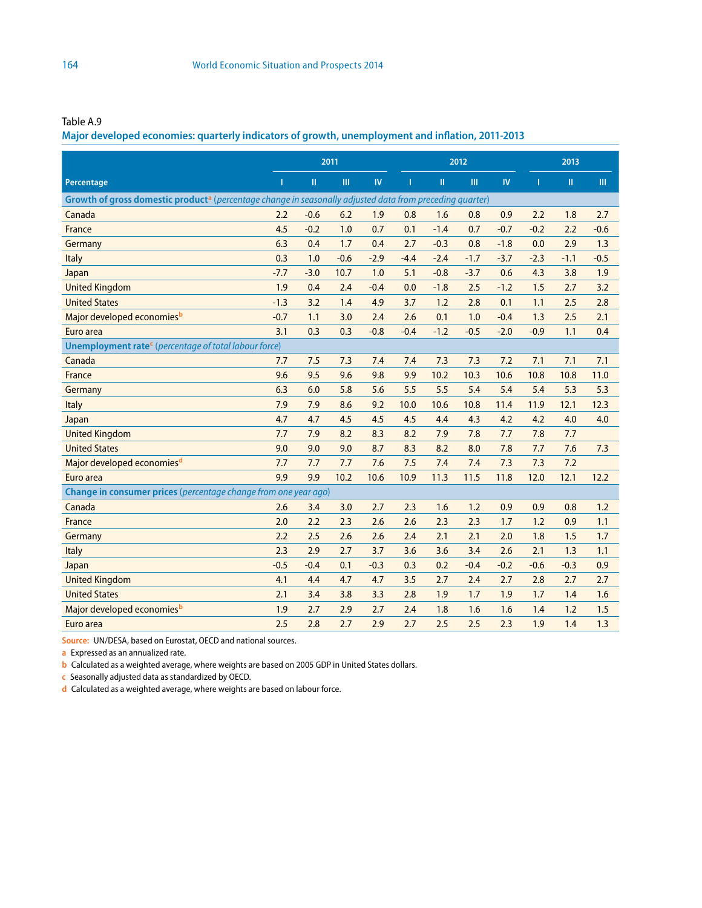Table A.9

## Major developed economies: quarterly indicators of growth, unemployment and inflation, 2011-2013

| Percentage | 2011 | | | | 2012 | | | | 2013 | | |
|---|---|---|---|---|---|---|---|---|---|---|---|
| | I | II | III | IV | I | II | III | IV | I | II | III |
| **Growth of gross domestic product**[a] *(percentage change in seasonally adjusted data from preceding quarter)* | | | | | | | | | | | |
| Canada | 2.2 | -0.6 | 6.2 | 1.9 | 0.8 | 1.6 | 0.8 | 0.9 | 2.2 | 1.8 | 2.7 |
| France | 4.5 | -0.2 | 1.0 | 0.7 | 0.1 | -1.4 | 0.7 | -0.7 | -0.2 | 2.2 | -0.6 |
| Germany | 6.3 | 0.4 | 1.7 | 0.4 | 2.7 | -0.3 | 0.8 | -1.8 | 0.0 | 2.9 | 1.3 |
| Italy | 0.3 | 1.0 | -0.6 | -2.9 | -4.4 | -2.4 | -1.7 | -3.7 | -2.3 | -1.1 | -0.5 |
| Japan | -7.7 | -3.0 | 10.7 | 1.0 | 5.1 | -0.8 | -3.7 | 0.6 | 4.3 | 3.8 | 1.9 |
| United Kingdom | 1.9 | 0.4 | 2.4 | -0.4 | 0.0 | -1.8 | 2.5 | -1.2 | 1.5 | 2.7 | 3.2 |
| United States | -1.3 | 3.2 | 1.4 | 4.9 | 3.7 | 1.2 | 2.8 | 0.1 | 1.1 | 2.5 | 2.8 |
| Major developed economies[b] | -0.7 | 1.1 | 3.0 | 2.4 | 2.6 | 0.1 | 1.0 | -0.4 | 1.3 | 2.5 | 2.1 |
| Euro area | 3.1 | 0.3 | 0.3 | -0.8 | -0.4 | -1.2 | -0.5 | -2.0 | -0.9 | 1.1 | 0.4 |
| **Unemployment rate**[c] *(percentage of total labour force)* | | | | | | | | | | | |
| Canada | 7.7 | 7.5 | 7.3 | 7.4 | 7.4 | 7.3 | 7.3 | 7.2 | 7.1 | 7.1 | 7.1 |
| France | 9.6 | 9.5 | 9.6 | 9.8 | 9.9 | 10.2 | 10.3 | 10.6 | 10.8 | 10.8 | 11.0 |
| Germany | 6.3 | 6.0 | 5.8 | 5.6 | 5.5 | 5.5 | 5.4 | 5.4 | 5.4 | 5.3 | 5.3 |
| Italy | 7.9 | 7.9 | 8.6 | 9.2 | 10.0 | 10.6 | 10.8 | 11.4 | 11.9 | 12.1 | 12.3 |
| Japan | 4.7 | 4.7 | 4.5 | 4.5 | 4.5 | 4.4 | 4.3 | 4.2 | 4.2 | 4.0 | 4.0 |
| United Kingdom | 7.7 | 7.9 | 8.2 | 8.3 | 8.2 | 7.9 | 7.8 | 7.7 | 7.8 | 7.7 | |
| United States | 9.0 | 9.0 | 9.0 | 8.7 | 8.3 | 8.2 | 8.0 | 7.8 | 7.7 | 7.6 | 7.3 |
| Major developed economies[d] | 7.7 | 7.7 | 7.7 | 7.6 | 7.5 | 7.4 | 7.4 | 7.3 | 7.3 | 7.2 | |
| Euro area | 9.9 | 9.9 | 10.2 | 10.6 | 10.9 | 11.3 | 11.5 | 11.8 | 12.0 | 12.1 | 12.2 |
| **Change in consumer prices** *(percentage change from one year ago)* | | | | | | | | | | | |
| Canada | 2.6 | 3.4 | 3.0 | 2.7 | 2.3 | 1.6 | 1.2 | 0.9 | 0.9 | 0.8 | 1.2 |
| France | 2.0 | 2.2 | 2.3 | 2.6 | 2.6 | 2.3 | 2.3 | 1.7 | 1.2 | 0.9 | 1.1 |
| Germany | 2.2 | 2.5 | 2.6 | 2.6 | 2.4 | 2.1 | 2.1 | 2.0 | 1.8 | 1.5 | 1.7 |
| Italy | 2.3 | 2.9 | 2.7 | 3.7 | 3.6 | 3.6 | 3.4 | 2.6 | 2.1 | 1.3 | 1.1 |
| Japan | -0.5 | -0.4 | 0.1 | -0.3 | 0.3 | 0.2 | -0.4 | -0.2 | -0.6 | -0.3 | 0.9 |
| United Kingdom | 4.1 | 4.4 | 4.7 | 4.7 | 3.5 | 2.7 | 2.4 | 2.7 | 2.8 | 2.7 | 2.7 |
| United States | 2.1 | 3.4 | 3.8 | 3.3 | 2.8 | 1.9 | 1.7 | 1.9 | 1.7 | 1.4 | 1.6 |
| Major developed economies[b] | 1.9 | 2.7 | 2.9 | 2.7 | 2.4 | 1.8 | 1.6 | 1.6 | 1.4 | 1.2 | 1.5 |
| Euro area | 2.5 | 2.8 | 2.7 | 2.9 | 2.7 | 2.5 | 2.5 | 2.3 | 1.9 | 1.4 | 1.3 |

**Source:** UN/DESA, based on Eurostat, OECD and national sources.

a Expressed as an annualized rate.

b Calculated as a weighted average, where weights are based on 2005 GDP in United States dollars.

c Seasonally adjusted data as standardized by OECD.

d Calculated as a weighted average, where weights are based on labour force.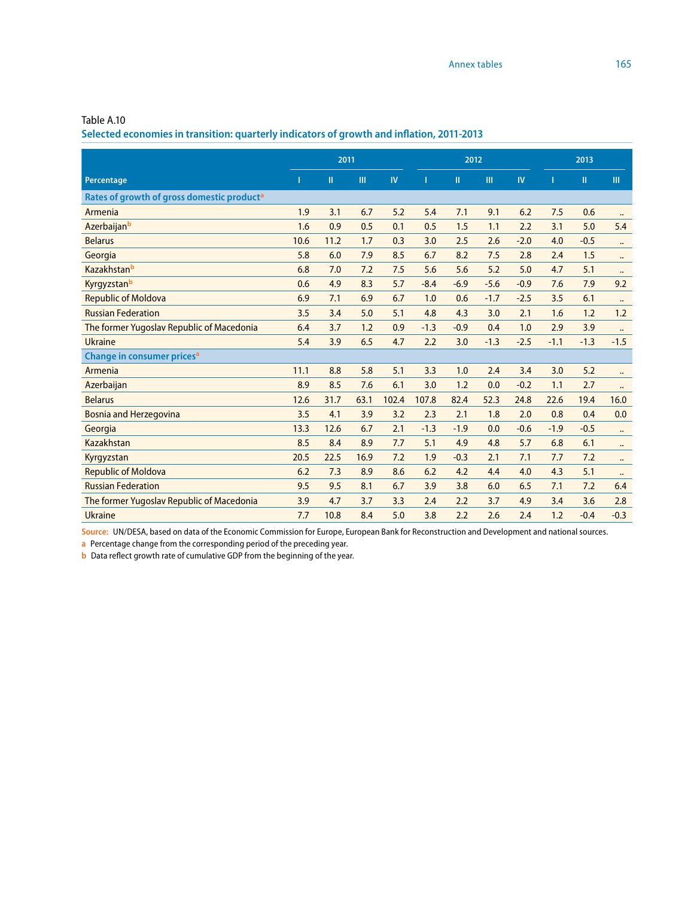Table A.10

## Selected economies in transition: quarterly indicators of growth and inflation, 2011-2013

| Percentage | 2011 | | | | 2012 | | | | 2013 | | |
|---|---|---|---|---|---|---|---|---|---|---|---|
| | I | II | III | IV | I | II | III | IV | I | II | III |
| **Rates of growth of gross domestic product[a]** | | | | | | | | | | | |
| Armenia | 1.9 | 3.1 | 6.7 | 5.2 | 5.4 | 7.1 | 9.1 | 6.2 | 7.5 | 0.6 | .. |
| Azerbaijan[b] | 1.6 | 0.9 | 0.5 | 0.1 | 0.5 | 1.5 | 1.1 | 2.2 | 3.1 | 5.0 | 5.4 |
| Belarus | 10.6 | 11.2 | 1.7 | 0.3 | 3.0 | 2.5 | 2.6 | -2.0 | 4.0 | -0.5 | .. |
| Georgia | 5.8 | 6.0 | 7.9 | 8.5 | 6.7 | 8.2 | 7.5 | 2.8 | 2.4 | 1.5 | .. |
| Kazakhstan[b] | 6.8 | 7.0 | 7.2 | 7.5 | 5.6 | 5.6 | 5.2 | 5.0 | 4.7 | 5.1 | .. |
| Kyrgyzstan[b] | 0.6 | 4.9 | 8.3 | 5.7 | -8.4 | -6.9 | -5.6 | -0.9 | 7.6 | 7.9 | 9.2 |
| Republic of Moldova | 6.9 | 7.1 | 6.9 | 6.7 | 1.0 | 0.6 | -1.7 | -2.5 | 3.5 | 6.1 | .. |
| Russian Federation | 3.5 | 3.4 | 5.0 | 5.1 | 4.8 | 4.3 | 3.0 | 2.1 | 1.6 | 1.2 | 1.2 |
| The former Yugoslav Republic of Macedonia | 6.4 | 3.7 | 1.2 | 0.9 | -1.3 | -0.9 | 0.4 | 1.0 | 2.9 | 3.9 | .. |
| Ukraine | 5.4 | 3.9 | 6.5 | 4.7 | 2.2 | 3.0 | -1.3 | -2.5 | -1.1 | -1.3 | -1.5 |
| **Change in consumer prices[a]** | | | | | | | | | | | |
| Armenia | 11.1 | 8.8 | 5.8 | 5.1 | 3.3 | 1.0 | 2.4 | 3.4 | 3.0 | 5.2 | .. |
| Azerbaijan | 8.9 | 8.5 | 7.6 | 6.1 | 3.0 | 1.2 | 0.0 | -0.2 | 1.1 | 2.7 | .. |
| Belarus | 12.6 | 31.7 | 63.1 | 102.4 | 107.8 | 82.4 | 52.3 | 24.8 | 22.6 | 19.4 | 16.0 |
| Bosnia and Herzegovina | 3.5 | 4.1 | 3.9 | 3.2 | 2.3 | 2.1 | 1.8 | 2.0 | 0.8 | 0.4 | 0.0 |
| Georgia | 13.3 | 12.6 | 6.7 | 2.1 | -1.3 | -1.9 | 0.0 | -0.6 | -1.9 | -0.5 | .. |
| Kazakhstan | 8.5 | 8.4 | 8.9 | 7.7 | 5.1 | 4.9 | 4.8 | 5.7 | 6.8 | 6.1 | .. |
| Kyrgyzstan | 20.5 | 22.5 | 16.9 | 7.2 | 1.9 | -0.3 | 2.1 | 7.1 | 7.7 | 7.2 | .. |
| Republic of Moldova | 6.2 | 7.3 | 8.9 | 8.6 | 6.2 | 4.2 | 4.4 | 4.0 | 4.3 | 5.1 | .. |
| Russian Federation | 9.5 | 9.5 | 8.1 | 6.7 | 3.9 | 3.8 | 6.0 | 6.5 | 7.1 | 7.2 | 6.4 |
| The former Yugoslav Republic of Macedonia | 3.9 | 4.7 | 3.7 | 3.3 | 2.4 | 2.2 | 3.7 | 4.9 | 3.4 | 3.6 | 2.8 |
| Ukraine | 7.7 | 10.8 | 8.4 | 5.0 | 3.8 | 2.2 | 2.6 | 2.4 | 1.2 | -0.4 | -0.3 |

**Source:** UN/DESA, based on data of the Economic Commission for Europe, European Bank for Reconstruction and Development and national sources.

a Percentage change from the corresponding period of the preceding year.

b Data reflect growth rate of cumulative GDP from the beginning of the year.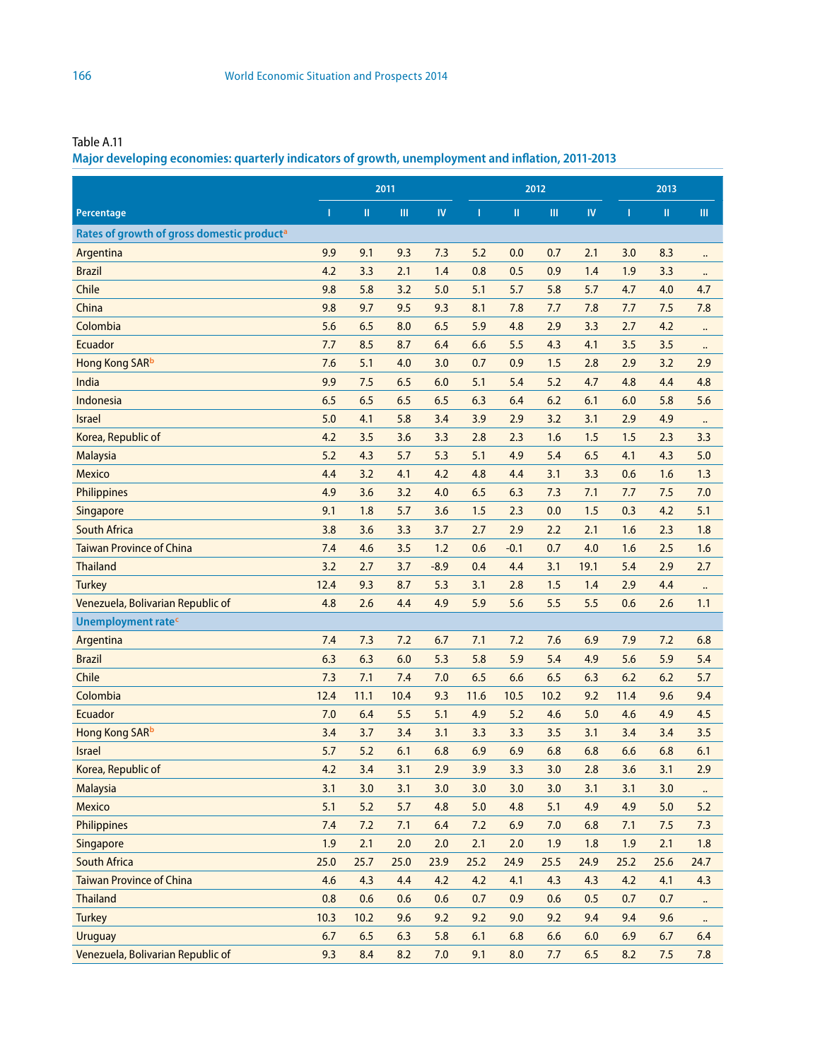Table A.11

**Major developing economies: quarterly indicators of growth, unemployment and inflation, 2011-2013**

| Percentage | 2011 | | | | 2012 | | | | 2013 | | |
|---|---|---|---|---|---|---|---|---|---|---|---|
| | I | II | III | IV | I | II | III | IV | I | II | III |
| **Rates of growth of gross domestic product**[a] | | | | | | | | | | | |
| Argentina | 9.9 | 9.1 | 9.3 | 7.3 | 5.2 | 0.0 | 0.7 | 2.1 | 3.0 | 8.3 | .. |
| Brazil | 4.2 | 3.3 | 2.1 | 1.4 | 0.8 | 0.5 | 0.9 | 1.4 | 1.9 | 3.3 | .. |
| Chile | 9.8 | 5.8 | 3.2 | 5.0 | 5.1 | 5.7 | 5.8 | 5.7 | 4.7 | 4.0 | 4.7 |
| China | 9.8 | 9.7 | 9.5 | 9.3 | 8.1 | 7.8 | 7.7 | 7.8 | 7.7 | 7.5 | 7.8 |
| Colombia | 5.6 | 6.5 | 8.0 | 6.5 | 5.9 | 4.8 | 2.9 | 3.3 | 2.7 | 4.2 | .. |
| Ecuador | 7.7 | 8.5 | 8.7 | 6.4 | 6.6 | 5.5 | 4.3 | 4.1 | 3.5 | 3.5 | .. |
| Hong Kong SAR[b] | 7.6 | 5.1 | 4.0 | 3.0 | 0.7 | 0.9 | 1.5 | 2.8 | 2.9 | 3.2 | 2.9 |
| India | 9.9 | 7.5 | 6.5 | 6.0 | 5.1 | 5.4 | 5.2 | 4.7 | 4.8 | 4.4 | 4.8 |
| Indonesia | 6.5 | 6.5 | 6.5 | 6.5 | 6.3 | 6.4 | 6.2 | 6.1 | 6.0 | 5.8 | 5.6 |
| Israel | 5.0 | 4.1 | 5.8 | 3.4 | 3.9 | 2.9 | 3.2 | 3.1 | 2.9 | 4.9 | .. |
| Korea, Republic of | 4.2 | 3.5 | 3.6 | 3.3 | 2.8 | 2.3 | 1.6 | 1.5 | 1.5 | 2.3 | 3.3 |
| Malaysia | 5.2 | 4.3 | 5.7 | 5.3 | 5.1 | 4.9 | 5.4 | 6.5 | 4.1 | 4.3 | 5.0 |
| Mexico | 4.4 | 3.2 | 4.1 | 4.2 | 4.8 | 4.4 | 3.1 | 3.3 | 0.6 | 1.6 | 1.3 |
| Philippines | 4.9 | 3.6 | 3.2 | 4.0 | 6.5 | 6.3 | 7.3 | 7.1 | 7.7 | 7.5 | 7.0 |
| Singapore | 9.1 | 1.8 | 5.7 | 3.6 | 1.5 | 2.3 | 0.0 | 1.5 | 0.3 | 4.2 | 5.1 |
| South Africa | 3.8 | 3.6 | 3.3 | 3.7 | 2.7 | 2.9 | 2.2 | 2.1 | 1.6 | 2.3 | 1.8 |
| Taiwan Province of China | 7.4 | 4.6 | 3.5 | 1.2 | 0.6 | -0.1 | 0.7 | 4.0 | 1.6 | 2.5 | 1.6 |
| Thailand | 3.2 | 2.7 | 3.7 | -8.9 | 0.4 | 4.4 | 3.1 | 19.1 | 5.4 | 2.9 | 2.7 |
| Turkey | 12.4 | 9.3 | 8.7 | 5.3 | 3.1 | 2.8 | 1.5 | 1.4 | 2.9 | 4.4 | .. |
| Venezuela, Bolivarian Republic of | 4.8 | 2.6 | 4.4 | 4.9 | 5.9 | 5.6 | 5.5 | 5.5 | 0.6 | 2.6 | 1.1 |
| **Unemployment rate**[c] | | | | | | | | | | | |
| Argentina | 7.4 | 7.3 | 7.2 | 6.7 | 7.1 | 7.2 | 7.6 | 6.9 | 7.9 | 7.2 | 6.8 |
| Brazil | 6.3 | 6.3 | 6.0 | 5.3 | 5.8 | 5.9 | 5.4 | 4.9 | 5.6 | 5.9 | 5.4 |
| Chile | 7.3 | 7.1 | 7.4 | 7.0 | 6.5 | 6.6 | 6.5 | 6.3 | 6.2 | 6.2 | 5.7 |
| Colombia | 12.4 | 11.1 | 10.4 | 9.3 | 11.6 | 10.5 | 10.2 | 9.2 | 11.4 | 9.6 | 9.4 |
| Ecuador | 7.0 | 6.4 | 5.5 | 5.1 | 4.9 | 5.2 | 4.6 | 5.0 | 4.6 | 4.9 | 4.5 |
| Hong Kong SAR[b] | 3.4 | 3.7 | 3.4 | 3.1 | 3.3 | 3.3 | 3.5 | 3.1 | 3.4 | 3.4 | 3.5 |
| Israel | 5.7 | 5.2 | 6.1 | 6.8 | 6.9 | 6.9 | 6.8 | 6.8 | 6.6 | 6.8 | 6.1 |
| Korea, Republic of | 4.2 | 3.4 | 3.1 | 2.9 | 3.9 | 3.3 | 3.0 | 2.8 | 3.6 | 3.1 | 2.9 |
| Malaysia | 3.1 | 3.0 | 3.1 | 3.0 | 3.0 | 3.0 | 3.0 | 3.1 | 3.1 | 3.0 | .. |
| Mexico | 5.1 | 5.2 | 5.7 | 4.8 | 5.0 | 4.8 | 5.1 | 4.9 | 4.9 | 5.0 | 5.2 |
| Philippines | 7.4 | 7.2 | 7.1 | 6.4 | 7.2 | 6.9 | 7.0 | 6.8 | 7.1 | 7.5 | 7.3 |
| Singapore | 1.9 | 2.1 | 2.0 | 2.0 | 2.1 | 2.0 | 1.9 | 1.8 | 1.9 | 2.1 | 1.8 |
| South Africa | 25.0 | 25.7 | 25.0 | 23.9 | 25.2 | 24.9 | 25.5 | 24.9 | 25.2 | 25.6 | 24.7 |
| Taiwan Province of China | 4.6 | 4.3 | 4.4 | 4.2 | 4.2 | 4.1 | 4.3 | 4.3 | 4.2 | 4.1 | 4.3 |
| Thailand | 0.8 | 0.6 | 0.6 | 0.6 | 0.7 | 0.9 | 0.6 | 0.5 | 0.7 | 0.7 | .. |
| Turkey | 10.3 | 10.2 | 9.6 | 9.2 | 9.2 | 9.0 | 9.2 | 9.4 | 9.4 | 9.6 | .. |
| Uruguay | 6.7 | 6.5 | 6.3 | 5.8 | 6.1 | 6.8 | 6.6 | 6.0 | 6.9 | 6.7 | 6.4 |
| Venezuela, Bolivarian Republic of | 9.3 | 8.4 | 8.2 | 7.0 | 9.1 | 8.0 | 7.7 | 6.5 | 8.2 | 7.5 | 7.8 |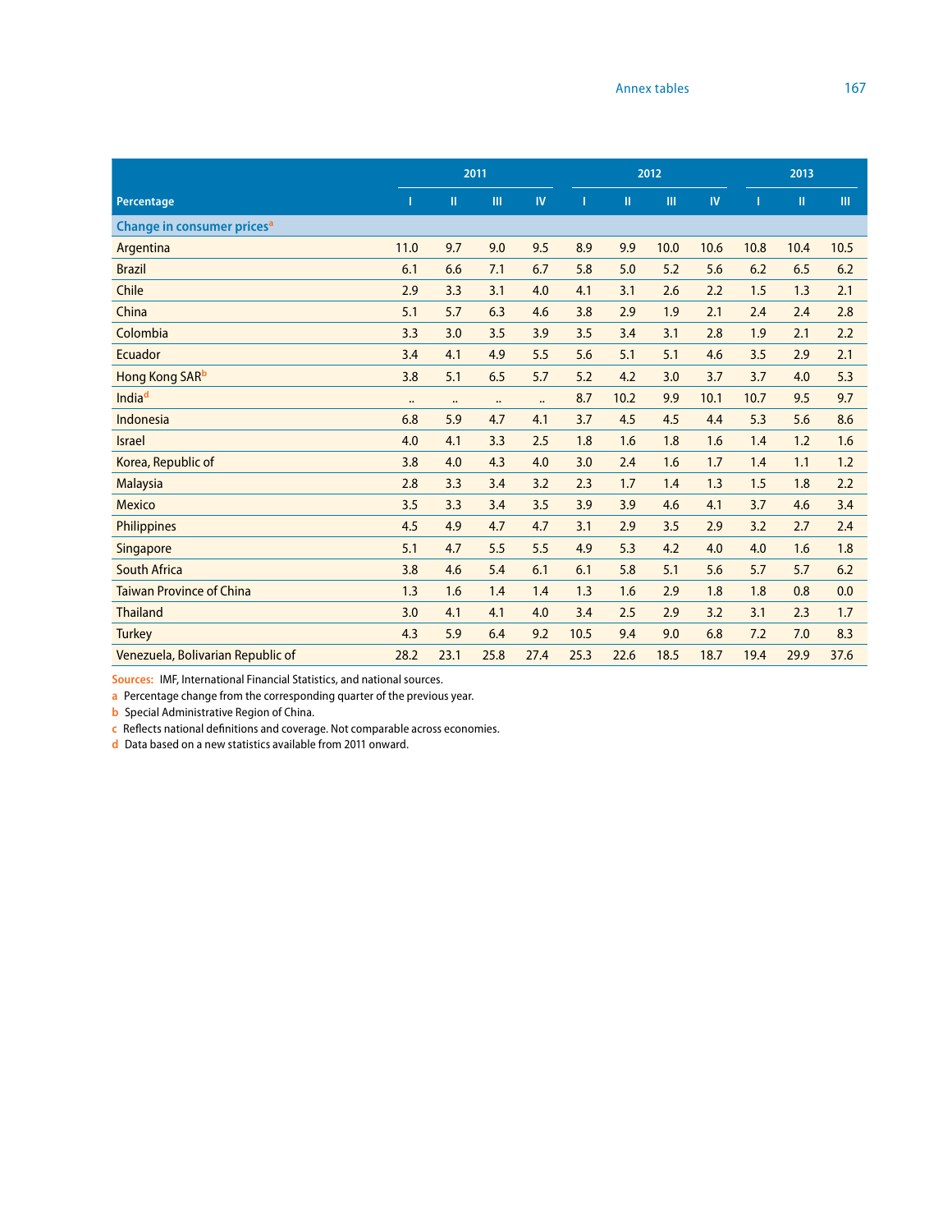| Percentage | 2011 | | | | 2012 | | | | 2013 | | |
|---|---|---|---|---|---|---|---|---|---|---|---|
| | I | II | III | IV | I | II | III | IV | I | II | III |
| **Change in consumer prices**[a] | | | | | | | | | | | |
| Argentina | 11.0 | 9.7 | 9.0 | 9.5 | 8.9 | 9.9 | 10.0 | 10.6 | 10.8 | 10.4 | 10.5 |
| Brazil | 6.1 | 6.6 | 7.1 | 6.7 | 5.8 | 5.0 | 5.2 | 5.6 | 6.2 | 6.5 | 6.2 |
| Chile | 2.9 | 3.3 | 3.1 | 4.0 | 4.1 | 3.1 | 2.6 | 2.2 | 1.5 | 1.3 | 2.1 |
| China | 5.1 | 5.7 | 6.3 | 4.6 | 3.8 | 2.9 | 1.9 | 2.1 | 2.4 | 2.4 | 2.8 |
| Colombia | 3.3 | 3.0 | 3.5 | 3.9 | 3.5 | 3.4 | 3.1 | 2.8 | 1.9 | 2.1 | 2.2 |
| Ecuador | 3.4 | 4.1 | 4.9 | 5.5 | 5.6 | 5.1 | 5.1 | 4.6 | 3.5 | 2.9 | 2.1 |
| Hong Kong SAR[b] | 3.8 | 5.1 | 6.5 | 5.7 | 5.2 | 4.2 | 3.0 | 3.7 | 3.7 | 4.0 | 5.3 |
| India[d] | .. | .. | .. | .. | 8.7 | 10.2 | 9.9 | 10.1 | 10.7 | 9.5 | 9.7 |
| Indonesia | 6.8 | 5.9 | 4.7 | 4.1 | 3.7 | 4.5 | 4.5 | 4.4 | 5.3 | 5.6 | 8.6 |
| Israel | 4.0 | 4.1 | 3.3 | 2.5 | 1.8 | 1.6 | 1.8 | 1.6 | 1.4 | 1.2 | 1.6 |
| Korea, Republic of | 3.8 | 4.0 | 4.3 | 4.0 | 3.0 | 2.4 | 1.6 | 1.7 | 1.4 | 1.1 | 1.2 |
| Malaysia | 2.8 | 3.3 | 3.4 | 3.2 | 2.3 | 1.7 | 1.4 | 1.3 | 1.5 | 1.8 | 2.2 |
| Mexico | 3.5 | 3.3 | 3.4 | 3.5 | 3.9 | 3.9 | 4.6 | 4.1 | 3.7 | 4.6 | 3.4 |
| Philippines | 4.5 | 4.9 | 4.7 | 4.7 | 3.1 | 2.9 | 3.5 | 2.9 | 3.2 | 2.7 | 2.4 |
| Singapore | 5.1 | 4.7 | 5.5 | 5.5 | 4.9 | 5.3 | 4.2 | 4.0 | 4.0 | 1.6 | 1.8 |
| South Africa | 3.8 | 4.6 | 5.4 | 6.1 | 6.1 | 5.8 | 5.1 | 5.6 | 5.7 | 5.7 | 6.2 |
| Taiwan Province of China | 1.3 | 1.6 | 1.4 | 1.4 | 1.3 | 1.6 | 2.9 | 1.8 | 1.8 | 0.8 | 0.0 |
| Thailand | 3.0 | 4.1 | 4.1 | 4.0 | 3.4 | 2.5 | 2.9 | 3.2 | 3.1 | 2.3 | 1.7 |
| Turkey | 4.3 | 5.9 | 6.4 | 9.2 | 10.5 | 9.4 | 9.0 | 6.8 | 7.2 | 7.0 | 8.3 |
| Venezuela, Bolivarian Republic of | 28.2 | 23.1 | 25.8 | 27.4 | 25.3 | 22.6 | 18.5 | 18.7 | 19.4 | 29.9 | 37.6 |

**Sources:** IMF, International Financial Statistics, and national sources.

a Percentage change from the corresponding quarter of the previous year.

b Special Administrative Region of China.

c Reflects national definitions and coverage. Not comparable across economies.

d Data based on a new statistics available from 2011 onward.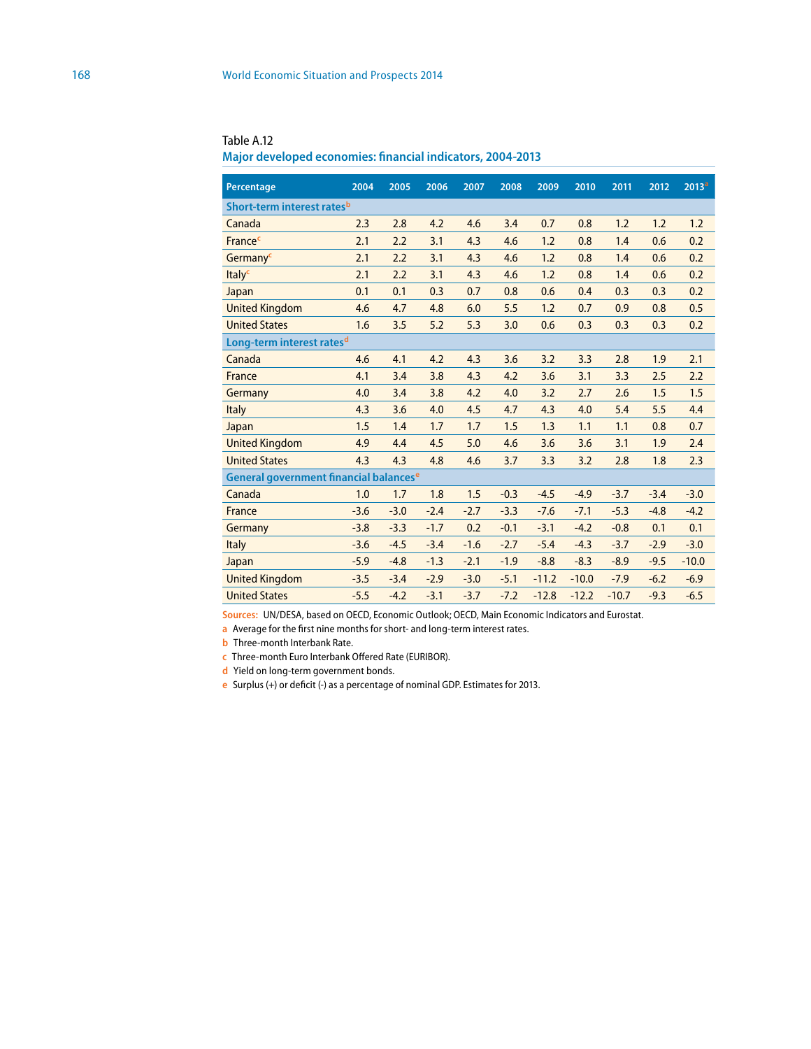Table A.12

## Major developed economies: financial indicators, 2004-2013

| Percentage | 2004 | 2005 | 2006 | 2007 | 2008 | 2009 | 2010 | 2011 | 2012 | 2013[a] |
|---|---|---|---|---|---|---|---|---|---|---|
| **Short-term interest rates[b]** | | | | | | | | | | |
| Canada | 2.3 | 2.8 | 4.2 | 4.6 | 3.4 | 0.7 | 0.8 | 1.2 | 1.2 | 1.2 |
| France[c] | 2.1 | 2.2 | 3.1 | 4.3 | 4.6 | 1.2 | 0.8 | 1.4 | 0.6 | 0.2 |
| Germany[c] | 2.1 | 2.2 | 3.1 | 4.3 | 4.6 | 1.2 | 0.8 | 1.4 | 0.6 | 0.2 |
| Italy[c] | 2.1 | 2.2 | 3.1 | 4.3 | 4.6 | 1.2 | 0.8 | 1.4 | 0.6 | 0.2 |
| Japan | 0.1 | 0.1 | 0.3 | 0.7 | 0.8 | 0.6 | 0.4 | 0.3 | 0.3 | 0.2 |
| United Kingdom | 4.6 | 4.7 | 4.8 | 6.0 | 5.5 | 1.2 | 0.7 | 0.9 | 0.8 | 0.5 |
| United States | 1.6 | 3.5 | 5.2 | 5.3 | 3.0 | 0.6 | 0.3 | 0.3 | 0.3 | 0.2 |
| **Long-term interest rates[d]** | | | | | | | | | | |
| Canada | 4.6 | 4.1 | 4.2 | 4.3 | 3.6 | 3.2 | 3.3 | 2.8 | 1.9 | 2.1 |
| France | 4.1 | 3.4 | 3.8 | 4.3 | 4.2 | 3.6 | 3.1 | 3.3 | 2.5 | 2.2 |
| Germany | 4.0 | 3.4 | 3.8 | 4.2 | 4.0 | 3.2 | 2.7 | 2.6 | 1.5 | 1.5 |
| Italy | 4.3 | 3.6 | 4.0 | 4.5 | 4.7 | 4.3 | 4.0 | 5.4 | 5.5 | 4.4 |
| Japan | 1.5 | 1.4 | 1.7 | 1.7 | 1.5 | 1.3 | 1.1 | 1.1 | 0.8 | 0.7 |
| United Kingdom | 4.9 | 4.4 | 4.5 | 5.0 | 4.6 | 3.6 | 3.6 | 3.1 | 1.9 | 2.4 |
| United States | 4.3 | 4.3 | 4.8 | 4.6 | 3.7 | 3.3 | 3.2 | 2.8 | 1.8 | 2.3 |
| **General government financial balances[e]** | | | | | | | | | | |
| Canada | 1.0 | 1.7 | 1.8 | 1.5 | -0.3 | -4.5 | -4.9 | -3.7 | -3.4 | -3.0 |
| France | -3.6 | -3.0 | -2.4 | -2.7 | -3.3 | -7.6 | -7.1 | -5.3 | -4.8 | -4.2 |
| Germany | -3.8 | -3.3 | -1.7 | 0.2 | -0.1 | -3.1 | -4.2 | -0.8 | 0.1 | 0.1 |
| Italy | -3.6 | -4.5 | -3.4 | -1.6 | -2.7 | -5.4 | -4.3 | -3.7 | -2.9 | -3.0 |
| Japan | -5.9 | -4.8 | -1.3 | -2.1 | -1.9 | -8.8 | -8.3 | -8.9 | -9.5 | -10.0 |
| United Kingdom | -3.5 | -3.4 | -2.9 | -3.0 | -5.1 | -11.2 | -10.0 | -7.9 | -6.2 | -6.9 |
| United States | -5.5 | -4.2 | -3.1 | -3.7 | -7.2 | -12.8 | -12.2 | -10.7 | -9.3 | -6.5 |

**Sources:** UN/DESA, based on OECD, Economic Outlook; OECD, Main Economic Indicators and Eurostat.

a Average for the first nine months for short- and long-term interest rates.

b Three-month Interbank Rate.

c Three-month Euro Interbank Offered Rate (EURIBOR).

d Yield on long-term government bonds.

e Surplus (+) or deficit (-) as a percentage of nominal GDP. Estimates for 2013.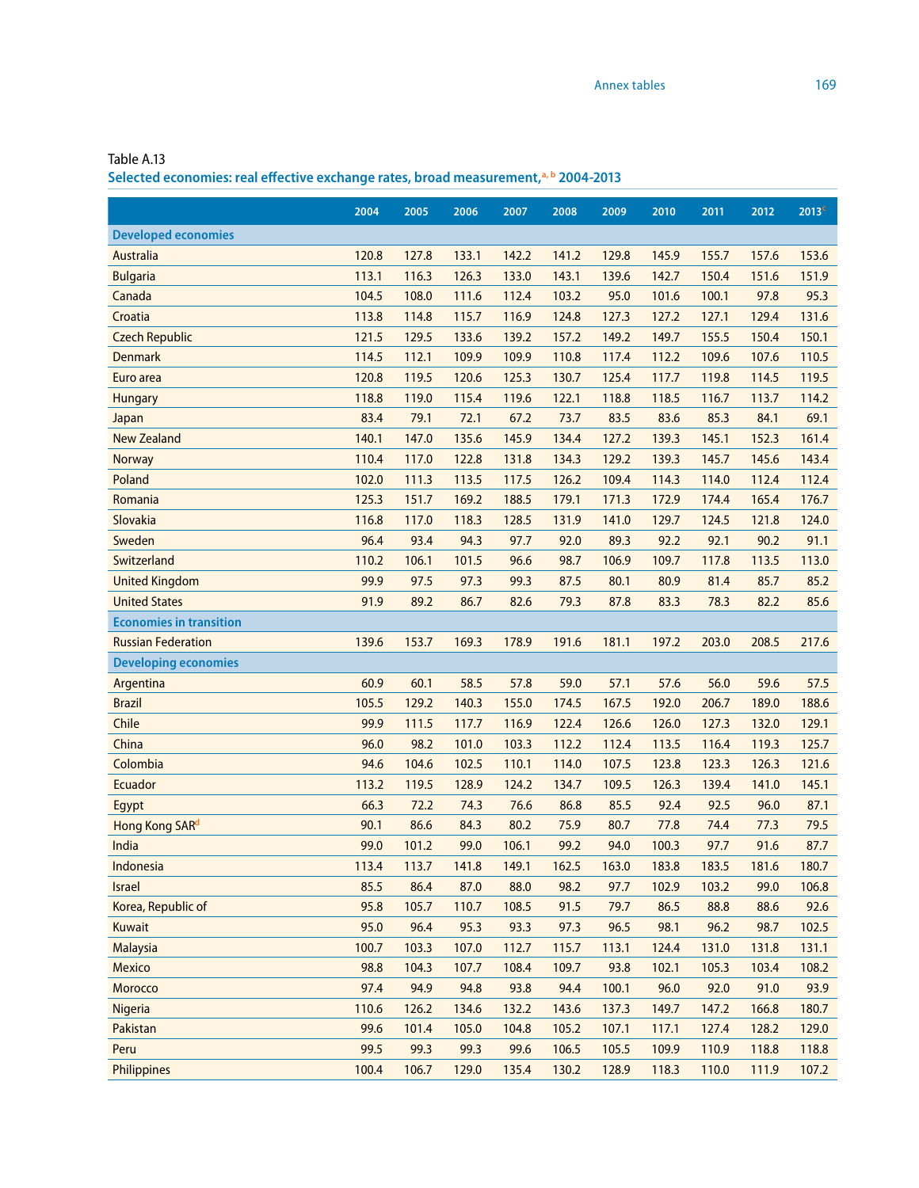Table A.13

**Selected economies: real effective exchange rates, broad measurement,[a, b] 2004-2013**

| | 2004 | 2005 | 2006 | 2007 | 2008 | 2009 | 2010 | 2011 | 2012 | 2013[c] |
|---|---|---|---|---|---|---|---|---|---|---|
| **Developed economies** | | | | | | | | | | |
| Australia | 120.8 | 127.8 | 133.1 | 142.2 | 141.2 | 129.8 | 145.9 | 155.7 | 157.6 | 153.6 |
| Bulgaria | 113.1 | 116.3 | 126.3 | 133.0 | 143.1 | 139.6 | 142.7 | 150.4 | 151.6 | 151.9 |
| Canada | 104.5 | 108.0 | 111.6 | 112.4 | 103.2 | 95.0 | 101.6 | 100.1 | 97.8 | 95.3 |
| Croatia | 113.8 | 114.8 | 115.7 | 116.9 | 124.8 | 127.3 | 127.2 | 127.1 | 129.4 | 131.6 |
| Czech Republic | 121.5 | 129.5 | 133.6 | 139.2 | 157.2 | 149.2 | 149.7 | 155.5 | 150.4 | 150.1 |
| Denmark | 114.5 | 112.1 | 109.9 | 109.9 | 110.8 | 117.4 | 112.2 | 109.6 | 107.6 | 110.5 |
| Euro area | 120.8 | 119.5 | 120.6 | 125.3 | 130.7 | 125.4 | 117.7 | 119.8 | 114.5 | 119.5 |
| Hungary | 118.8 | 119.0 | 115.4 | 119.6 | 122.1 | 118.8 | 118.5 | 116.7 | 113.7 | 114.2 |
| Japan | 83.4 | 79.1 | 72.1 | 67.2 | 73.7 | 83.5 | 83.6 | 85.3 | 84.1 | 69.1 |
| New Zealand | 140.1 | 147.0 | 135.6 | 145.9 | 134.4 | 127.2 | 139.3 | 145.1 | 152.3 | 161.4 |
| Norway | 110.4 | 117.0 | 122.8 | 131.8 | 134.3 | 129.2 | 139.3 | 145.7 | 145.6 | 143.4 |
| Poland | 102.0 | 111.3 | 113.5 | 117.5 | 126.2 | 109.4 | 114.3 | 114.0 | 112.4 | 112.4 |
| Romania | 125.3 | 151.7 | 169.2 | 188.5 | 179.1 | 171.3 | 172.9 | 174.4 | 165.4 | 176.7 |
| Slovakia | 116.8 | 117.0 | 118.3 | 128.5 | 131.9 | 141.0 | 129.7 | 124.5 | 121.8 | 124.0 |
| Sweden | 96.4 | 93.4 | 94.3 | 97.7 | 92.0 | 89.3 | 92.2 | 92.1 | 90.2 | 91.1 |
| Switzerland | 110.2 | 106.1 | 101.5 | 96.6 | 98.7 | 106.9 | 109.7 | 117.8 | 113.5 | 113.0 |
| United Kingdom | 99.9 | 97.5 | 97.3 | 99.3 | 87.5 | 80.1 | 80.9 | 81.4 | 85.7 | 85.2 |
| United States | 91.9 | 89.2 | 86.7 | 82.6 | 79.3 | 87.8 | 83.3 | 78.3 | 82.2 | 85.6 |
| **Economies in transition** | | | | | | | | | | |
| Russian Federation | 139.6 | 153.7 | 169.3 | 178.9 | 191.6 | 181.1 | 197.2 | 203.0 | 208.5 | 217.6 |
| **Developing economies** | | | | | | | | | | |
| Argentina | 60.9 | 60.1 | 58.5 | 57.8 | 59.0 | 57.1 | 57.6 | 56.0 | 59.6 | 57.5 |
| Brazil | 105.5 | 129.2 | 140.3 | 155.0 | 174.5 | 167.5 | 192.0 | 206.7 | 189.0 | 188.6 |
| Chile | 99.9 | 111.5 | 117.7 | 116.9 | 122.4 | 126.6 | 126.0 | 127.3 | 132.0 | 129.1 |
| China | 96.0 | 98.2 | 101.0 | 103.3 | 112.2 | 112.4 | 113.5 | 116.4 | 119.3 | 125.7 |
| Colombia | 94.6 | 104.6 | 102.5 | 110.1 | 114.0 | 107.5 | 123.8 | 123.3 | 126.3 | 121.6 |
| Ecuador | 113.2 | 119.5 | 128.9 | 124.2 | 134.7 | 109.5 | 126.3 | 139.4 | 141.0 | 145.1 |
| Egypt | 66.3 | 72.2 | 74.3 | 76.6 | 86.8 | 85.5 | 92.4 | 92.5 | 96.0 | 87.1 |
| Hong Kong SAR[d] | 90.1 | 86.6 | 84.3 | 80.2 | 75.9 | 80.7 | 77.8 | 74.4 | 77.3 | 79.5 |
| India | 99.0 | 101.2 | 99.0 | 106.1 | 99.2 | 94.0 | 100.3 | 97.7 | 91.6 | 87.7 |
| Indonesia | 113.4 | 113.7 | 141.8 | 149.1 | 162.5 | 163.0 | 183.8 | 183.5 | 181.6 | 180.7 |
| Israel | 85.5 | 86.4 | 87.0 | 88.0 | 98.2 | 97.7 | 102.9 | 103.2 | 99.0 | 106.8 |
| Korea, Republic of | 95.8 | 105.7 | 110.7 | 108.5 | 91.5 | 79.7 | 86.5 | 88.8 | 88.6 | 92.6 |
| Kuwait | 95.0 | 96.4 | 95.3 | 93.3 | 97.3 | 96.5 | 98.1 | 96.2 | 98.7 | 102.5 |
| Malaysia | 100.7 | 103.3 | 107.0 | 112.7 | 115.7 | 113.1 | 124.4 | 131.0 | 131.8 | 131.1 |
| Mexico | 98.8 | 104.3 | 107.7 | 108.4 | 109.7 | 93.8 | 102.1 | 105.3 | 103.4 | 108.2 |
| Morocco | 97.4 | 94.9 | 94.8 | 93.8 | 94.4 | 100.1 | 96.0 | 92.0 | 91.0 | 93.9 |
| Nigeria | 110.6 | 126.2 | 134.6 | 132.2 | 143.6 | 137.3 | 149.7 | 147.2 | 166.8 | 180.7 |
| Pakistan | 99.6 | 101.4 | 105.0 | 104.8 | 105.2 | 107.1 | 117.1 | 127.4 | 128.2 | 129.0 |
| Peru | 99.5 | 99.3 | 99.3 | 99.6 | 106.5 | 105.5 | 109.9 | 110.9 | 118.8 | 118.8 |
| Philippines | 100.4 | 106.7 | 129.0 | 135.4 | 130.2 | 128.9 | 118.3 | 110.0 | 111.9 | 107.2 |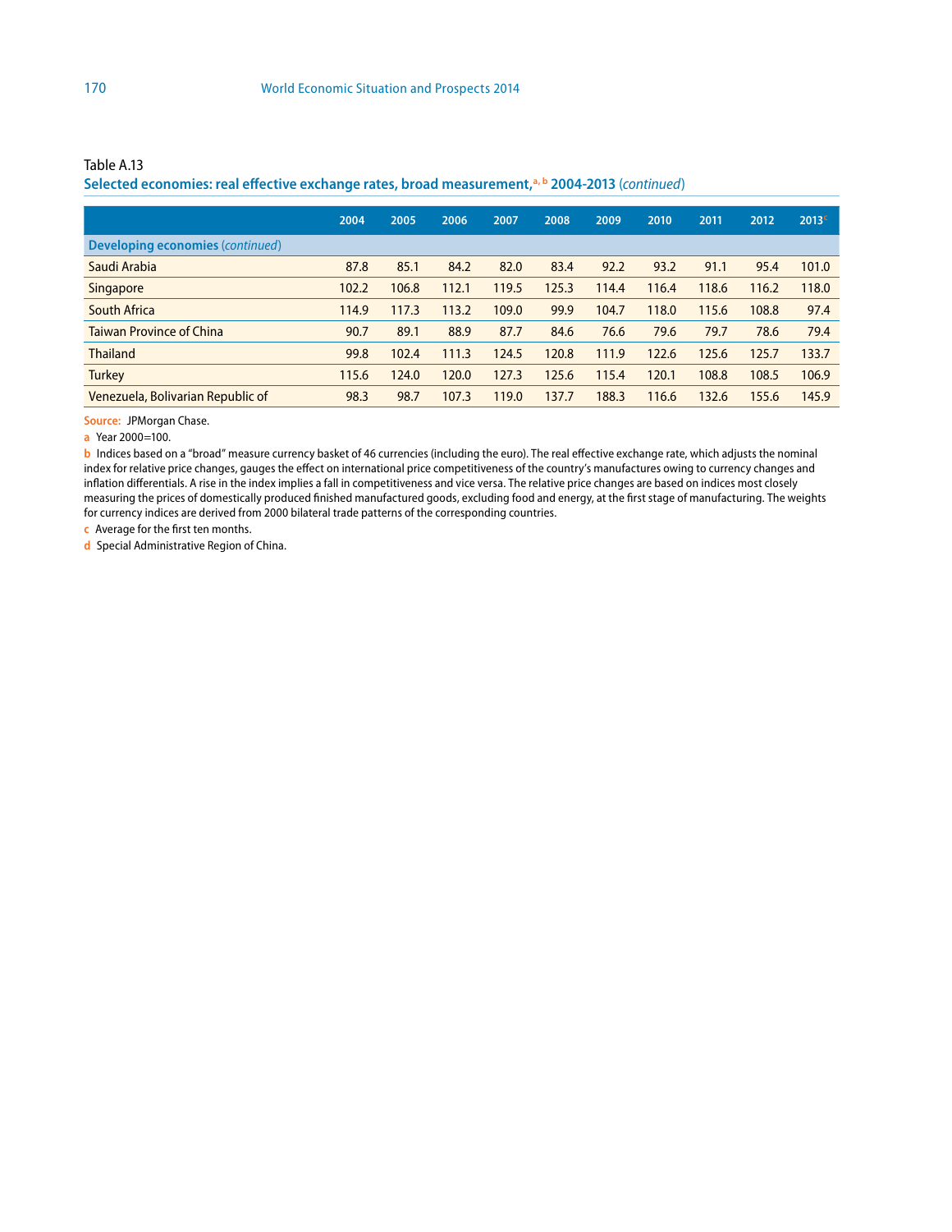Table A.13

**Selected economies: real effective exchange rates, broad measurement,[a, b] 2004-2013** (*continued*)

| | 2004 | 2005 | 2006 | 2007 | 2008 | 2009 | 2010 | 2011 | 2012 | 2013[c] |
|---|---|---|---|---|---|---|---|---|---|---|
| **Developing economies** (*continued*) | | | | | | | | | | |
| Saudi Arabia | 87.8 | 85.1 | 84.2 | 82.0 | 83.4 | 92.2 | 93.2 | 91.1 | 95.4 | 101.0 |
| Singapore | 102.2 | 106.8 | 112.1 | 119.5 | 125.3 | 114.4 | 116.4 | 118.6 | 116.2 | 118.0 |
| South Africa | 114.9 | 117.3 | 113.2 | 109.0 | 99.9 | 104.7 | 118.0 | 115.6 | 108.8 | 97.4 |
| Taiwan Province of China | 90.7 | 89.1 | 88.9 | 87.7 | 84.6 | 76.6 | 79.6 | 79.7 | 78.6 | 79.4 |
| Thailand | 99.8 | 102.4 | 111.3 | 124.5 | 120.8 | 111.9 | 122.6 | 125.6 | 125.7 | 133.7 |
| Turkey | 115.6 | 124.0 | 120.0 | 127.3 | 125.6 | 115.4 | 120.1 | 108.8 | 108.5 | 106.9 |
| Venezuela, Bolivarian Republic of | 98.3 | 98.7 | 107.3 | 119.0 | 137.7 | 188.3 | 116.6 | 132.6 | 155.6 | 145.9 |

**Source:** JPMorgan Chase.

a Year 2000=100.

b Indices based on a "broad" measure currency basket of 46 currencies (including the euro). The real effective exchange rate, which adjusts the nominal index for relative price changes, gauges the effect on international price competitiveness of the country's manufactures owing to currency changes and inflation differentials. A rise in the index implies a fall in competitiveness and vice versa. The relative price changes are based on indices most closely measuring the prices of domestically produced finished manufactured goods, excluding food and energy, at the first stage of manufacturing. The weights for currency indices are derived from 2000 bilateral trade patterns of the corresponding countries.

c Average for the first ten months.

d Special Administrative Region of China.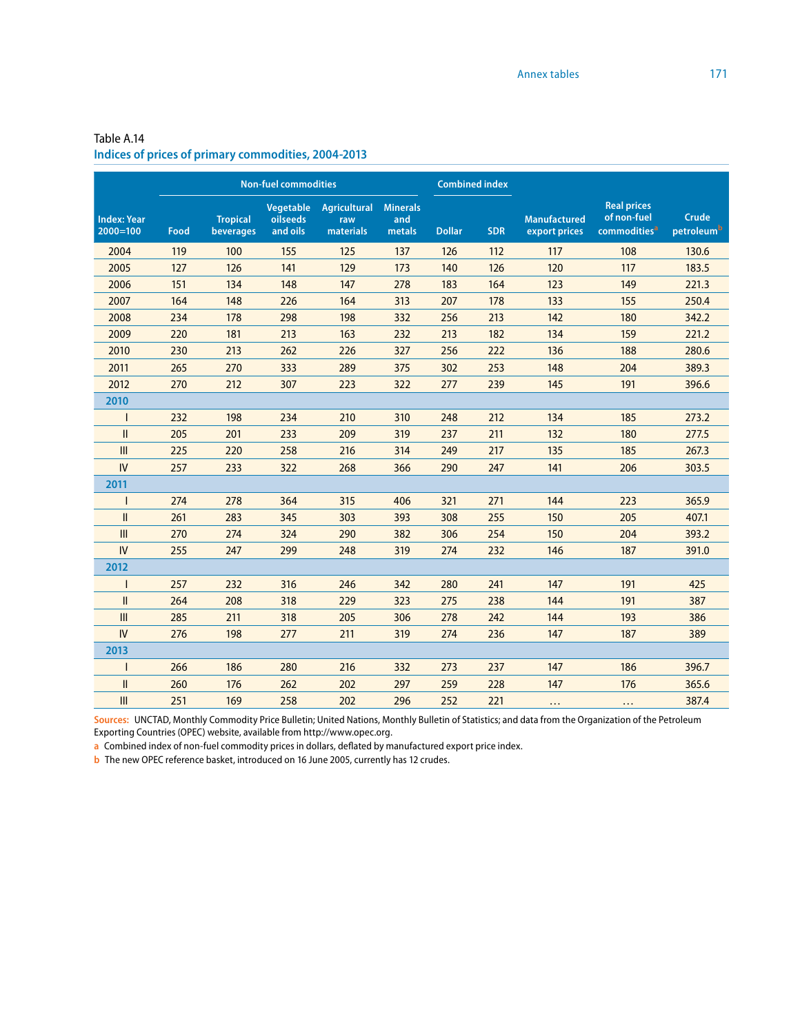Table A.14

## Indices of prices of primary commodities, 2004-2013

| Index: Year 2000=100 | Non-fuel commodities | | | | | Combined index | | Manufactured export prices | Real prices of non-fuel commodities[a] | Crude petroleum[b] |
|---|---|---|---|---|---|---|---|---|---|---|
| | Food | Tropical beverages | Vegetable oilseeds and oils | Agricultural raw materials | Minerals and metals | Dollar | SDR | | | |
| 2004 | 119 | 100 | 155 | 125 | 137 | 126 | 112 | 117 | 108 | 130.6 |
| 2005 | 127 | 126 | 141 | 129 | 173 | 140 | 126 | 120 | 117 | 183.5 |
| 2006 | 151 | 134 | 148 | 147 | 278 | 183 | 164 | 123 | 149 | 221.3 |
| 2007 | 164 | 148 | 226 | 164 | 313 | 207 | 178 | 133 | 155 | 250.4 |
| 2008 | 234 | 178 | 298 | 198 | 332 | 256 | 213 | 142 | 180 | 342.2 |
| 2009 | 220 | 181 | 213 | 163 | 232 | 213 | 182 | 134 | 159 | 221.2 |
| 2010 | 230 | 213 | 262 | 226 | 327 | 256 | 222 | 136 | 188 | 280.6 |
| 2011 | 265 | 270 | 333 | 289 | 375 | 302 | 253 | 148 | 204 | 389.3 |
| 2012 | 270 | 212 | 307 | 223 | 322 | 277 | 239 | 145 | 191 | 396.6 |
| **2010** | | | | | | | | | | |
| I | 232 | 198 | 234 | 210 | 310 | 248 | 212 | 134 | 185 | 273.2 |
| II | 205 | 201 | 233 | 209 | 319 | 237 | 211 | 132 | 180 | 277.5 |
| III | 225 | 220 | 258 | 216 | 314 | 249 | 217 | 135 | 185 | 267.3 |
| IV | 257 | 233 | 322 | 268 | 366 | 290 | 247 | 141 | 206 | 303.5 |
| **2011** | | | | | | | | | | |
| I | 274 | 278 | 364 | 315 | 406 | 321 | 271 | 144 | 223 | 365.9 |
| II | 261 | 283 | 345 | 303 | 393 | 308 | 255 | 150 | 205 | 407.1 |
| III | 270 | 274 | 324 | 290 | 382 | 306 | 254 | 150 | 204 | 393.2 |
| IV | 255 | 247 | 299 | 248 | 319 | 274 | 232 | 146 | 187 | 391.0 |
| **2012** | | | | | | | | | | |
| I | 257 | 232 | 316 | 246 | 342 | 280 | 241 | 147 | 191 | 425 |
| II | 264 | 208 | 318 | 229 | 323 | 275 | 238 | 144 | 191 | 387 |
| III | 285 | 211 | 318 | 205 | 306 | 278 | 242 | 144 | 193 | 386 |
| IV | 276 | 198 | 277 | 211 | 319 | 274 | 236 | 147 | 187 | 389 |
| **2013** | | | | | | | | | | |
| I | 266 | 186 | 280 | 216 | 332 | 273 | 237 | 147 | 186 | 396.7 |
| II | 260 | 176 | 262 | 202 | 297 | 259 | 228 | 147 | 176 | 365.6 |
| III | 251 | 169 | 258 | 202 | 296 | 252 | 221 | … | … | 387.4 |

**Sources:** UNCTAD, Monthly Commodity Price Bulletin; United Nations, Monthly Bulletin of Statistics; and data from the Organization of the Petroleum Exporting Countries (OPEC) website, available from http://www.opec.org.

a Combined index of non-fuel commodity prices in dollars, deflated by manufactured export price index.

b The new OPEC reference basket, introduced on 16 June 2005, currently has 12 crudes.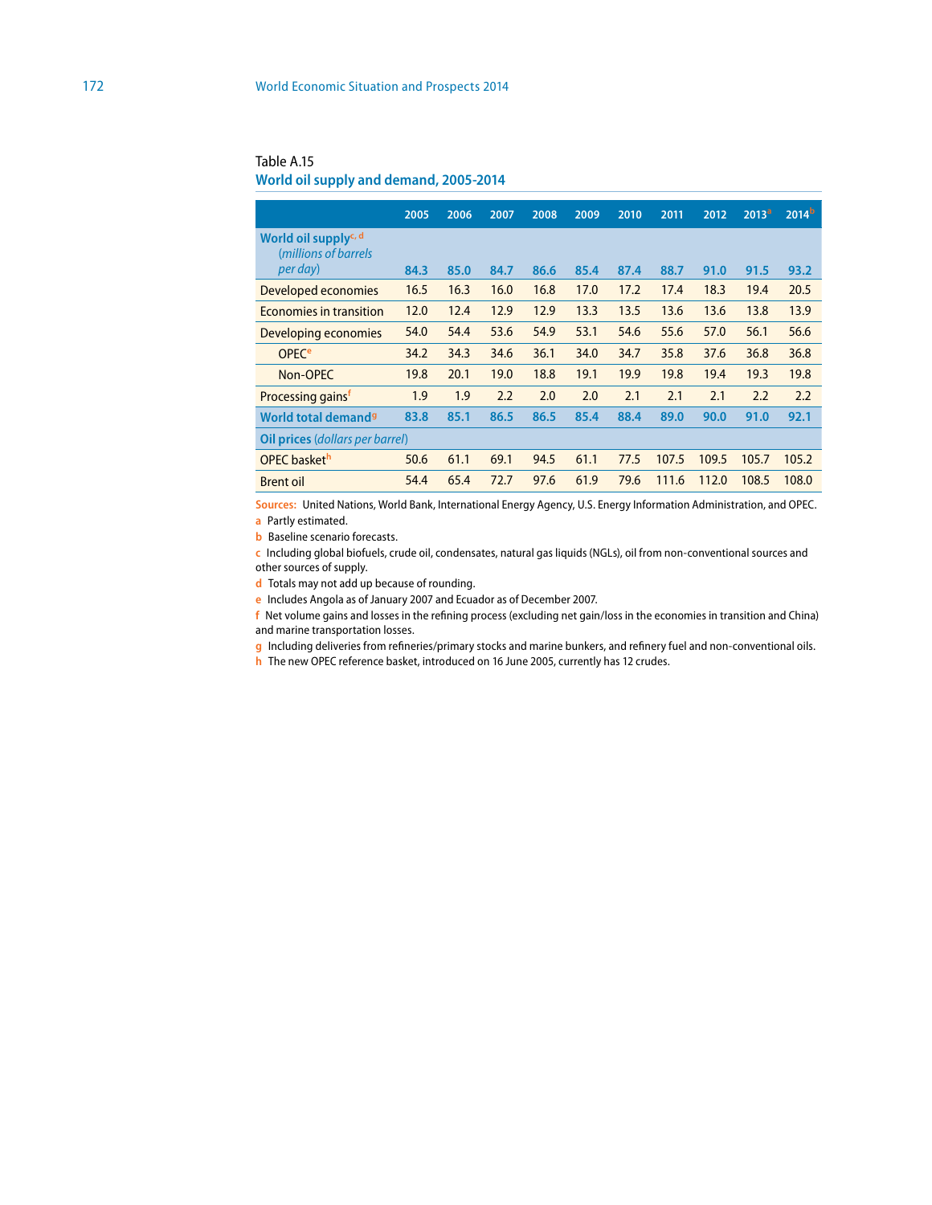Table A.15

## World oil supply and demand, 2005-2014

| | 2005 | 2006 | 2007 | 2008 | 2009 | 2010 | 2011 | 2012 | 2013[a] | 2014[b] |
|---|---|---|---|---|---|---|---|---|---|---|
| **World oil supply**[c, d] (*millions of barrels per day*) | **84.3** | **85.0** | **84.7** | **86.6** | **85.4** | **87.4** | **88.7** | **91.0** | **91.5** | **93.2** |
| Developed economies | 16.5 | 16.3 | 16.0 | 16.8 | 17.0 | 17.2 | 17.4 | 18.3 | 19.4 | 20.5 |
| Economies in transition | 12.0 | 12.4 | 12.9 | 12.9 | 13.3 | 13.5 | 13.6 | 13.6 | 13.8 | 13.9 |
| Developing economies | 54.0 | 54.4 | 53.6 | 54.9 | 53.1 | 54.6 | 55.6 | 57.0 | 56.1 | 56.6 |
| OPEC[e] | 34.2 | 34.3 | 34.6 | 36.1 | 34.0 | 34.7 | 35.8 | 37.6 | 36.8 | 36.8 |
| Non-OPEC | 19.8 | 20.1 | 19.0 | 18.8 | 19.1 | 19.9 | 19.8 | 19.4 | 19.3 | 19.8 |
| Processing gains[f] | 1.9 | 1.9 | 2.2 | 2.0 | 2.0 | 2.1 | 2.1 | 2.1 | 2.2 | 2.2 |
| **World total demand**[g] | **83.8** | **85.1** | **86.5** | **86.5** | **85.4** | **88.4** | **89.0** | **90.0** | **91.0** | **92.1** |
| **Oil prices** (*dollars per barrel*) | | | | | | | | | | |
| OPEC basket[h] | 50.6 | 61.1 | 69.1 | 94.5 | 61.1 | 77.5 | 107.5 | 109.5 | 105.7 | 105.2 |
| Brent oil | 54.4 | 65.4 | 72.7 | 97.6 | 61.9 | 79.6 | 111.6 | 112.0 | 108.5 | 108.0 |

**Sources:** United Nations, World Bank, International Energy Agency, U.S. Energy Information Administration, and OPEC.

a Partly estimated.

b Baseline scenario forecasts.

c Including global biofuels, crude oil, condensates, natural gas liquids (NGLs), oil from non-conventional sources and other sources of supply.

d Totals may not add up because of rounding.

e Includes Angola as of January 2007 and Ecuador as of December 2007.

f Net volume gains and losses in the refining process (excluding net gain/loss in the economies in transition and China) and marine transportation losses.

g Including deliveries from refineries/primary stocks and marine bunkers, and refinery fuel and non-conventional oils.

h The new OPEC reference basket, introduced on 16 June 2005, currently has 12 crudes.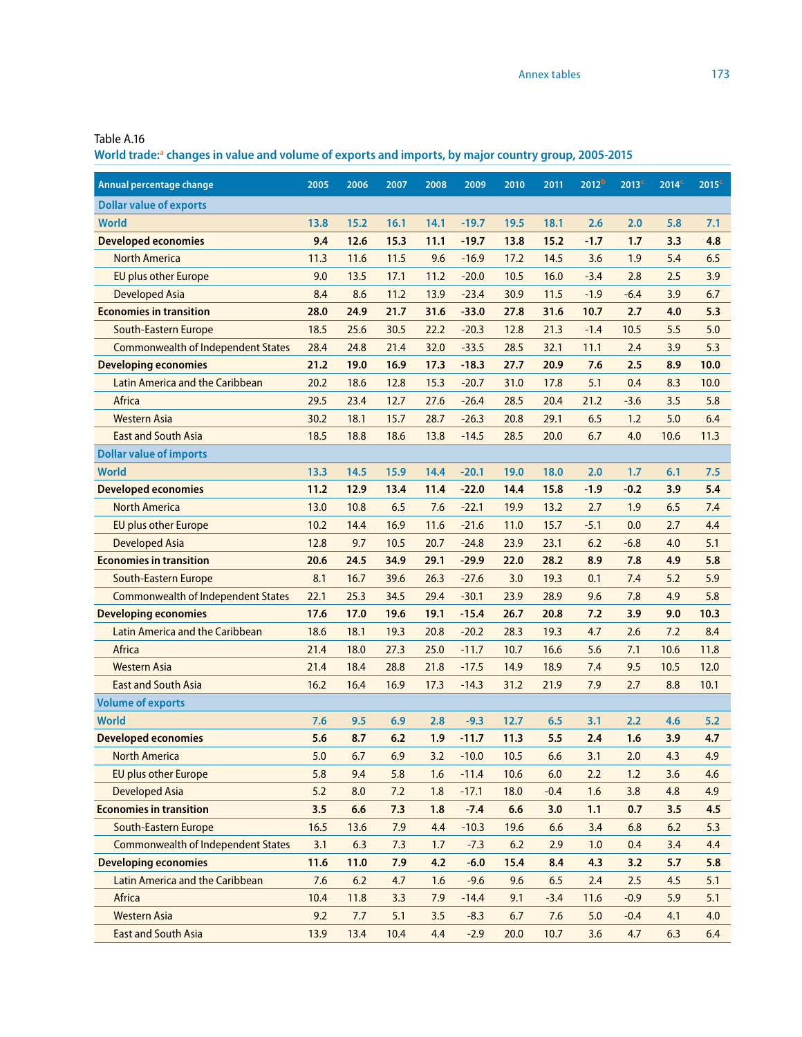Table A.16

**World trade:[a] changes in value and volume of exports and imports, by major country group, 2005-2015**

| Annual percentage change | 2005 | 2006 | 2007 | 2008 | 2009 | 2010 | 2011 | 2012[b] | 2013[c] | 2014[c] | 2015[c] |
|---|---|---|---|---|---|---|---|---|---|---|---|
| **Dollar value of exports** | | | | | | | | | | | |
| **World** | 13.8 | 15.2 | 16.1 | 14.1 | -19.7 | 19.5 | 18.1 | 2.6 | 2.0 | 5.8 | 7.1 |
| **Developed economies** | **9.4** | **12.6** | **15.3** | **11.1** | **-19.7** | **13.8** | **15.2** | **-1.7** | **1.7** | **3.3** | **4.8** |
| North America | 11.3 | 11.6 | 11.5 | 9.6 | -16.9 | 17.2 | 14.5 | 3.6 | 1.9 | 5.4 | 6.5 |
| EU plus other Europe | 9.0 | 13.5 | 17.1 | 11.2 | -20.0 | 10.5 | 16.0 | -3.4 | 2.8 | 2.5 | 3.9 |
| Developed Asia | 8.4 | 8.6 | 11.2 | 13.9 | -23.4 | 30.9 | 11.5 | -1.9 | -6.4 | 3.9 | 6.7 |
| **Economies in transition** | **28.0** | **24.9** | **21.7** | **31.6** | **-33.0** | **27.8** | **31.6** | **10.7** | **2.7** | **4.0** | **5.3** |
| South-Eastern Europe | 18.5 | 25.6 | 30.5 | 22.2 | -20.3 | 12.8 | 21.3 | -1.4 | 10.5 | 5.5 | 5.0 |
| Commonwealth of Independent States | 28.4 | 24.8 | 21.4 | 32.0 | -33.5 | 28.5 | 32.1 | 11.1 | 2.4 | 3.9 | 5.3 |
| **Developing economies** | **21.2** | **19.0** | **16.9** | **17.3** | **-18.3** | **27.7** | **20.9** | **7.6** | **2.5** | **8.9** | **10.0** |
| Latin America and the Caribbean | 20.2 | 18.6 | 12.8 | 15.3 | -20.7 | 31.0 | 17.8 | 5.1 | 0.4 | 8.3 | 10.0 |
| Africa | 29.5 | 23.4 | 12.7 | 27.6 | -26.4 | 28.5 | 20.4 | 21.2 | -3.6 | 3.5 | 5.8 |
| Western Asia | 30.2 | 18.1 | 15.7 | 28.7 | -26.3 | 20.8 | 29.1 | 6.5 | 1.2 | 5.0 | 6.4 |
| East and South Asia | 18.5 | 18.8 | 18.6 | 13.8 | -14.5 | 28.5 | 20.0 | 6.7 | 4.0 | 10.6 | 11.3 |
| **Dollar value of imports** | | | | | | | | | | | |
| **World** | 13.3 | 14.5 | 15.9 | 14.4 | -20.1 | 19.0 | 18.0 | 2.0 | 1.7 | 6.1 | 7.5 |
| **Developed economies** | **11.2** | **12.9** | **13.4** | **11.4** | **-22.0** | **14.4** | **15.8** | **-1.9** | **-0.2** | **3.9** | **5.4** |
| North America | 13.0 | 10.8 | 6.5 | 7.6 | -22.1 | 19.9 | 13.2 | 2.7 | 1.9 | 6.5 | 7.4 |
| EU plus other Europe | 10.2 | 14.4 | 16.9 | 11.6 | -21.6 | 11.0 | 15.7 | -5.1 | 0.0 | 2.7 | 4.4 |
| Developed Asia | 12.8 | 9.7 | 10.5 | 20.7 | -24.8 | 23.9 | 23.1 | 6.2 | -6.8 | 4.0 | 5.1 |
| **Economies in transition** | **20.6** | **24.5** | **34.9** | **29.1** | **-29.9** | **22.0** | **28.2** | **8.9** | **7.8** | **4.9** | **5.8** |
| South-Eastern Europe | 8.1 | 16.7 | 39.6 | 26.3 | -27.6 | 3.0 | 19.3 | 0.1 | 7.4 | 5.2 | 5.9 |
| Commonwealth of Independent States | 22.1 | 25.3 | 34.5 | 29.4 | -30.1 | 23.9 | 28.9 | 9.6 | 7.8 | 4.9 | 5.8 |
| **Developing economies** | **17.6** | **17.0** | **19.6** | **19.1** | **-15.4** | **26.7** | **20.8** | **7.2** | **3.9** | **9.0** | **10.3** |
| Latin America and the Caribbean | 18.6 | 18.1 | 19.3 | 20.8 | -20.2 | 28.3 | 19.3 | 4.7 | 2.6 | 7.2 | 8.4 |
| Africa | 21.4 | 18.0 | 27.3 | 25.0 | -11.7 | 10.7 | 16.6 | 5.6 | 7.1 | 10.6 | 11.8 |
| Western Asia | 21.4 | 18.4 | 28.8 | 21.8 | -17.5 | 14.9 | 18.9 | 7.4 | 9.5 | 10.5 | 12.0 |
| East and South Asia | 16.2 | 16.4 | 16.9 | 17.3 | -14.3 | 31.2 | 21.9 | 7.9 | 2.7 | 8.8 | 10.1 |
| **Volume of exports** | | | | | | | | | | | |
| **World** | 7.6 | 9.5 | 6.9 | 2.8 | -9.3 | 12.7 | 6.5 | 3.1 | 2.2 | 4.6 | 5.2 |
| **Developed economies** | **5.6** | **8.7** | **6.2** | **1.9** | **-11.7** | **11.3** | **5.5** | **2.4** | **1.6** | **3.9** | **4.7** |
| North America | 5.0 | 6.7 | 6.9 | 3.2 | -10.0 | 10.5 | 6.6 | 3.1 | 2.0 | 4.3 | 4.9 |
| EU plus other Europe | 5.8 | 9.4 | 5.8 | 1.6 | -11.4 | 10.6 | 6.0 | 2.2 | 1.2 | 3.6 | 4.6 |
| Developed Asia | 5.2 | 8.0 | 7.2 | 1.8 | -17.1 | 18.0 | -0.4 | 1.6 | 3.8 | 4.8 | 4.9 |
| **Economies in transition** | **3.5** | **6.6** | **7.3** | **1.8** | **-7.4** | **6.6** | **3.0** | **1.1** | **0.7** | **3.5** | **4.5** |
| South-Eastern Europe | 16.5 | 13.6 | 7.9 | 4.4 | -10.3 | 19.6 | 6.6 | 3.4 | 6.8 | 6.2 | 5.3 |
| Commonwealth of Independent States | 3.1 | 6.3 | 7.3 | 1.7 | -7.3 | 6.2 | 2.9 | 1.0 | 0.4 | 3.4 | 4.4 |
| **Developing economies** | **11.6** | **11.0** | **7.9** | **4.2** | **-6.0** | **15.4** | **8.4** | **4.3** | **3.2** | **5.7** | **5.8** |
| Latin America and the Caribbean | 7.6 | 6.2 | 4.7 | 1.6 | -9.6 | 9.6 | 6.5 | 2.4 | 2.5 | 4.5 | 5.1 |
| Africa | 10.4 | 11.8 | 3.3 | 7.9 | -14.4 | 9.1 | -3.4 | 11.6 | -0.9 | 5.9 | 5.1 |
| Western Asia | 9.2 | 7.7 | 5.1 | 3.5 | -8.3 | 6.7 | 7.6 | 5.0 | -0.4 | 4.1 | 4.0 |
| East and South Asia | 13.9 | 13.4 | 10.4 | 4.4 | -2.9 | 20.0 | 10.7 | 3.6 | 4.7 | 6.3 | 6.4 |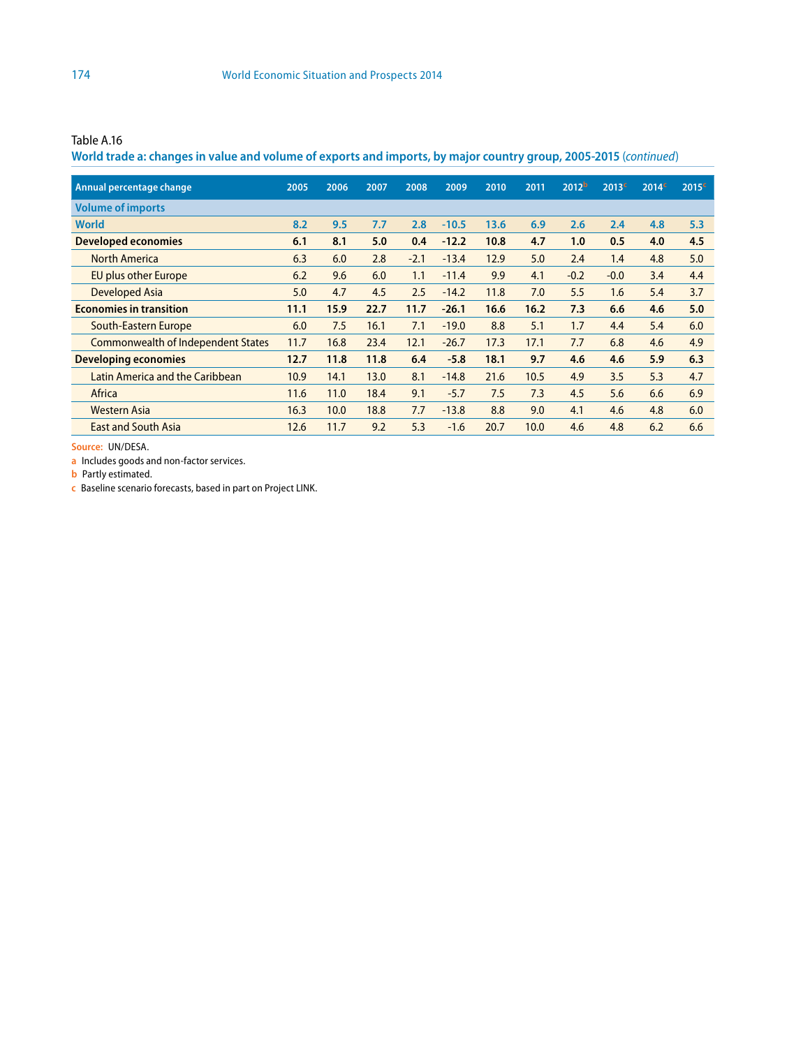Table A.16

**World trade a: changes in value and volume of exports and imports, by major country group, 2005-2015** (*continued*)

| Annual percentage change | 2005 | 2006 | 2007 | 2008 | 2009 | 2010 | 2011 | 2012[b] | 2013[c] | 2014[c] | 2015[c] |
|---|---|---|---|---|---|---|---|---|---|---|---|
| **Volume of imports** | | | | | | | | | | | |
| **World** | **8.2** | **9.5** | **7.7** | **2.8** | **-10.5** | **13.6** | **6.9** | **2.6** | **2.4** | **4.8** | **5.3** |
| **Developed economies** | **6.1** | **8.1** | **5.0** | **0.4** | **-12.2** | **10.8** | **4.7** | **1.0** | **0.5** | **4.0** | **4.5** |
| North America | 6.3 | 6.0 | 2.8 | -2.1 | -13.4 | 12.9 | 5.0 | 2.4 | 1.4 | 4.8 | 5.0 |
| EU plus other Europe | 6.2 | 9.6 | 6.0 | 1.1 | -11.4 | 9.9 | 4.1 | -0.2 | -0.0 | 3.4 | 4.4 |
| Developed Asia | 5.0 | 4.7 | 4.5 | 2.5 | -14.2 | 11.8 | 7.0 | 5.5 | 1.6 | 5.4 | 3.7 |
| **Economies in transition** | **11.1** | **15.9** | **22.7** | **11.7** | **-26.1** | **16.6** | **16.2** | **7.3** | **6.6** | **4.6** | **5.0** |
| South-Eastern Europe | 6.0 | 7.5 | 16.1 | 7.1 | -19.0 | 8.8 | 5.1 | 1.7 | 4.4 | 5.4 | 6.0 |
| Commonwealth of Independent States | 11.7 | 16.8 | 23.4 | 12.1 | -26.7 | 17.3 | 17.1 | 7.7 | 6.8 | 4.6 | 4.9 |
| **Developing economies** | **12.7** | **11.8** | **11.8** | **6.4** | **-5.8** | **18.1** | **9.7** | **4.6** | **4.6** | **5.9** | **6.3** |
| Latin America and the Caribbean | 10.9 | 14.1 | 13.0 | 8.1 | -14.8 | 21.6 | 10.5 | 4.9 | 3.5 | 5.3 | 4.7 |
| Africa | 11.6 | 11.0 | 18.4 | 9.1 | -5.7 | 7.5 | 7.3 | 4.5 | 5.6 | 6.6 | 6.9 |
| Western Asia | 16.3 | 10.0 | 18.8 | 7.7 | -13.8 | 8.8 | 9.0 | 4.1 | 4.6 | 4.8 | 6.0 |
| East and South Asia | 12.6 | 11.7 | 9.2 | 5.3 | -1.6 | 20.7 | 10.0 | 4.6 | 4.8 | 6.2 | 6.6 |

**Source:** UN/DESA.

a Includes goods and non-factor services.

b Partly estimated.

c Baseline scenario forecasts, based in part on Project LINK.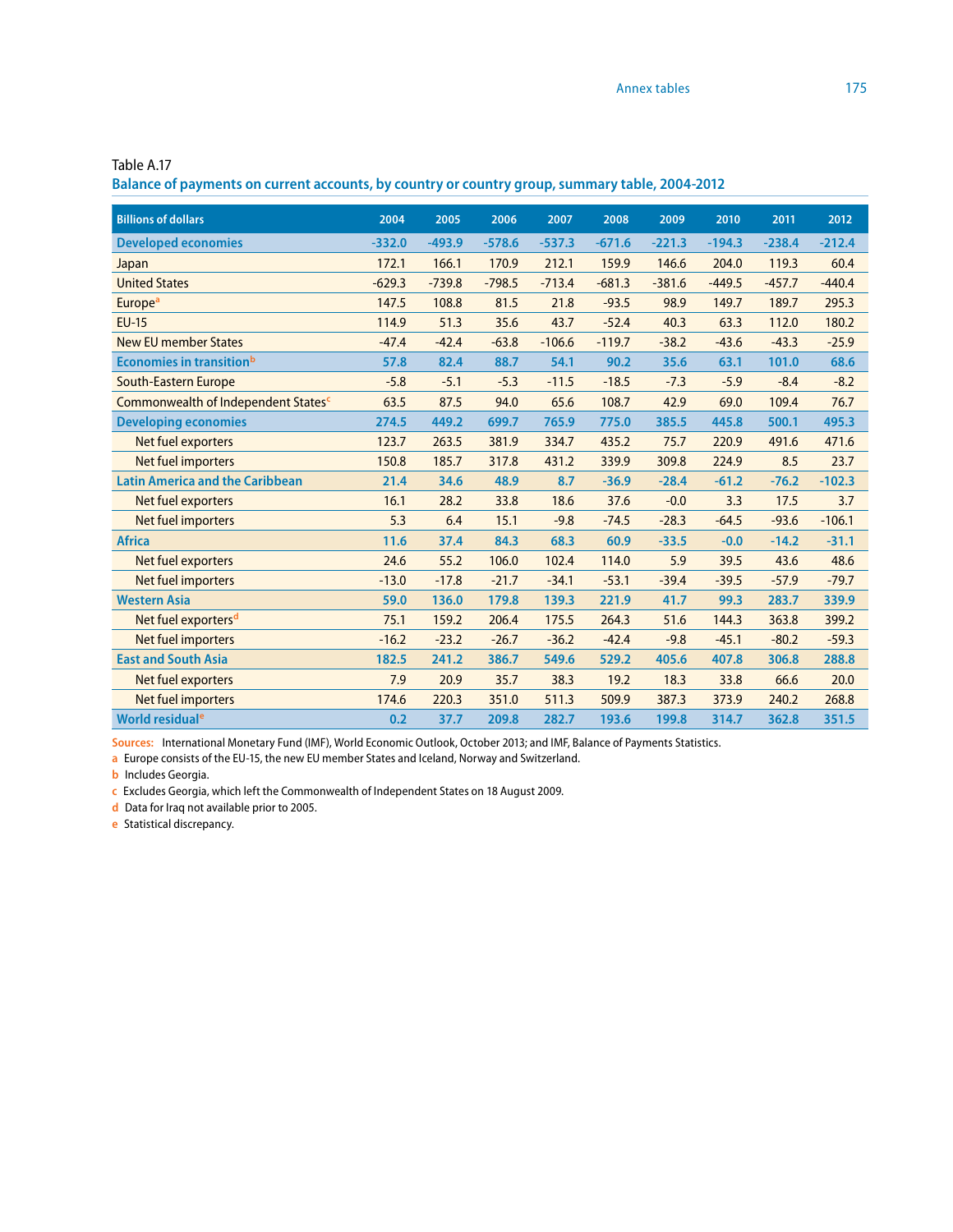Table A.17

**Balance of payments on current accounts, by country or country group, summary table, 2004-2012**

| Billions of dollars | 2004 | 2005 | 2006 | 2007 | 2008 | 2009 | 2010 | 2011 | 2012 |
|---|---|---|---|---|---|---|---|---|---|
| **Developed economies** | **-332.0** | **-493.9** | **-578.6** | **-537.3** | **-671.6** | **-221.3** | **-194.3** | **-238.4** | **-212.4** |
| Japan | 172.1 | 166.1 | 170.9 | 212.1 | 159.9 | 146.6 | 204.0 | 119.3 | 60.4 |
| United States | -629.3 | -739.8 | -798.5 | -713.4 | -681.3 | -381.6 | -449.5 | -457.7 | -440.4 |
| Europe[a] | 147.5 | 108.8 | 81.5 | 21.8 | -93.5 | 98.9 | 149.7 | 189.7 | 295.3 |
| EU-15 | 114.9 | 51.3 | 35.6 | 43.7 | -52.4 | 40.3 | 63.3 | 112.0 | 180.2 |
| New EU member States | -47.4 | -42.4 | -63.8 | -106.6 | -119.7 | -38.2 | -43.6 | -43.3 | -25.9 |
| **Economies in transition[b]** | **57.8** | **82.4** | **88.7** | **54.1** | **90.2** | **35.6** | **63.1** | **101.0** | **68.6** |
| South-Eastern Europe | -5.8 | -5.1 | -5.3 | -11.5 | -18.5 | -7.3 | -5.9 | -8.4 | -8.2 |
| Commonwealth of Independent States[c] | 63.5 | 87.5 | 94.0 | 65.6 | 108.7 | 42.9 | 69.0 | 109.4 | 76.7 |
| **Developing economies** | **274.5** | **449.2** | **699.7** | **765.9** | **775.0** | **385.5** | **445.8** | **500.1** | **495.3** |
| Net fuel exporters | 123.7 | 263.5 | 381.9 | 334.7 | 435.2 | 75.7 | 220.9 | 491.6 | 471.6 |
| Net fuel importers | 150.8 | 185.7 | 317.8 | 431.2 | 339.9 | 309.8 | 224.9 | 8.5 | 23.7 |
| **Latin America and the Caribbean** | **21.4** | **34.6** | **48.9** | **8.7** | **-36.9** | **-28.4** | **-61.2** | **-76.2** | **-102.3** |
| Net fuel exporters | 16.1 | 28.2 | 33.8 | 18.6 | 37.6 | -0.0 | 3.3 | 17.5 | 3.7 |
| Net fuel importers | 5.3 | 6.4 | 15.1 | -9.8 | -74.5 | -28.3 | -64.5 | -93.6 | -106.1 |
| **Africa** | **11.6** | **37.4** | **84.3** | **68.3** | **60.9** | **-33.5** | **-0.0** | **-14.2** | **-31.1** |
| Net fuel exporters | 24.6 | 55.2 | 106.0 | 102.4 | 114.0 | 5.9 | 39.5 | 43.6 | 48.6 |
| Net fuel importers | -13.0 | -17.8 | -21.7 | -34.1 | -53.1 | -39.4 | -39.5 | -57.9 | -79.7 |
| **Western Asia** | **59.0** | **136.0** | **179.8** | **139.3** | **221.9** | **41.7** | **99.3** | **283.7** | **339.9** |
| Net fuel exporters[d] | 75.1 | 159.2 | 206.4 | 175.5 | 264.3 | 51.6 | 144.3 | 363.8 | 399.2 |
| Net fuel importers | -16.2 | -23.2 | -26.7 | -36.2 | -42.4 | -9.8 | -45.1 | -80.2 | -59.3 |
| **East and South Asia** | **182.5** | **241.2** | **386.7** | **549.6** | **529.2** | **405.6** | **407.8** | **306.8** | **288.8** |
| Net fuel exporters | 7.9 | 20.9 | 35.7 | 38.3 | 19.2 | 18.3 | 33.8 | 66.6 | 20.0 |
| Net fuel importers | 174.6 | 220.3 | 351.0 | 511.3 | 509.9 | 387.3 | 373.9 | 240.2 | 268.8 |
| **World residual[e]** | **0.2** | **37.7** | **209.8** | **282.7** | **193.6** | **199.8** | **314.7** | **362.8** | **351.5** |

**Sources:** International Monetary Fund (IMF), World Economic Outlook, October 2013; and IMF, Balance of Payments Statistics.

a Europe consists of the EU-15, the new EU member States and Iceland, Norway and Switzerland.

b Includes Georgia.

c Excludes Georgia, which left the Commonwealth of Independent States on 18 August 2009.

d Data for Iraq not available prior to 2005.

e Statistical discrepancy.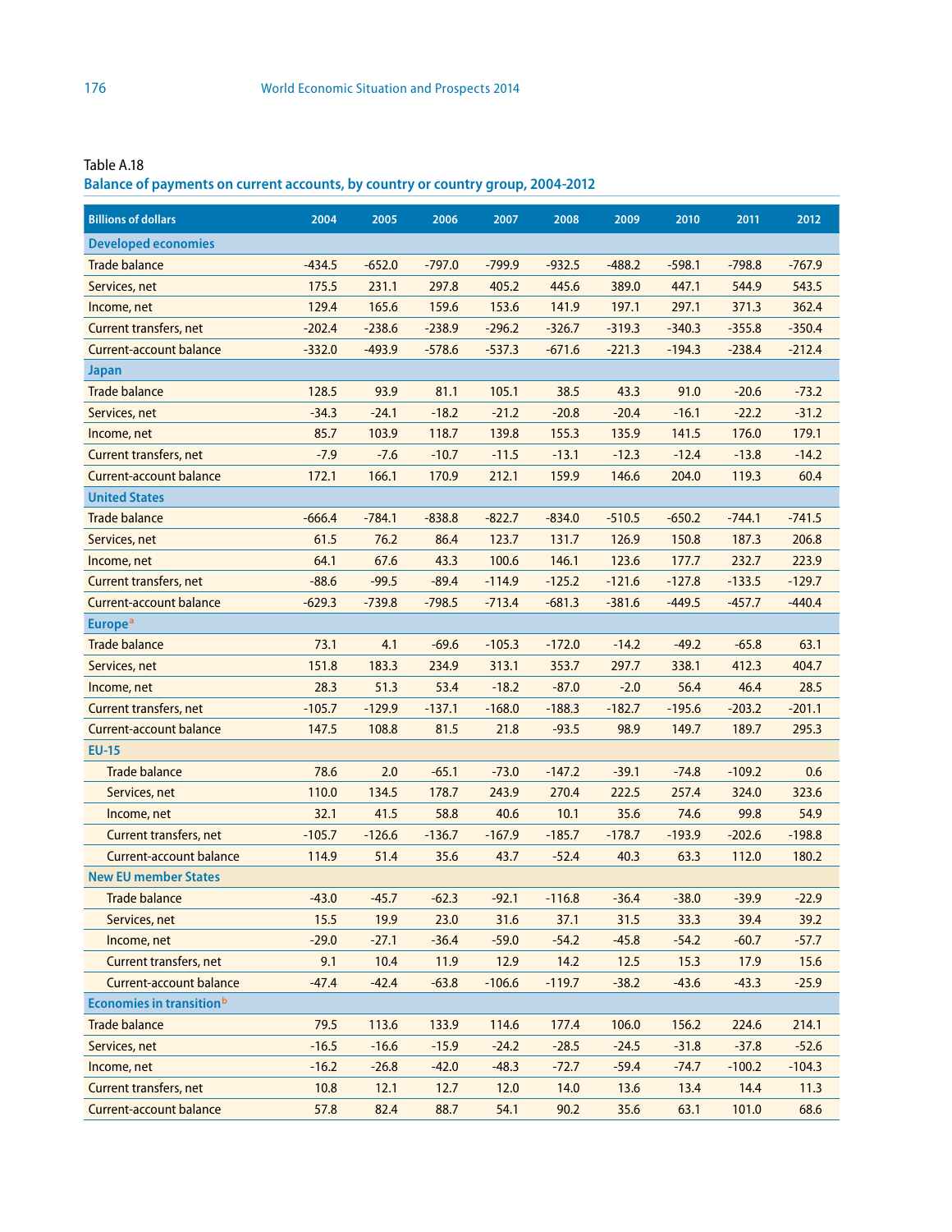Table A.18

**Balance of payments on current accounts, by country or country group, 2004-2012**

| Billions of dollars | 2004 | 2005 | 2006 | 2007 | 2008 | 2009 | 2010 | 2011 | 2012 |
|---|---|---|---|---|---|---|---|---|---|
| **Developed economies** | | | | | | | | | |
| Trade balance | -434.5 | -652.0 | -797.0 | -799.9 | -932.5 | -488.2 | -598.1 | -798.8 | -767.9 |
| Services, net | 175.5 | 231.1 | 297.8 | 405.2 | 445.6 | 389.0 | 447.1 | 544.9 | 543.5 |
| Income, net | 129.4 | 165.6 | 159.6 | 153.6 | 141.9 | 197.1 | 297.1 | 371.3 | 362.4 |
| Current transfers, net | -202.4 | -238.6 | -238.9 | -296.2 | -326.7 | -319.3 | -340.3 | -355.8 | -350.4 |
| Current-account balance | -332.0 | -493.9 | -578.6 | -537.3 | -671.6 | -221.3 | -194.3 | -238.4 | -212.4 |
| **Japan** | | | | | | | | | |
| Trade balance | 128.5 | 93.9 | 81.1 | 105.1 | 38.5 | 43.3 | 91.0 | -20.6 | -73.2 |
| Services, net | -34.3 | -24.1 | -18.2 | -21.2 | -20.8 | -20.4 | -16.1 | -22.2 | -31.2 |
| Income, net | 85.7 | 103.9 | 118.7 | 139.8 | 155.3 | 135.9 | 141.5 | 176.0 | 179.1 |
| Current transfers, net | -7.9 | -7.6 | -10.7 | -11.5 | -13.1 | -12.3 | -12.4 | -13.8 | -14.2 |
| Current-account balance | 172.1 | 166.1 | 170.9 | 212.1 | 159.9 | 146.6 | 204.0 | 119.3 | 60.4 |
| **United States** | | | | | | | | | |
| Trade balance | -666.4 | -784.1 | -838.8 | -822.7 | -834.0 | -510.5 | -650.2 | -744.1 | -741.5 |
| Services, net | 61.5 | 76.2 | 86.4 | 123.7 | 131.7 | 126.9 | 150.8 | 187.3 | 206.8 |
| Income, net | 64.1 | 67.6 | 43.3 | 100.6 | 146.1 | 123.6 | 177.7 | 232.7 | 223.9 |
| Current transfers, net | -88.6 | -99.5 | -89.4 | -114.9 | -125.2 | -121.6 | -127.8 | -133.5 | -129.7 |
| Current-account balance | -629.3 | -739.8 | -798.5 | -713.4 | -681.3 | -381.6 | -449.5 | -457.7 | -440.4 |
| **Europe**[a] | | | | | | | | | |
| Trade balance | 73.1 | 4.1 | -69.6 | -105.3 | -172.0 | -14.2 | -49.2 | -65.8 | 63.1 |
| Services, net | 151.8 | 183.3 | 234.9 | 313.1 | 353.7 | 297.7 | 338.1 | 412.3 | 404.7 |
| Income, net | 28.3 | 51.3 | 53.4 | -18.2 | -87.0 | -2.0 | 56.4 | 46.4 | 28.5 |
| Current transfers, net | -105.7 | -129.9 | -137.1 | -168.0 | -188.3 | -182.7 | -195.6 | -203.2 | -201.1 |
| Current-account balance | 147.5 | 108.8 | 81.5 | 21.8 | -93.5 | 98.9 | 149.7 | 189.7 | 295.3 |
| **EU-15** | | | | | | | | | |
| Trade balance | 78.6 | 2.0 | -65.1 | -73.0 | -147.2 | -39.1 | -74.8 | -109.2 | 0.6 |
| Services, net | 110.0 | 134.5 | 178.7 | 243.9 | 270.4 | 222.5 | 257.4 | 324.0 | 323.6 |
| Income, net | 32.1 | 41.5 | 58.8 | 40.6 | 10.1 | 35.6 | 74.6 | 99.8 | 54.9 |
| Current transfers, net | -105.7 | -126.6 | -136.7 | -167.9 | -185.7 | -178.7 | -193.9 | -202.6 | -198.8 |
| Current-account balance | 114.9 | 51.4 | 35.6 | 43.7 | -52.4 | 40.3 | 63.3 | 112.0 | 180.2 |
| **New EU member States** | | | | | | | | | |
| Trade balance | -43.0 | -45.7 | -62.3 | -92.1 | -116.8 | -36.4 | -38.0 | -39.9 | -22.9 |
| Services, net | 15.5 | 19.9 | 23.0 | 31.6 | 37.1 | 31.5 | 33.3 | 39.4 | 39.2 |
| Income, net | -29.0 | -27.1 | -36.4 | -59.0 | -54.2 | -45.8 | -54.2 | -60.7 | -57.7 |
| Current transfers, net | 9.1 | 10.4 | 11.9 | 12.9 | 14.2 | 12.5 | 15.3 | 17.9 | 15.6 |
| Current-account balance | -47.4 | -42.4 | -63.8 | -106.6 | -119.7 | -38.2 | -43.6 | -43.3 | -25.9 |
| **Economies in transition**[b] | | | | | | | | | |
| Trade balance | 79.5 | 113.6 | 133.9 | 114.6 | 177.4 | 106.0 | 156.2 | 224.6 | 214.1 |
| Services, net | -16.5 | -16.6 | -15.9 | -24.2 | -28.5 | -24.5 | -31.8 | -37.8 | -52.6 |
| Income, net | -16.2 | -26.8 | -42.0 | -48.3 | -72.7 | -59.4 | -74.7 | -100.2 | -104.3 |
| Current transfers, net | 10.8 | 12.1 | 12.7 | 12.0 | 14.0 | 13.6 | 13.4 | 14.4 | 11.3 |
| Current-account balance | 57.8 | 82.4 | 88.7 | 54.1 | 90.2 | 35.6 | 63.1 | 101.0 | 68.6 |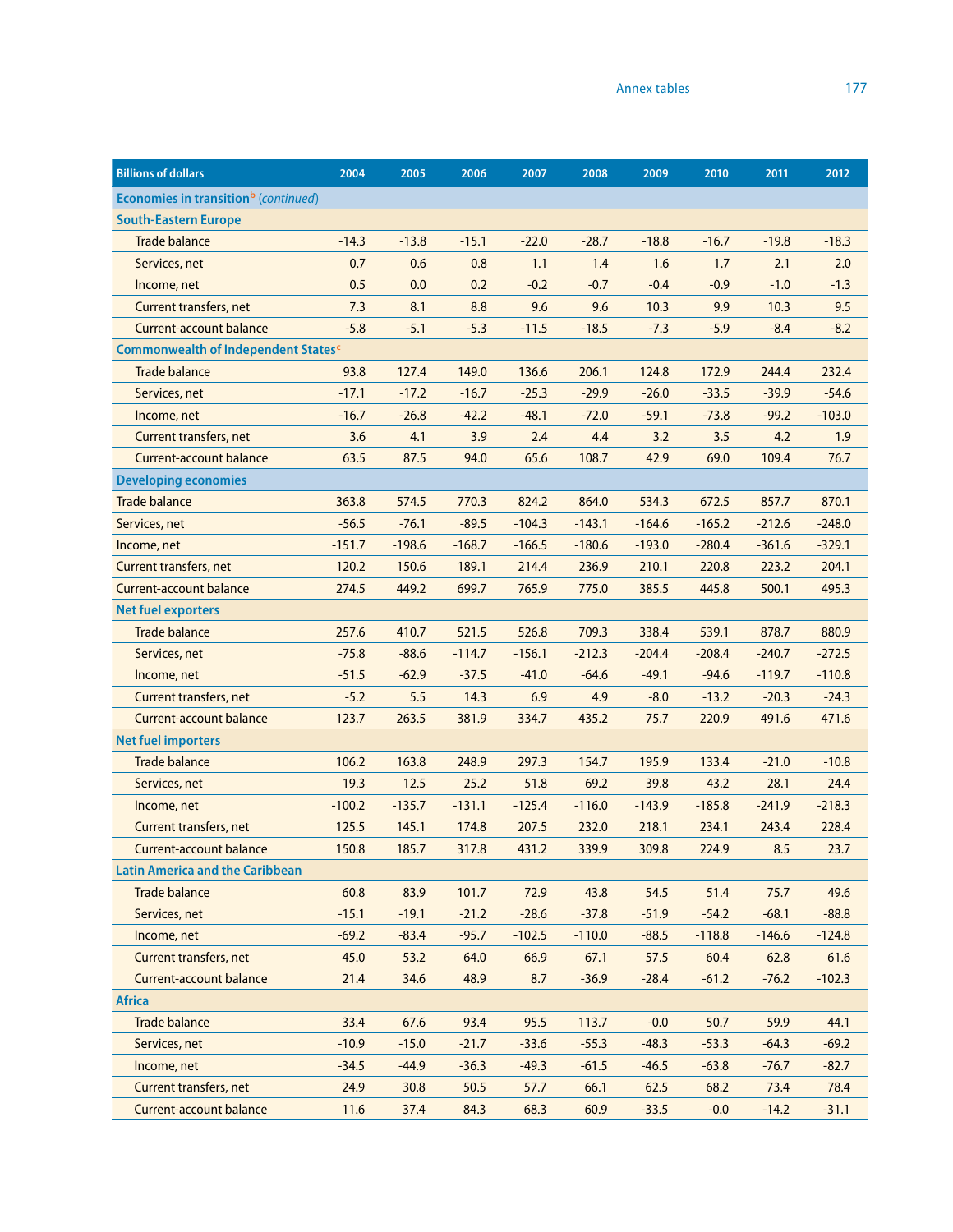| Billions of dollars | 2004 | 2005 | 2006 | 2007 | 2008 | 2009 | 2010 | 2011 | 2012 |
|---|---|---|---|---|---|---|---|---|---|
| **Economies in transition**[b] *(continued)* | | | | | | | | | |
| **South-Eastern Europe** | | | | | | | | | |
| Trade balance | -14.3 | -13.8 | -15.1 | -22.0 | -28.7 | -18.8 | -16.7 | -19.8 | -18.3 |
| Services, net | 0.7 | 0.6 | 0.8 | 1.1 | 1.4 | 1.6 | 1.7 | 2.1 | 2.0 |
| Income, net | 0.5 | 0.0 | 0.2 | -0.2 | -0.7 | -0.4 | -0.9 | -1.0 | -1.3 |
| Current transfers, net | 7.3 | 8.1 | 8.8 | 9.6 | 9.6 | 10.3 | 9.9 | 10.3 | 9.5 |
| Current-account balance | -5.8 | -5.1 | -5.3 | -11.5 | -18.5 | -7.3 | -5.9 | -8.4 | -8.2 |
| **Commonwealth of Independent States**[c] | | | | | | | | | |
| Trade balance | 93.8 | 127.4 | 149.0 | 136.6 | 206.1 | 124.8 | 172.9 | 244.4 | 232.4 |
| Services, net | -17.1 | -17.2 | -16.7 | -25.3 | -29.9 | -26.0 | -33.5 | -39.9 | -54.6 |
| Income, net | -16.7 | -26.8 | -42.2 | -48.1 | -72.0 | -59.1 | -73.8 | -99.2 | -103.0 |
| Current transfers, net | 3.6 | 4.1 | 3.9 | 2.4 | 4.4 | 3.2 | 3.5 | 4.2 | 1.9 |
| Current-account balance | 63.5 | 87.5 | 94.0 | 65.6 | 108.7 | 42.9 | 69.0 | 109.4 | 76.7 |
| **Developing economies** | | | | | | | | | |
| Trade balance | 363.8 | 574.5 | 770.3 | 824.2 | 864.0 | 534.3 | 672.5 | 857.7 | 870.1 |
| Services, net | -56.5 | -76.1 | -89.5 | -104.3 | -143.1 | -164.6 | -165.2 | -212.6 | -248.0 |
| Income, net | -151.7 | -198.6 | -168.7 | -166.5 | -180.6 | -193.0 | -280.4 | -361.6 | -329.1 |
| Current transfers, net | 120.2 | 150.6 | 189.1 | 214.4 | 236.9 | 210.1 | 220.8 | 223.2 | 204.1 |
| Current-account balance | 274.5 | 449.2 | 699.7 | 765.9 | 775.0 | 385.5 | 445.8 | 500.1 | 495.3 |
| **Net fuel exporters** | | | | | | | | | |
| Trade balance | 257.6 | 410.7 | 521.5 | 526.8 | 709.3 | 338.4 | 539.1 | 878.7 | 880.9 |
| Services, net | -75.8 | -88.6 | -114.7 | -156.1 | -212.3 | -204.4 | -208.4 | -240.7 | -272.5 |
| Income, net | -51.5 | -62.9 | -37.5 | -41.0 | -64.6 | -49.1 | -94.6 | -119.7 | -110.8 |
| Current transfers, net | -5.2 | 5.5 | 14.3 | 6.9 | 4.9 | -8.0 | -13.2 | -20.3 | -24.3 |
| Current-account balance | 123.7 | 263.5 | 381.9 | 334.7 | 435.2 | 75.7 | 220.9 | 491.6 | 471.6 |
| **Net fuel importers** | | | | | | | | | |
| Trade balance | 106.2 | 163.8 | 248.9 | 297.3 | 154.7 | 195.9 | 133.4 | -21.0 | -10.8 |
| Services, net | 19.3 | 12.5 | 25.2 | 51.8 | 69.2 | 39.8 | 43.2 | 28.1 | 24.4 |
| Income, net | -100.2 | -135.7 | -131.1 | -125.4 | -116.0 | -143.9 | -185.8 | -241.9 | -218.3 |
| Current transfers, net | 125.5 | 145.1 | 174.8 | 207.5 | 232.0 | 218.1 | 234.1 | 243.4 | 228.4 |
| Current-account balance | 150.8 | 185.7 | 317.8 | 431.2 | 339.9 | 309.8 | 224.9 | 8.5 | 23.7 |
| **Latin America and the Caribbean** | | | | | | | | | |
| Trade balance | 60.8 | 83.9 | 101.7 | 72.9 | 43.8 | 54.5 | 51.4 | 75.7 | 49.6 |
| Services, net | -15.1 | -19.1 | -21.2 | -28.6 | -37.8 | -51.9 | -54.2 | -68.1 | -88.8 |
| Income, net | -69.2 | -83.4 | -95.7 | -102.5 | -110.0 | -88.5 | -118.8 | -146.6 | -124.8 |
| Current transfers, net | 45.0 | 53.2 | 64.0 | 66.9 | 67.1 | 57.5 | 60.4 | 62.8 | 61.6 |
| Current-account balance | 21.4 | 34.6 | 48.9 | 8.7 | -36.9 | -28.4 | -61.2 | -76.2 | -102.3 |
| **Africa** | | | | | | | | | |
| Trade balance | 33.4 | 67.6 | 93.4 | 95.5 | 113.7 | -0.0 | 50.7 | 59.9 | 44.1 |
| Services, net | -10.9 | -15.0 | -21.7 | -33.6 | -55.3 | -48.3 | -53.3 | -64.3 | -69.2 |
| Income, net | -34.5 | -44.9 | -36.3 | -49.3 | -61.5 | -46.5 | -63.8 | -76.7 | -82.7 |
| Current transfers, net | 24.9 | 30.8 | 50.5 | 57.7 | 66.1 | 62.5 | 68.2 | 73.4 | 78.4 |
| Current-account balance | 11.6 | 37.4 | 84.3 | 68.3 | 60.9 | -33.5 | -0.0 | -14.2 | -31.1 |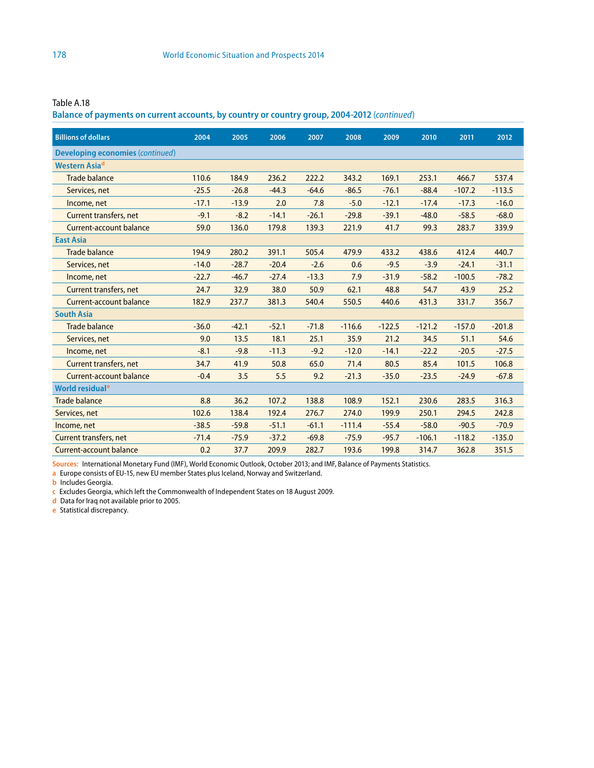Table A.18

**Balance of payments on current accounts, by country or country group, 2004-2012** *(continued)*

| Billions of dollars | 2004 | 2005 | 2006 | 2007 | 2008 | 2009 | 2010 | 2011 | 2012 |
|---|---|---|---|---|---|---|---|---|---|
| **Developing economies** *(continued)* | | | | | | | | | |
| **Western Asia**[d] | | | | | | | | | |
| Trade balance | 110.6 | 184.9 | 236.2 | 222.2 | 343.2 | 169.1 | 253.1 | 466.7 | 537.4 |
| Services, net | -25.5 | -26.8 | -44.3 | -64.6 | -86.5 | -76.1 | -88.4 | -107.2 | -113.5 |
| Income, net | -17.1 | -13.9 | 2.0 | 7.8 | -5.0 | -12.1 | -17.4 | -17.3 | -16.0 |
| Current transfers, net | -9.1 | -8.2 | -14.1 | -26.1 | -29.8 | -39.1 | -48.0 | -58.5 | -68.0 |
| Current-account balance | 59.0 | 136.0 | 179.8 | 139.3 | 221.9 | 41.7 | 99.3 | 283.7 | 339.9 |
| **East Asia** | | | | | | | | | |
| Trade balance | 194.9 | 280.2 | 391.1 | 505.4 | 479.9 | 433.2 | 438.6 | 412.4 | 440.7 |
| Services, net | -14.0 | -28.7 | -20.4 | -2.6 | 0.6 | -9.5 | -3.9 | -24.1 | -31.1 |
| Income, net | -22.7 | -46.7 | -27.4 | -13.3 | 7.9 | -31.9 | -58.2 | -100.5 | -78.2 |
| Current transfers, net | 24.7 | 32.9 | 38.0 | 50.9 | 62.1 | 48.8 | 54.7 | 43.9 | 25.2 |
| Current-account balance | 182.9 | 237.7 | 381.3 | 540.4 | 550.5 | 440.6 | 431.3 | 331.7 | 356.7 |
| **South Asia** | | | | | | | | | |
| Trade balance | -36.0 | -42.1 | -52.1 | -71.8 | -116.6 | -122.5 | -121.2 | -157.0 | -201.8 |
| Services, net | 9.0 | 13.5 | 18.1 | 25.1 | 35.9 | 21.2 | 34.5 | 51.1 | 54.6 |
| Income, net | -8.1 | -9.8 | -11.3 | -9.2 | -12.0 | -14.1 | -22.2 | -20.5 | -27.5 |
| Current transfers, net | 34.7 | 41.9 | 50.8 | 65.0 | 71.4 | 80.5 | 85.4 | 101.5 | 106.8 |
| Current-account balance | -0.4 | 3.5 | 5.5 | 9.2 | -21.3 | -35.0 | -23.5 | -24.9 | -67.8 |
| **World residual**[e] | | | | | | | | | |
| Trade balance | 8.8 | 36.2 | 107.2 | 138.8 | 108.9 | 152.1 | 230.6 | 283.5 | 316.3 |
| Services, net | 102.6 | 138.4 | 192.4 | 276.7 | 274.0 | 199.9 | 250.1 | 294.5 | 242.8 |
| Income, net | -38.5 | -59.8 | -51.1 | -61.1 | -111.4 | -55.4 | -58.0 | -90.5 | -70.9 |
| Current transfers, net | -71.4 | -75.9 | -37.2 | -69.8 | -75.9 | -95.7 | -106.1 | -118.2 | -135.0 |
| Current-account balance | 0.2 | 37.7 | 209.9 | 282.7 | 193.6 | 199.8 | 314.7 | 362.8 | 351.5 |

Sources: International Monetary Fund (IMF), World Economic Outlook, October 2013; and IMF, Balance of Payments Statistics.

a Europe consists of EU-15, new EU member States plus Iceland, Norway and Switzerland.

b Includes Georgia.

c Excludes Georgia, which left the Commonwealth of Independent States on 18 August 2009.

d Data for Iraq not available prior to 2005.

e Statistical discrepancy.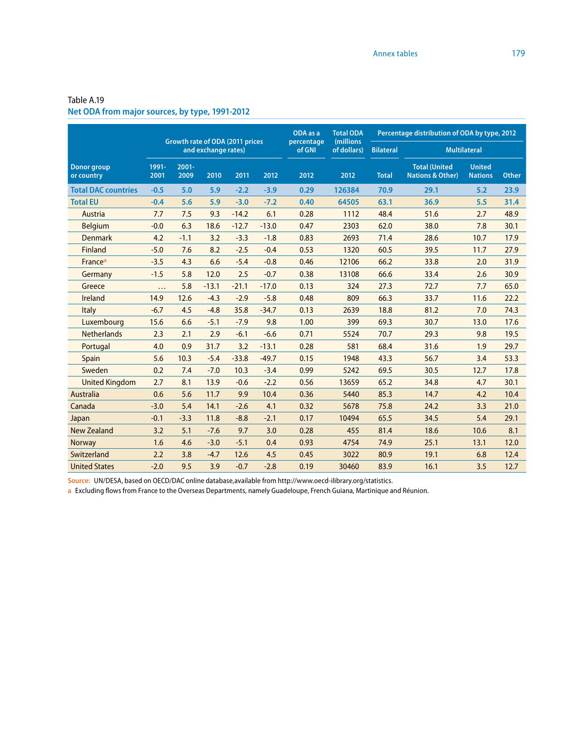Table A.19

**Net ODA from major sources, by type, 1991-2012**

| Donor group or country | Growth rate of ODA (2011 prices and exchange rates) | | | | | ODA as a percentage of GNI | Total ODA (millions of dollars) | Percentage distribution of ODA by type, 2012 | | | |
|---|---|---|---|---|---|---|---|---|---|---|---|
| | | | | | | | | Bilateral | Multilateral | | |
| | 1991-2001 | 2001-2009 | 2010 | 2011 | 2012 | 2012 | 2012 | Total | Total (United Nations & Other) | United Nations | Other |
| **Total DAC countries** | **-0.5** | **5.0** | **5.9** | **-2.2** | **-3.9** | **0.29** | **126384** | **70.9** | **29.1** | **5.2** | **23.9** |
| **Total EU** | **-0.4** | **5.6** | **5.9** | **-3.0** | **-7.2** | **0.40** | **64505** | **63.1** | **36.9** | **5.5** | **31.4** |
| Austria | 7.7 | 7.5 | 9.3 | -14.2 | 6.1 | 0.28 | 1112 | 48.4 | 51.6 | 2.7 | 48.9 |
| Belgium | -0.0 | 6.3 | 18.6 | -12.7 | -13.0 | 0.47 | 2303 | 62.0 | 38.0 | 7.8 | 30.1 |
| Denmark | 4.2 | -1.1 | 3.2 | -3.3 | -1.8 | 0.83 | 2693 | 71.4 | 28.6 | 10.7 | 17.9 |
| Finland | -5.0 | 7.6 | 8.2 | -2.5 | -0.4 | 0.53 | 1320 | 60.5 | 39.5 | 11.7 | 27.9 |
| France[a] | -3.5 | 4.3 | 6.6 | -5.4 | -0.8 | 0.46 | 12106 | 66.2 | 33.8 | 2.0 | 31.9 |
| Germany | -1.5 | 5.8 | 12.0 | 2.5 | -0.7 | 0.38 | 13108 | 66.6 | 33.4 | 2.6 | 30.9 |
| Greece | ... | 5.8 | -13.1 | -21.1 | -17.0 | 0.13 | 324 | 27.3 | 72.7 | 7.7 | 65.0 |
| Ireland | 14.9 | 12.6 | -4.3 | -2.9 | -5.8 | 0.48 | 809 | 66.3 | 33.7 | 11.6 | 22.2 |
| Italy | -6.7 | 4.5 | -4.8 | 35.8 | -34.7 | 0.13 | 2639 | 18.8 | 81.2 | 7.0 | 74.3 |
| Luxembourg | 15.6 | 6.6 | -5.1 | -7.9 | 9.8 | 1.00 | 399 | 69.3 | 30.7 | 13.0 | 17.6 |
| Netherlands | 2.3 | 2.1 | 2.9 | -6.1 | -6.6 | 0.71 | 5524 | 70.7 | 29.3 | 9.8 | 19.5 |
| Portugal | 4.0 | 0.9 | 31.7 | 3.2 | -13.1 | 0.28 | 581 | 68.4 | 31.6 | 1.9 | 29.7 |
| Spain | 5.6 | 10.3 | -5.4 | -33.8 | -49.7 | 0.15 | 1948 | 43.3 | 56.7 | 3.4 | 53.3 |
| Sweden | 0.2 | 7.4 | -7.0 | 10.3 | -3.4 | 0.99 | 5242 | 69.5 | 30.5 | 12.7 | 17.8 |
| United Kingdom | 2.7 | 8.1 | 13.9 | -0.6 | -2.2 | 0.56 | 13659 | 65.2 | 34.8 | 4.7 | 30.1 |
| Australia | 0.6 | 5.6 | 11.7 | 9.9 | 10.4 | 0.36 | 5440 | 85.3 | 14.7 | 4.2 | 10.4 |
| Canada | -3.0 | 5.4 | 14.1 | -2.6 | 4.1 | 0.32 | 5678 | 75.8 | 24.2 | 3.3 | 21.0 |
| Japan | -0.1 | -3.3 | 11.8 | -8.8 | -2.1 | 0.17 | 10494 | 65.5 | 34.5 | 5.4 | 29.1 |
| New Zealand | 3.2 | 5.1 | -7.6 | 9.7 | 3.0 | 0.28 | 455 | 81.4 | 18.6 | 10.6 | 8.1 |
| Norway | 1.6 | 4.6 | -3.0 | -5.1 | 0.4 | 0.93 | 4754 | 74.9 | 25.1 | 13.1 | 12.0 |
| Switzerland | 2.2 | 3.8 | -4.7 | 12.6 | 4.5 | 0.45 | 3022 | 80.9 | 19.1 | 6.8 | 12.4 |
| United States | -2.0 | 9.5 | 3.9 | -0.7 | -2.8 | 0.19 | 30460 | 83.9 | 16.1 | 3.5 | 12.7 |

**Source:** UN/DESA, based on OECD/DAC online database,available from http://www.oecd-ilibrary.org/statistics.

a Excluding flows from France to the Overseas Departments, namely Guadeloupe, French Guiana, Martinique and Réunion.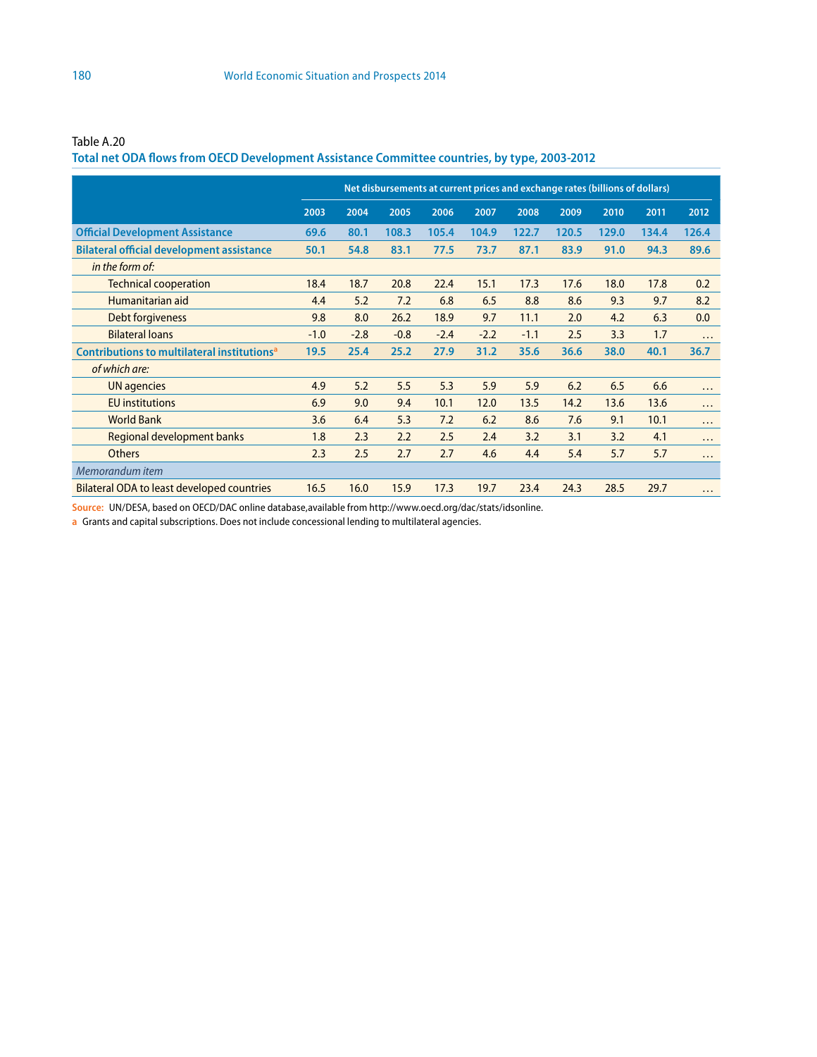Table A.20

**Total net ODA flows from OECD Development Assistance Committee countries, by type, 2003-2012**

| | Net disbursements at current prices and exchange rates (billions of dollars) | | | | | | | | | |
|---|---|---|---|---|---|---|---|---|---|---|
| | 2003 | 2004 | 2005 | 2006 | 2007 | 2008 | 2009 | 2010 | 2011 | 2012 |
| **Official Development Assistance** | **69.6** | **80.1** | **108.3** | **105.4** | **104.9** | **122.7** | **120.5** | **129.0** | **134.4** | **126.4** |
| **Bilateral official development assistance** | **50.1** | **54.8** | **83.1** | **77.5** | **73.7** | **87.1** | **83.9** | **91.0** | **94.3** | **89.6** |
| *in the form of:* | | | | | | | | | | |
| Technical cooperation | 18.4 | 18.7 | 20.8 | 22.4 | 15.1 | 17.3 | 17.6 | 18.0 | 17.8 | 0.2 |
| Humanitarian aid | 4.4 | 5.2 | 7.2 | 6.8 | 6.5 | 8.8 | 8.6 | 9.3 | 9.7 | 8.2 |
| Debt forgiveness | 9.8 | 8.0 | 26.2 | 18.9 | 9.7 | 11.1 | 2.0 | 4.2 | 6.3 | 0.0 |
| Bilateral loans | -1.0 | -2.8 | -0.8 | -2.4 | -2.2 | -1.1 | 2.5 | 3.3 | 1.7 | … |
| **Contributions to multilateral institutions[a]** | **19.5** | **25.4** | **25.2** | **27.9** | **31.2** | **35.6** | **36.6** | **38.0** | **40.1** | **36.7** |
| *of which are:* | | | | | | | | | | |
| UN agencies | 4.9 | 5.2 | 5.5 | 5.3 | 5.9 | 5.9 | 6.2 | 6.5 | 6.6 | … |
| EU institutions | 6.9 | 9.0 | 9.4 | 10.1 | 12.0 | 13.5 | 14.2 | 13.6 | 13.6 | … |
| World Bank | 3.6 | 6.4 | 5.3 | 7.2 | 6.2 | 8.6 | 7.6 | 9.1 | 10.1 | … |
| Regional development banks | 1.8 | 2.3 | 2.2 | 2.5 | 2.4 | 3.2 | 3.1 | 3.2 | 4.1 | … |
| Others | 2.3 | 2.5 | 2.7 | 2.7 | 4.6 | 4.4 | 5.4 | 5.7 | 5.7 | … |
| *Memorandum item* | | | | | | | | | | |
| Bilateral ODA to least developed countries | 16.5 | 16.0 | 15.9 | 17.3 | 19.7 | 23.4 | 24.3 | 28.5 | 29.7 | … |

**Source:** UN/DESA, based on OECD/DAC online database,available from http://www.oecd.org/dac/stats/idsonline.

a Grants and capital subscriptions. Does not include concessional lending to multilateral agencies.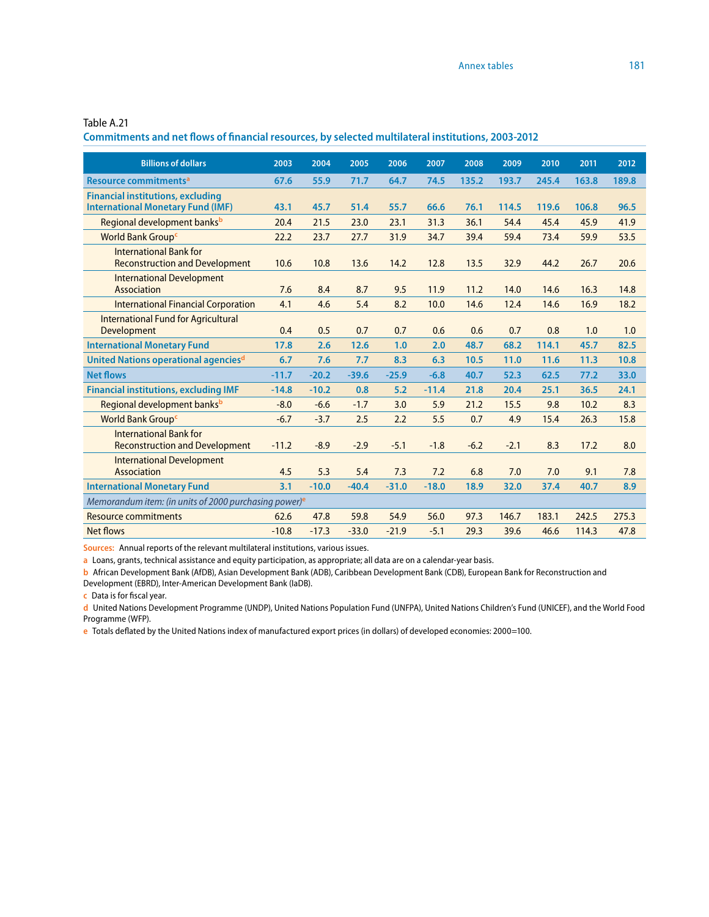Table A.21

## Commitments and net flows of financial resources, by selected multilateral institutions, 2003-2012

| Billions of dollars | 2003 | 2004 | 2005 | 2006 | 2007 | 2008 | 2009 | 2010 | 2011 | 2012 |
|---|---|---|---|---|---|---|---|---|---|---|
| **Resource commitments[a]** | **67.6** | **55.9** | **71.7** | **64.7** | **74.5** | **135.2** | **193.7** | **245.4** | **163.8** | **189.8** |
| **Financial institutions, excluding International Monetary Fund (IMF)** | **43.1** | **45.7** | **51.4** | **55.7** | **66.6** | **76.1** | **114.5** | **119.6** | **106.8** | **96.5** |
| Regional development banks[b] | 20.4 | 21.5 | 23.0 | 23.1 | 31.3 | 36.1 | 54.4 | 45.4 | 45.9 | 41.9 |
| World Bank Group[c] | 22.2 | 23.7 | 27.7 | 31.9 | 34.7 | 39.4 | 59.4 | 73.4 | 59.9 | 53.5 |
| International Bank for Reconstruction and Development | 10.6 | 10.8 | 13.6 | 14.2 | 12.8 | 13.5 | 32.9 | 44.2 | 26.7 | 20.6 |
| International Development Association | 7.6 | 8.4 | 8.7 | 9.5 | 11.9 | 11.2 | 14.0 | 14.6 | 16.3 | 14.8 |
| International Financial Corporation | 4.1 | 4.6 | 5.4 | 8.2 | 10.0 | 14.6 | 12.4 | 14.6 | 16.9 | 18.2 |
| International Fund for Agricultural Development | 0.4 | 0.5 | 0.7 | 0.7 | 0.6 | 0.6 | 0.7 | 0.8 | 1.0 | 1.0 |
| **International Monetary Fund** | **17.8** | **2.6** | **12.6** | **1.0** | **2.0** | **48.7** | **68.2** | **114.1** | **45.7** | **82.5** |
| **United Nations operational agencies[d]** | **6.7** | **7.6** | **7.7** | **8.3** | **6.3** | **10.5** | **11.0** | **11.6** | **11.3** | **10.8** |
| **Net flows** | **-11.7** | **-20.2** | **-39.6** | **-25.9** | **-6.8** | **40.7** | **52.3** | **62.5** | **77.2** | **33.0** |
| **Financial institutions, excluding IMF** | **-14.8** | **-10.2** | **0.8** | **5.2** | **-11.4** | **21.8** | **20.4** | **25.1** | **36.5** | **24.1** |
| Regional development banks[b] | -8.0 | -6.6 | -1.7 | 3.0 | 5.9 | 21.2 | 15.5 | 9.8 | 10.2 | 8.3 |
| World Bank Group[c] | -6.7 | -3.7 | 2.5 | 2.2 | 5.5 | 0.7 | 4.9 | 15.4 | 26.3 | 15.8 |
| International Bank for Reconstruction and Development | -11.2 | -8.9 | -2.9 | -5.1 | -1.8 | -6.2 | -2.1 | 8.3 | 17.2 | 8.0 |
| International Development Association | 4.5 | 5.3 | 5.4 | 7.3 | 7.2 | 6.8 | 7.0 | 7.0 | 9.1 | 7.8 |
| **International Monetary Fund** | **3.1** | **-10.0** | **-40.4** | **-31.0** | **-18.0** | **18.9** | **32.0** | **37.4** | **40.7** | **8.9** |
| *Memorandum item: (in units of 2000 purchasing power)[e]* | | | | | | | | | | |
| Resource commitments | 62.6 | 47.8 | 59.8 | 54.9 | 56.0 | 97.3 | 146.7 | 183.1 | 242.5 | 275.3 |
| Net flows | -10.8 | -17.3 | -33.0 | -21.9 | -5.1 | 29.3 | 39.6 | 46.6 | 114.3 | 47.8 |

Sources: Annual reports of the relevant multilateral institutions, various issues.

a Loans, grants, technical assistance and equity participation, as appropriate; all data are on a calendar-year basis.

b African Development Bank (AfDB), Asian Development Bank (ADB), Caribbean Development Bank (CDB), European Bank for Reconstruction and Development (EBRD), Inter-American Development Bank (IaDB).

c Data is for fiscal year.

d United Nations Development Programme (UNDP), United Nations Population Fund (UNFPA), United Nations Children's Fund (UNICEF), and the World Food Programme (WFP).

e Totals deflated by the United Nations index of manufactured export prices (in dollars) of developed economies: 2000=100.